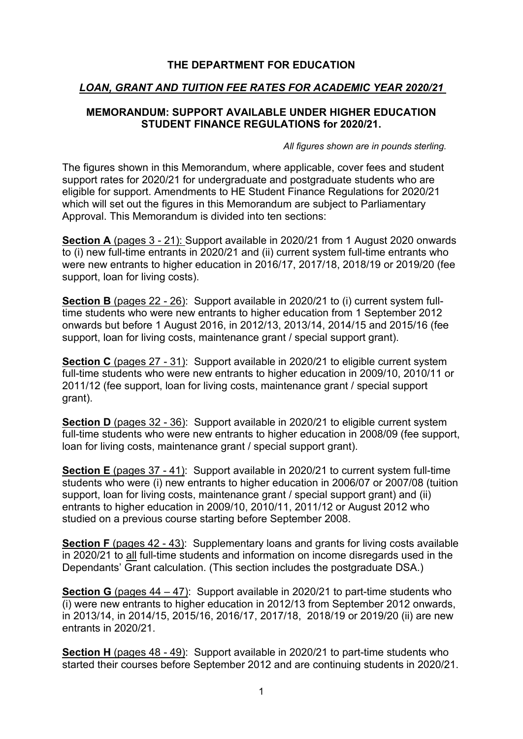# THE DEPARTMENT FOR EDUCATION

## *LOAN, GRANT AND TUITION FEE RATES FOR ACADEMIC YEAR 2020/21*

### MEMORANDUM: SUPPORT AVAILABLE UNDER HIGHER EDUCATION STUDENT FINANCE REGULATIONS for 2020/21.

*All figures shown are in pounds sterling.*

The figures shown in this Memorandum, where applicable, cover fees and student support rates for 2020/21 for undergraduate and postgraduate students who are eligible for support. Amendments to HE Student Finance Regulations for 2020/21 which will set out the figures in this Memorandum are subject to Parliamentary Approval. This Memorandum is divided into ten sections:

**Section A** (pages 3 - 21): Support available in 2020/21 from 1 August 2020 onwards to (i) new full-time entrants in 2020/21 and (ii) current system full-time entrants who were new entrants to higher education in 2016/17, 2017/18, 2018/19 or 2019/20 (fee support, loan for living costs).

**Section B** (pages 22 - 26): Support available in 2020/21 to (i) current system full-time students who were new entrants to higher education from 1 September 2012 onwards but before 1 August 2016, in 2012/13, 2013/14, 2014/15 and 2015/16 (fee support, loan for living costs, maintenance grant / special support grant).

**Section C** (pages 27 - 31): Support available in 2020/21 to eligible current system full-time students who were new entrants to higher education in 2009/10, 2010/11 or 2011/12 (fee support, loan for living costs, maintenance grant / special support grant).

**Section D** (pages 32 - 36): Support available in 2020/21 to eligible current system full-time students who were new entrants to higher education in 2008/09 (fee support, loan for living costs, maintenance grant / special support grant).

**Section E** (pages 37 - 41): Support available in 2020/21 to current system full-time students who were (i) new entrants to higher education in 2006/07 or 2007/08 (tuition support, loan for living costs, maintenance grant / special support grant) and (ii) entrants to higher education in 2009/10, 2010/11, 2011/12 or August 2012 who studied on a previous course starting before September 2008.

**Section F** (pages 42 - 43): Supplementary loans and grants for living costs available in 2020/21 to all full-time students and information on income disregards used in the Dependants' Grant calculation. (This section includes the postgraduate DSA.)

**Section G** (pages 44 – 47): Support available in 2020/21 to part-time students who (i) were new entrants to higher education in 2012/13 from September 2012 onwards, in 2013/14, in 2014/15, 2015/16, 2016/17, 2017/18, 2018/19 or 2019/20 (ii) are new entrants in 2020/21.

**Section H** (pages 48 - 49): Support available in 2020/21 to part-time students who started their courses before September 2012 and are continuing students in 2020/21.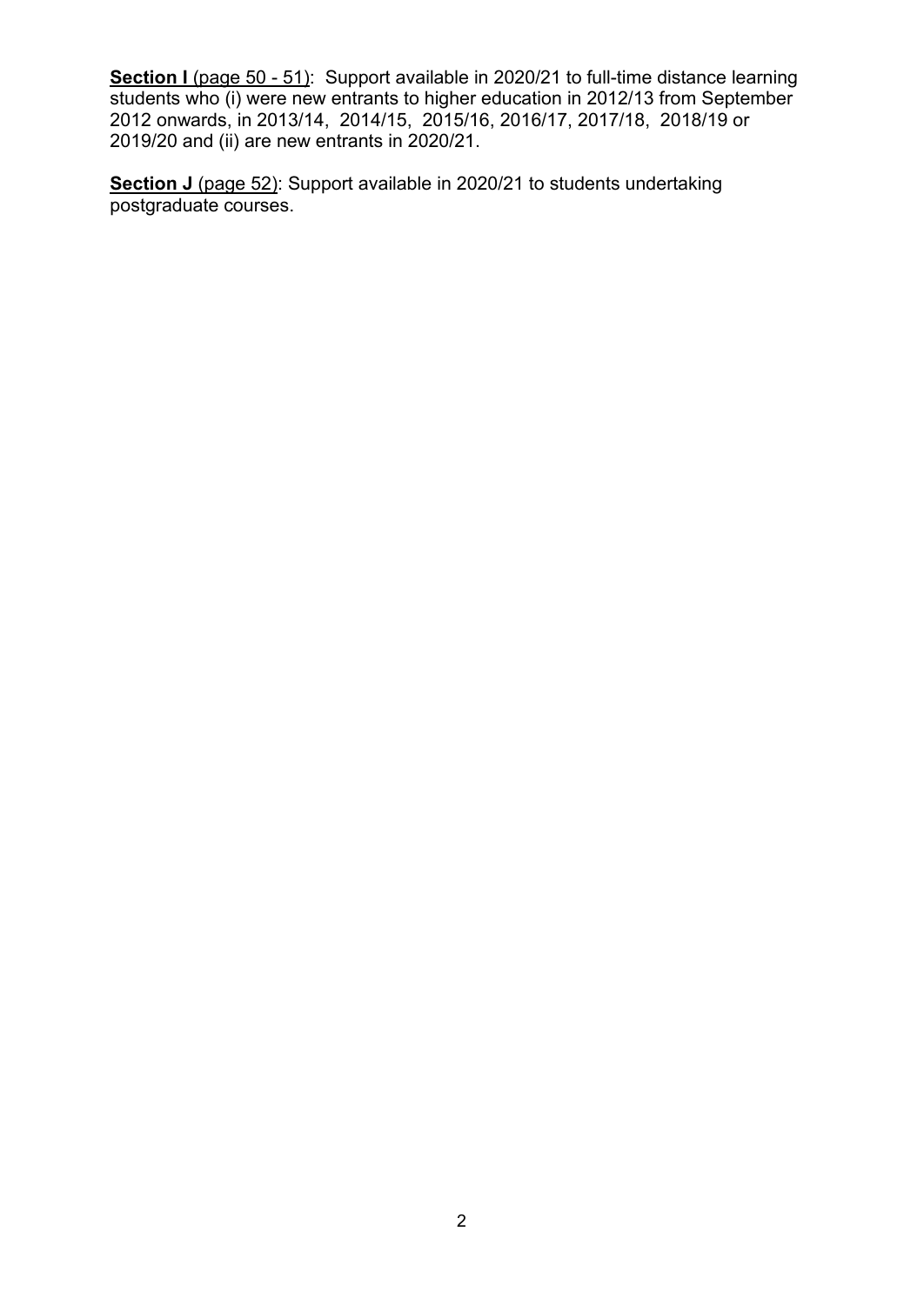**Section I** (page 50 - 51): Support available in 2020/21 to full-time distance learning students who (i) were new entrants to higher education in 2012/13 from September 2012 onwards, in 2013/14, 2014/15, 2015/16, 2016/17, 2017/18, 2018/19 or 2019/20 and (ii) are new entrants in 2020/21.

**Section J** (page 52): Support available in 2020/21 to students undertaking postgraduate courses.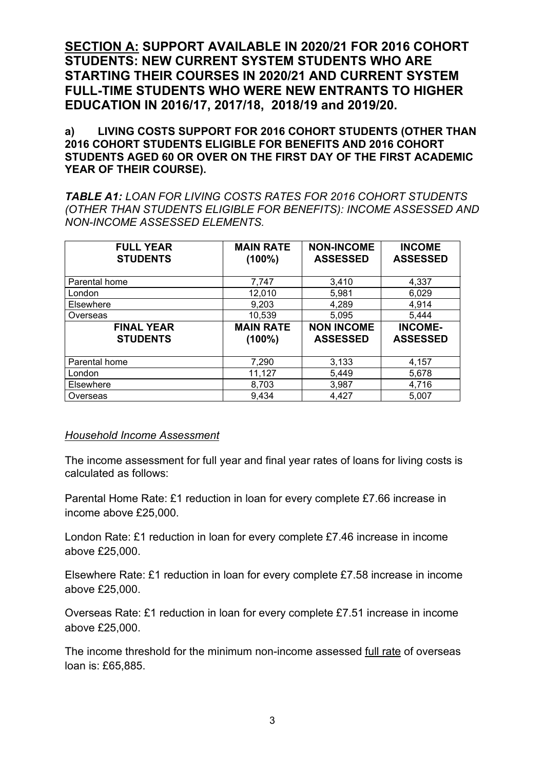## SECTION A: SUPPORT AVAILABLE IN 2020/21 FOR 2016 COHORT STUDENTS: NEW CURRENT SYSTEM STUDENTS WHO ARE STARTING THEIR COURSES IN 2020/21 AND CURRENT SYSTEM FULL-TIME STUDENTS WHO WERE NEW ENTRANTS TO HIGHER EDUCATION IN 2016/17, 2017/18, 2018/19 and 2019/20.

### a) LIVING COSTS SUPPORT FOR 2016 COHORT STUDENTS (OTHER THAN 2016 COHORT STUDENTS ELIGIBLE FOR BENEFITS AND 2016 COHORT STUDENTS AGED 60 OR OVER ON THE FIRST DAY OF THE FIRST ACADEMIC YEAR OF THEIR COURSE).

***TABLE A1:*** *LOAN FOR LIVING COSTS RATES FOR 2016 COHORT STUDENTS (OTHER THAN STUDENTS ELIGIBLE FOR BENEFITS): INCOME ASSESSED AND NON-INCOME ASSESSED ELEMENTS.*

| FULL YEAR STUDENTS | MAIN RATE (100%) | NON-INCOME ASSESSED | INCOME ASSESSED |
|---|---|---|---|
| Parental home | 7,747 | 3,410 | 4,337 |
| London | 12,010 | 5,981 | 6,029 |
| Elsewhere | 9,203 | 4,289 | 4,914 |
| Overseas | 10,539 | 5,095 | 5,444 |
| **FINAL YEAR STUDENTS** | **MAIN RATE (100%)** | **NON INCOME ASSESSED** | **INCOME-ASSESSED** |
| Parental home | 7,290 | 3,133 | 4,157 |
| London | 11,127 | 5,449 | 5,678 |
| Elsewhere | 8,703 | 3,987 | 4,716 |
| Overseas | 9,434 | 4,427 | 5,007 |

*Household Income Assessment*

The income assessment for full year and final year rates of loans for living costs is calculated as follows:

Parental Home Rate: £1 reduction in loan for every complete £7.66 increase in income above £25,000.

London Rate: £1 reduction in loan for every complete £7.46 increase in income above £25,000.

Elsewhere Rate: £1 reduction in loan for every complete £7.58 increase in income above £25,000.

Overseas Rate: £1 reduction in loan for every complete £7.51 increase in income above £25,000.

The income threshold for the minimum non-income assessed full rate of overseas loan is: £65,885.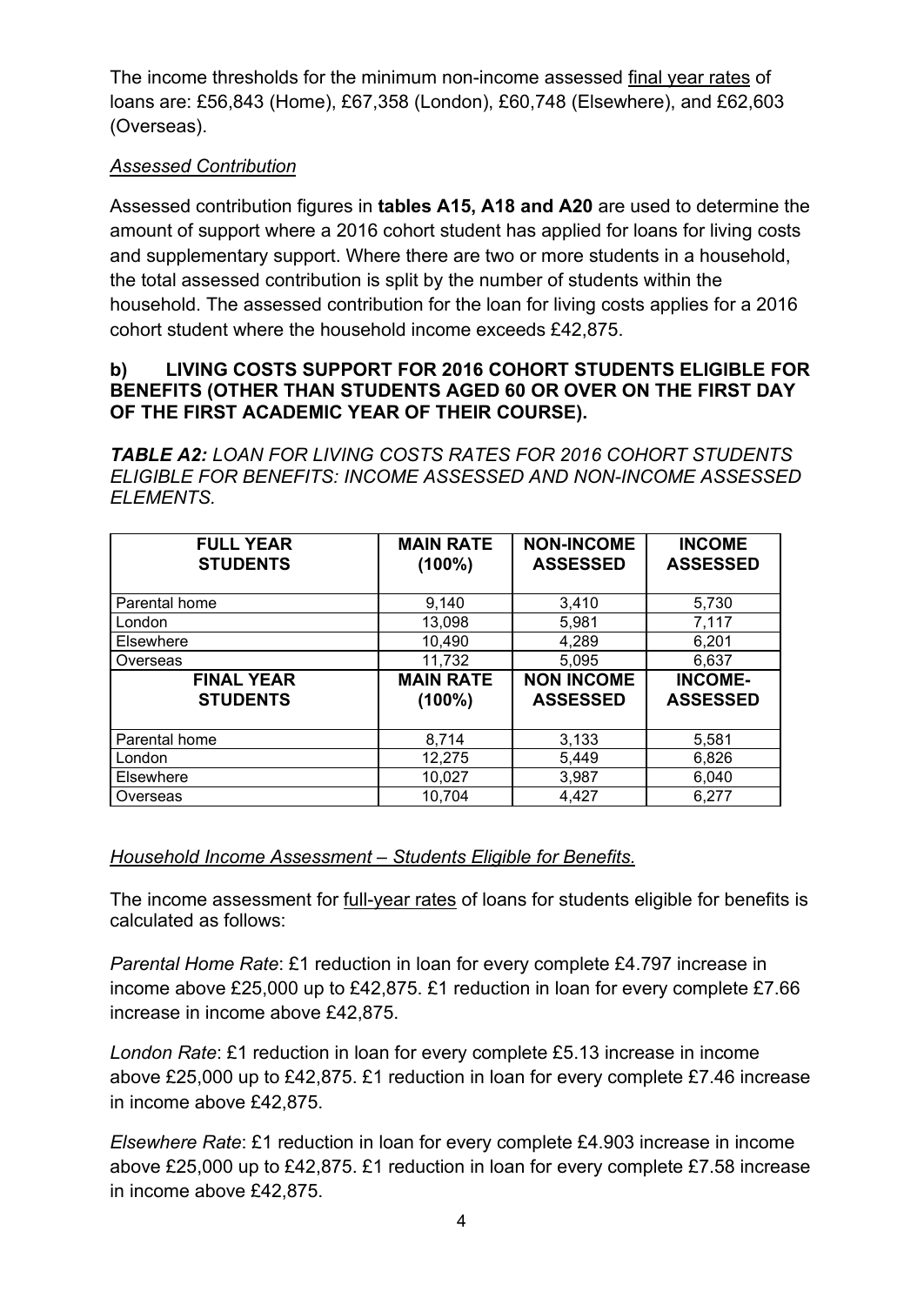The income thresholds for the minimum non-income assessed final year rates of loans are: £56,843 (Home), £67,358 (London), £60,748 (Elsewhere), and £62,603 (Overseas).

*Assessed Contribution*

Assessed contribution figures in **tables A15, A18 and A20** are used to determine the amount of support where a 2016 cohort student has applied for loans for living costs and supplementary support. Where there are two or more students in a household, the total assessed contribution is split by the number of students within the household. The assessed contribution for the loan for living costs applies for a 2016 cohort student where the household income exceeds £42,875.

**b) LIVING COSTS SUPPORT FOR 2016 COHORT STUDENTS ELIGIBLE FOR BENEFITS (OTHER THAN STUDENTS AGED 60 OR OVER ON THE FIRST DAY OF THE FIRST ACADEMIC YEAR OF THEIR COURSE).**

***TABLE A2:*** *LOAN FOR LIVING COSTS RATES FOR 2016 COHORT STUDENTS ELIGIBLE FOR BENEFITS: INCOME ASSESSED AND NON-INCOME ASSESSED ELEMENTS.*

| FULL YEAR STUDENTS | MAIN RATE (100%) | NON-INCOME ASSESSED | INCOME ASSESSED |
|---|---|---|---|
| Parental home | 9,140 | 3,410 | 5,730 |
| London | 13,098 | 5,981 | 7,117 |
| Elsewhere | 10,490 | 4,289 | 6,201 |
| Overseas | 11,732 | 5,095 | 6,637 |
| **FINAL YEAR STUDENTS** | **MAIN RATE (100%)** | **NON INCOME ASSESSED** | **INCOME-ASSESSED** |
| Parental home | 8,714 | 3,133 | 5,581 |
| London | 12,275 | 5,449 | 6,826 |
| Elsewhere | 10,027 | 3,987 | 6,040 |
| Overseas | 10,704 | 4,427 | 6,277 |

*Household Income Assessment – Students Eligible for Benefits.*

The income assessment for full-year rates of loans for students eligible for benefits is calculated as follows:

*Parental Home Rate*: £1 reduction in loan for every complete £4.797 increase in income above £25,000 up to £42,875. £1 reduction in loan for every complete £7.66 increase in income above £42,875.

*London Rate*: £1 reduction in loan for every complete £5.13 increase in income above £25,000 up to £42,875. £1 reduction in loan for every complete £7.46 increase in income above £42,875.

*Elsewhere Rate*: £1 reduction in loan for every complete £4.903 increase in income above £25,000 up to £42,875. £1 reduction in loan for every complete £7.58 increase in income above £42,875.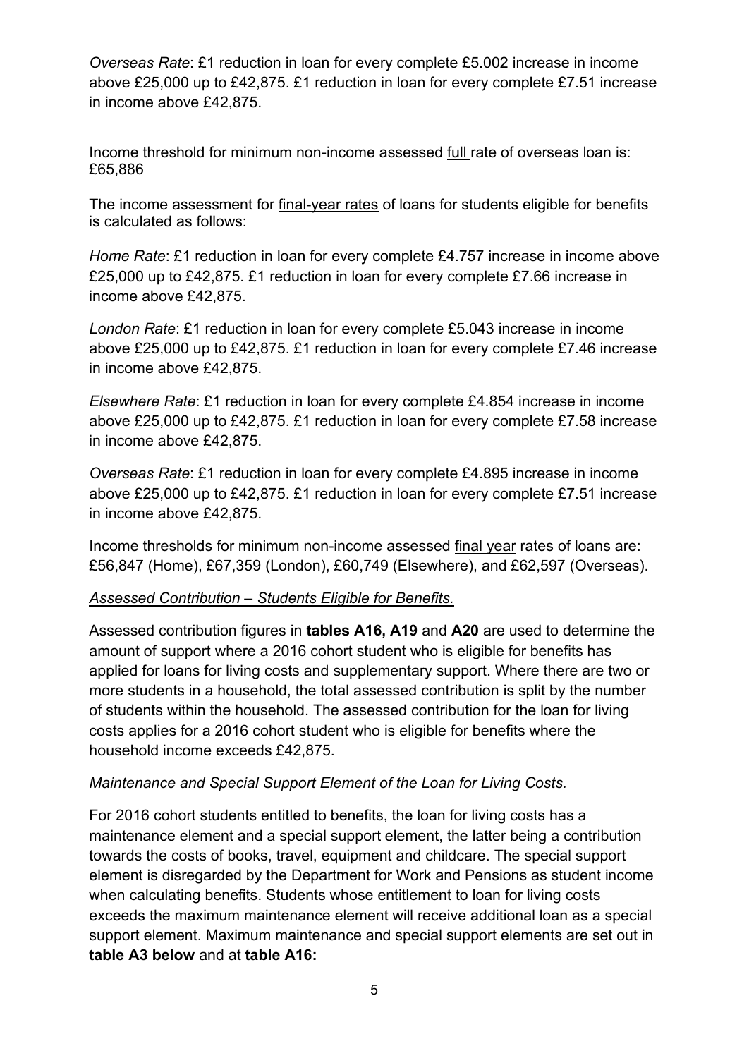*Overseas Rate*: £1 reduction in loan for every complete £5.002 increase in income above £25,000 up to £42,875. £1 reduction in loan for every complete £7.51 increase in income above £42,875.

Income threshold for minimum non-income assessed full rate of overseas loan is: £65,886

The income assessment for final-year rates of loans for students eligible for benefits is calculated as follows:

*Home Rate*: £1 reduction in loan for every complete £4.757 increase in income above £25,000 up to £42,875. £1 reduction in loan for every complete £7.66 increase in income above £42,875.

*London Rate*: £1 reduction in loan for every complete £5.043 increase in income above £25,000 up to £42,875. £1 reduction in loan for every complete £7.46 increase in income above £42,875.

*Elsewhere Rate*: £1 reduction in loan for every complete £4.854 increase in income above £25,000 up to £42,875. £1 reduction in loan for every complete £7.58 increase in income above £42,875.

*Overseas Rate*: £1 reduction in loan for every complete £4.895 increase in income above £25,000 up to £42,875. £1 reduction in loan for every complete £7.51 increase in income above £42,875.

Income thresholds for minimum non-income assessed final year rates of loans are: £56,847 (Home), £67,359 (London), £60,749 (Elsewhere), and £62,597 (Overseas).

*Assessed Contribution – Students Eligible for Benefits.*

Assessed contribution figures in **tables A16, A19** and **A20** are used to determine the amount of support where a 2016 cohort student who is eligible for benefits has applied for loans for living costs and supplementary support. Where there are two or more students in a household, the total assessed contribution is split by the number of students within the household. The assessed contribution for the loan for living costs applies for a 2016 cohort student who is eligible for benefits where the household income exceeds £42,875.

*Maintenance and Special Support Element of the Loan for Living Costs.*

For 2016 cohort students entitled to benefits, the loan for living costs has a maintenance element and a special support element, the latter being a contribution towards the costs of books, travel, equipment and childcare. The special support element is disregarded by the Department for Work and Pensions as student income when calculating benefits. Students whose entitlement to loan for living costs exceeds the maximum maintenance element will receive additional loan as a special support element. Maximum maintenance and special support elements are set out in **table A3 below** and at **table A16:**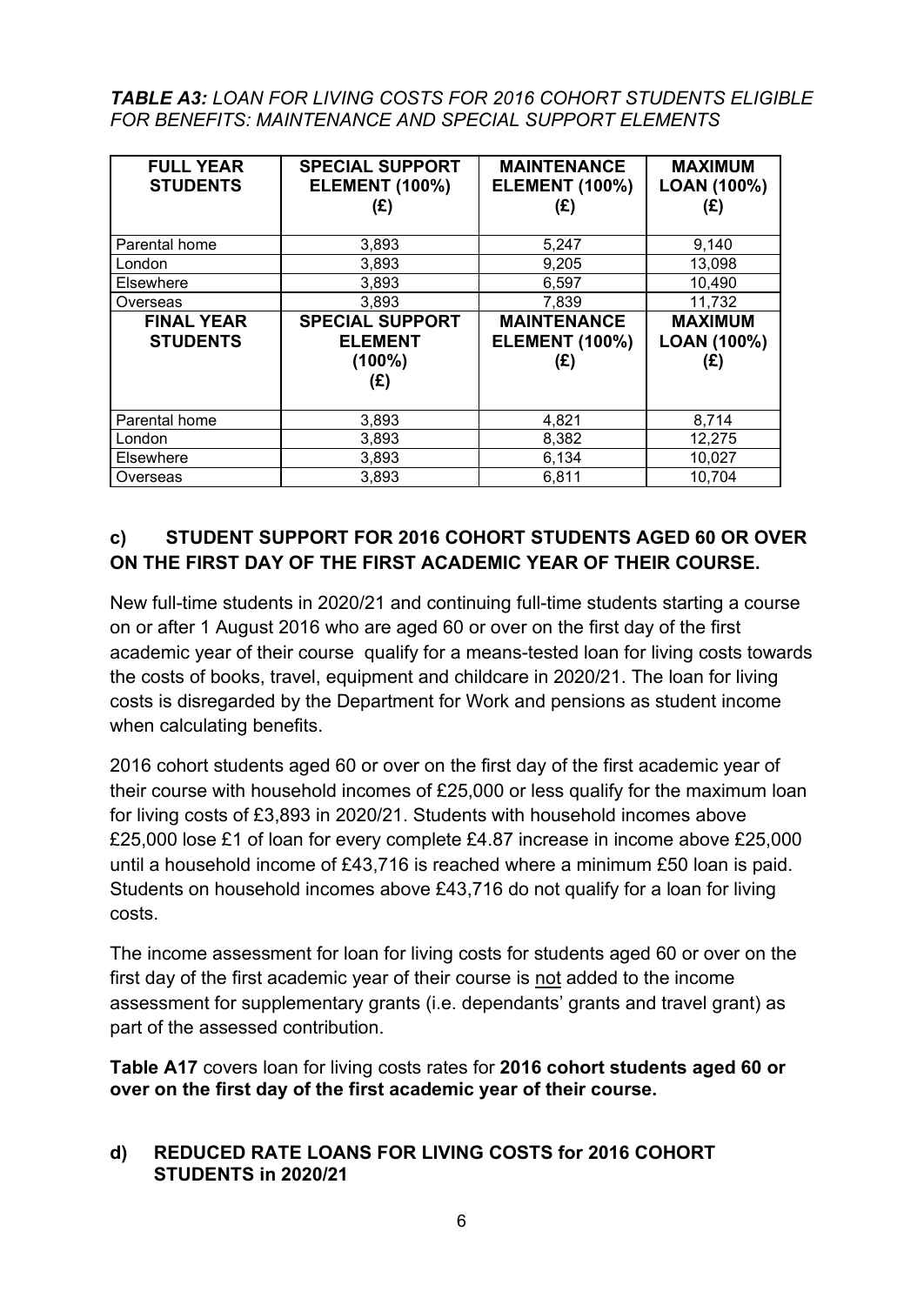*TABLE A3: LOAN FOR LIVING COSTS FOR 2016 COHORT STUDENTS ELIGIBLE FOR BENEFITS: MAINTENANCE AND SPECIAL SUPPORT ELEMENTS*

| FULL YEAR STUDENTS | SPECIAL SUPPORT ELEMENT (100%) (£) | MAINTENANCE ELEMENT (100%) (£) | MAXIMUM LOAN (100%) (£) |
|---|---|---|---|
| Parental home | 3,893 | 5,247 | 9,140 |
| London | 3,893 | 9,205 | 13,098 |
| Elsewhere | 3,893 | 6,597 | 10,490 |
| Overseas | 3,893 | 7,839 | 11,732 |
| **FINAL YEAR STUDENTS** | **SPECIAL SUPPORT ELEMENT (100%) (£)** | **MAINTENANCE ELEMENT (100%) (£)** | **MAXIMUM LOAN (100%) (£)** |
| Parental home | 3,893 | 4,821 | 8,714 |
| London | 3,893 | 8,382 | 12,275 |
| Elsewhere | 3,893 | 6,134 | 10,027 |
| Overseas | 3,893 | 6,811 | 10,704 |

### c) STUDENT SUPPORT FOR 2016 COHORT STUDENTS AGED 60 OR OVER ON THE FIRST DAY OF THE FIRST ACADEMIC YEAR OF THEIR COURSE.

New full-time students in 2020/21 and continuing full-time students starting a course on or after 1 August 2016 who are aged 60 or over on the first day of the first academic year of their course qualify for a means-tested loan for living costs towards the costs of books, travel, equipment and childcare in 2020/21. The loan for living costs is disregarded by the Department for Work and pensions as student income when calculating benefits.

2016 cohort students aged 60 or over on the first day of the first academic year of their course with household incomes of £25,000 or less qualify for the maximum loan for living costs of £3,893 in 2020/21. Students with household incomes above £25,000 lose £1 of loan for every complete £4.87 increase in income above £25,000 until a household income of £43,716 is reached where a minimum £50 loan is paid. Students on household incomes above £43,716 do not qualify for a loan for living costs.

The income assessment for loan for living costs for students aged 60 or over on the first day of the first academic year of their course is not added to the income assessment for supplementary grants (i.e. dependants' grants and travel grant) as part of the assessed contribution.

**Table A17** covers loan for living costs rates for **2016 cohort students aged 60 or over on the first day of the first academic year of their course.**

### d) REDUCED RATE LOANS FOR LIVING COSTS for 2016 COHORT STUDENTS in 2020/21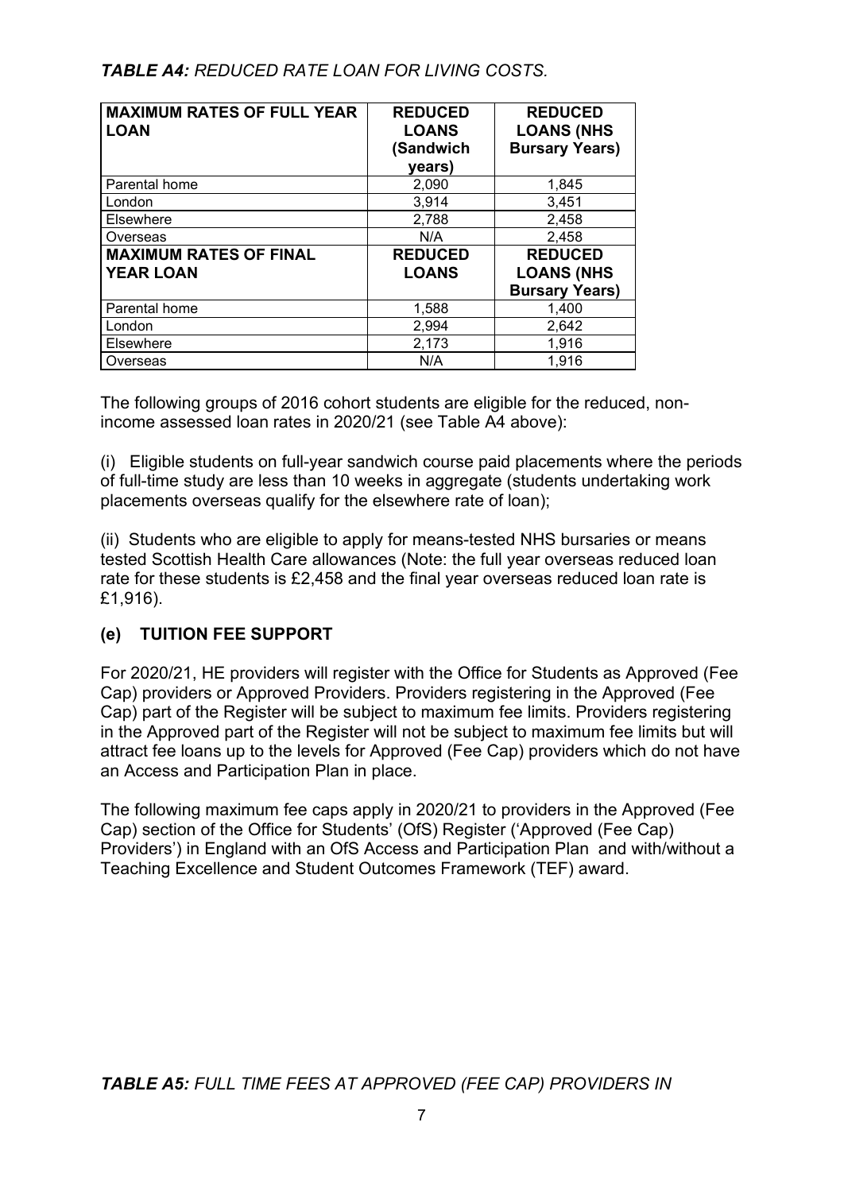***TABLE A4:*** *REDUCED RATE LOAN FOR LIVING COSTS.*

| **MAXIMUM RATES OF FULL YEAR LOAN** | **REDUCED LOANS (Sandwich years)** | **REDUCED LOANS (NHS Bursary Years)** |
|---|---|---|
| Parental home | 2,090 | 1,845 |
| London | 3,914 | 3,451 |
| Elsewhere | 2,788 | 2,458 |
| Overseas | N/A | 2,458 |
| **MAXIMUM RATES OF FINAL YEAR LOAN** | **REDUCED LOANS** | **REDUCED LOANS (NHS Bursary Years)** |
| Parental home | 1,588 | 1,400 |
| London | 2,994 | 2,642 |
| Elsewhere | 2,173 | 1,916 |
| Overseas | N/A | 1,916 |

The following groups of 2016 cohort students are eligible for the reduced, non-income assessed loan rates in 2020/21 (see Table A4 above):

(i) Eligible students on full-year sandwich course paid placements where the periods of full-time study are less than 10 weeks in aggregate (students undertaking work placements overseas qualify for the elsewhere rate of loan);

(ii) Students who are eligible to apply for means-tested NHS bursaries or means tested Scottish Health Care allowances (Note: the full year overseas reduced loan rate for these students is £2,458 and the final year overseas reduced loan rate is £1,916).

## (e) TUITION FEE SUPPORT

For 2020/21, HE providers will register with the Office for Students as Approved (Fee Cap) providers or Approved Providers. Providers registering in the Approved (Fee Cap) part of the Register will be subject to maximum fee limits. Providers registering in the Approved part of the Register will not be subject to maximum fee limits but will attract fee loans up to the levels for Approved (Fee Cap) providers which do not have an Access and Participation Plan in place.

The following maximum fee caps apply in 2020/21 to providers in the Approved (Fee Cap) section of the Office for Students' (OfS) Register ('Approved (Fee Cap) Providers') in England with an OfS Access and Participation Plan and with/without a Teaching Excellence and Student Outcomes Framework (TEF) award.

***TABLE A5:*** *FULL TIME FEES AT APPROVED (FEE CAP) PROVIDERS IN*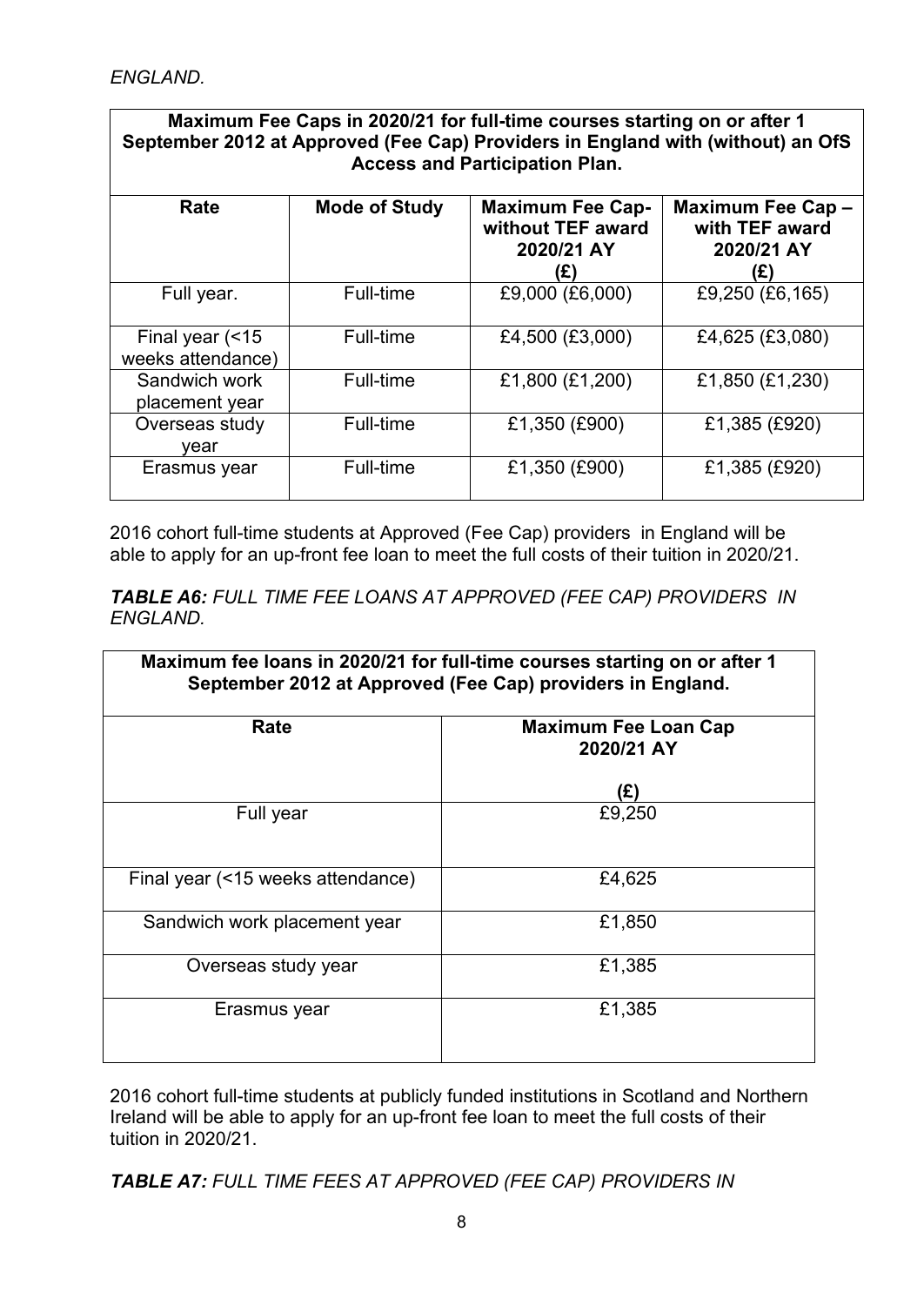*ENGLAND.*

| Maximum Fee Caps in 2020/21 for full-time courses starting on or after 1 September 2012 at Approved (Fee Cap) Providers in England with (without) an OfS Access and Participation Plan. | | | |
|---|---|---|---|
| **Rate** | **Mode of Study** | **Maximum Fee Cap- without TEF award 2020/21 AY (£)** | **Maximum Fee Cap – with TEF award 2020/21 AY (£)** |
| Full year. | Full-time | £9,000 (£6,000) | £9,250 (£6,165) |
| Final year (<15 weeks attendance) | Full-time | £4,500 (£3,000) | £4,625 (£3,080) |
| Sandwich work placement year | Full-time | £1,800 (£1,200) | £1,850 (£1,230) |
| Overseas study year | Full-time | £1,350 (£900) | £1,385 (£920) |
| Erasmus year | Full-time | £1,350 (£900) | £1,385 (£920) |

2016 cohort full-time students at Approved (Fee Cap) providers in England will be able to apply for an up-front fee loan to meet the full costs of their tuition in 2020/21.

***TABLE A6:*** *FULL TIME FEE LOANS AT APPROVED (FEE CAP) PROVIDERS IN ENGLAND.*

| Maximum fee loans in 2020/21 for full-time courses starting on or after 1 September 2012 at Approved (Fee Cap) providers in England. | |
|---|---|
| **Rate** | **Maximum Fee Loan Cap 2020/21 AY (£)** |
| Full year | £9,250 |
| Final year (<15 weeks attendance) | £4,625 |
| Sandwich work placement year | £1,850 |
| Overseas study year | £1,385 |
| Erasmus year | £1,385 |

2016 cohort full-time students at publicly funded institutions in Scotland and Northern Ireland will be able to apply for an up-front fee loan to meet the full costs of their tuition in 2020/21.

***TABLE A7:*** *FULL TIME FEES AT APPROVED (FEE CAP) PROVIDERS IN*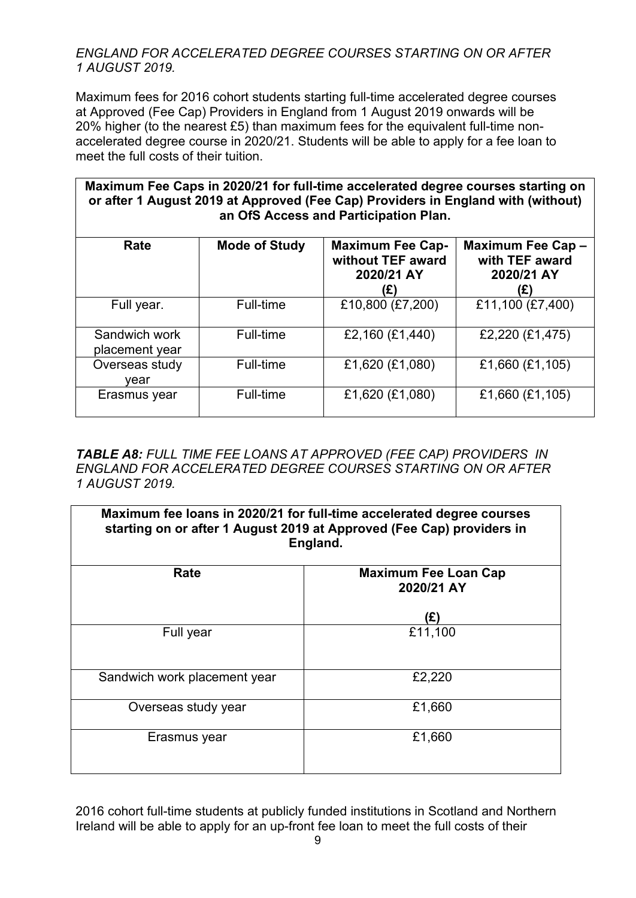*ENGLAND FOR ACCELERATED DEGREE COURSES STARTING ON OR AFTER 1 AUGUST 2019.*

Maximum fees for 2016 cohort students starting full-time accelerated degree courses at Approved (Fee Cap) Providers in England from 1 August 2019 onwards will be 20% higher (to the nearest £5) than maximum fees for the equivalent full-time non-accelerated degree course in 2020/21. Students will be able to apply for a fee loan to meet the full costs of their tuition.

| Maximum Fee Caps in 2020/21 for full-time accelerated degree courses starting on or after 1 August 2019 at Approved (Fee Cap) Providers in England with (without) an OfS Access and Participation Plan. | | | |
|---|---|---|---|
| **Rate** | **Mode of Study** | **Maximum Fee Cap- without TEF award 2020/21 AY (£)** | **Maximum Fee Cap – with TEF award 2020/21 AY (£)** |
| Full year. | Full-time | £10,800 (£7,200) | £11,100 (£7,400) |
| Sandwich work placement year | Full-time | £2,160 (£1,440) | £2,220 (£1,475) |
| Overseas study year | Full-time | £1,620 (£1,080) | £1,660 (£1,105) |
| Erasmus year | Full-time | £1,620 (£1,080) | £1,660 (£1,105) |

***TABLE A8:** FULL TIME FEE LOANS AT APPROVED (FEE CAP) PROVIDERS IN ENGLAND FOR ACCELERATED DEGREE COURSES STARTING ON OR AFTER 1 AUGUST 2019.*

| Maximum fee loans in 2020/21 for full-time accelerated degree courses starting on or after 1 August 2019 at Approved (Fee Cap) providers in England. | |
|---|---|
| **Rate** | **Maximum Fee Loan Cap 2020/21 AY (£)** |
| Full year | £11,100 |
| Sandwich work placement year | £2,220 |
| Overseas study year | £1,660 |
| Erasmus year | £1,660 |

2016 cohort full-time students at publicly funded institutions in Scotland and Northern Ireland will be able to apply for an up-front fee loan to meet the full costs of their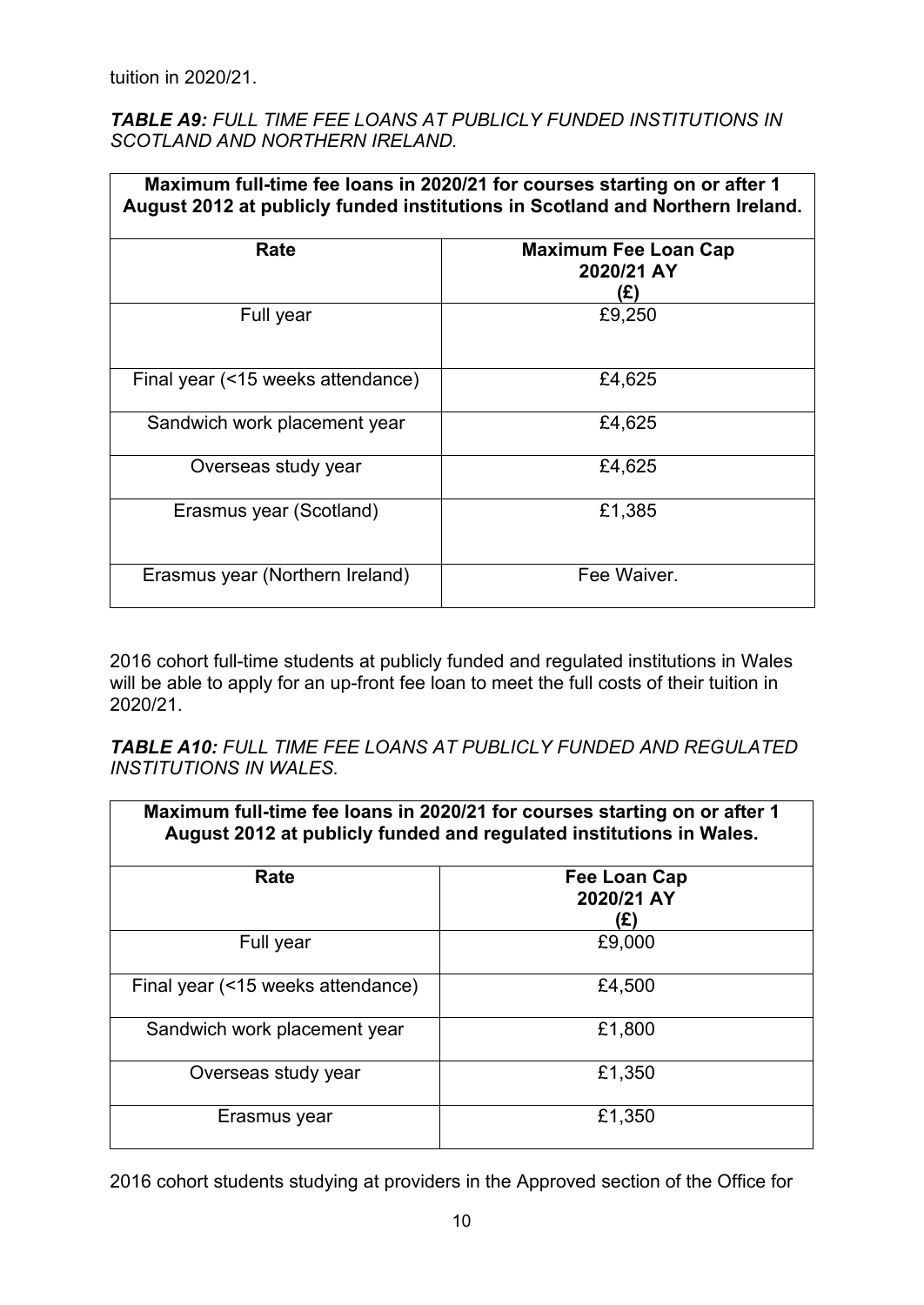tuition in 2020/21.

***TABLE A9:*** *FULL TIME FEE LOANS AT PUBLICLY FUNDED INSTITUTIONS IN SCOTLAND AND NORTHERN IRELAND.*

| **Maximum full-time fee loans in 2020/21 for courses starting on or after 1 August 2012 at publicly funded institutions in Scotland and Northern Ireland.** | |
|---|---|
| **Rate** | **Maximum Fee Loan Cap 2020/21 AY (£)** |
| Full year | £9,250 |
| Final year (<15 weeks attendance) | £4,625 |
| Sandwich work placement year | £4,625 |
| Overseas study year | £4,625 |
| Erasmus year (Scotland) | £1,385 |
| Erasmus year (Northern Ireland) | Fee Waiver. |

2016 cohort full-time students at publicly funded and regulated institutions in Wales will be able to apply for an up-front fee loan to meet the full costs of their tuition in 2020/21.

***TABLE A10:*** *FULL TIME FEE LOANS AT PUBLICLY FUNDED AND REGULATED INSTITUTIONS IN WALES.*

| **Maximum full-time fee loans in 2020/21 for courses starting on or after 1 August 2012 at publicly funded and regulated institutions in Wales.** | |
|---|---|
| **Rate** | **Fee Loan Cap 2020/21 AY (£)** |
| Full year | £9,000 |
| Final year (<15 weeks attendance) | £4,500 |
| Sandwich work placement year | £1,800 |
| Overseas study year | £1,350 |
| Erasmus year | £1,350 |

2016 cohort students studying at providers in the Approved section of the Office for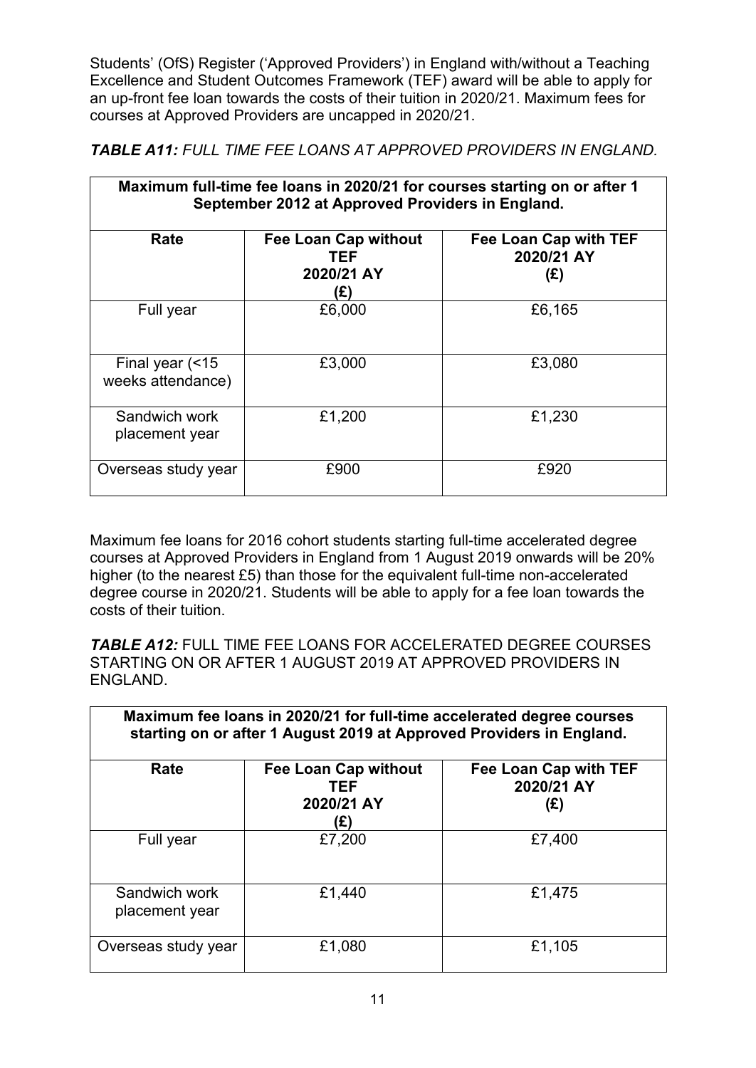Students' (OfS) Register ('Approved Providers') in England with/without a Teaching Excellence and Student Outcomes Framework (TEF) award will be able to apply for an up-front fee loan towards the costs of their tuition in 2020/21. Maximum fees for courses at Approved Providers are uncapped in 2020/21.

***TABLE A11:*** *FULL TIME FEE LOANS AT APPROVED PROVIDERS IN ENGLAND.*

| **Maximum full-time fee loans in 2020/21 for courses starting on or after 1 September 2012 at Approved Providers in England.** | | |
|---|---|---|
| **Rate** | **Fee Loan Cap without TEF 2020/21 AY (£)** | **Fee Loan Cap with TEF 2020/21 AY (£)** |
| Full year | £6,000 | £6,165 |
| Final year (<15 weeks attendance) | £3,000 | £3,080 |
| Sandwich work placement year | £1,200 | £1,230 |
| Overseas study year | £900 | £920 |

Maximum fee loans for 2016 cohort students starting full-time accelerated degree courses at Approved Providers in England from 1 August 2019 onwards will be 20% higher (to the nearest £5) than those for the equivalent full-time non-accelerated degree course in 2020/21. Students will be able to apply for a fee loan towards the costs of their tuition.

***TABLE A12:*** FULL TIME FEE LOANS FOR ACCELERATED DEGREE COURSES STARTING ON OR AFTER 1 AUGUST 2019 AT APPROVED PROVIDERS IN ENGLAND.

| **Maximum fee loans in 2020/21 for full-time accelerated degree courses starting on or after 1 August 2019 at Approved Providers in England.** | | |
|---|---|---|
| **Rate** | **Fee Loan Cap without TEF 2020/21 AY (£)** | **Fee Loan Cap with TEF 2020/21 AY (£)** |
| Full year | £7,200 | £7,400 |
| Sandwich work placement year | £1,440 | £1,475 |
| Overseas study year | £1,080 | £1,105 |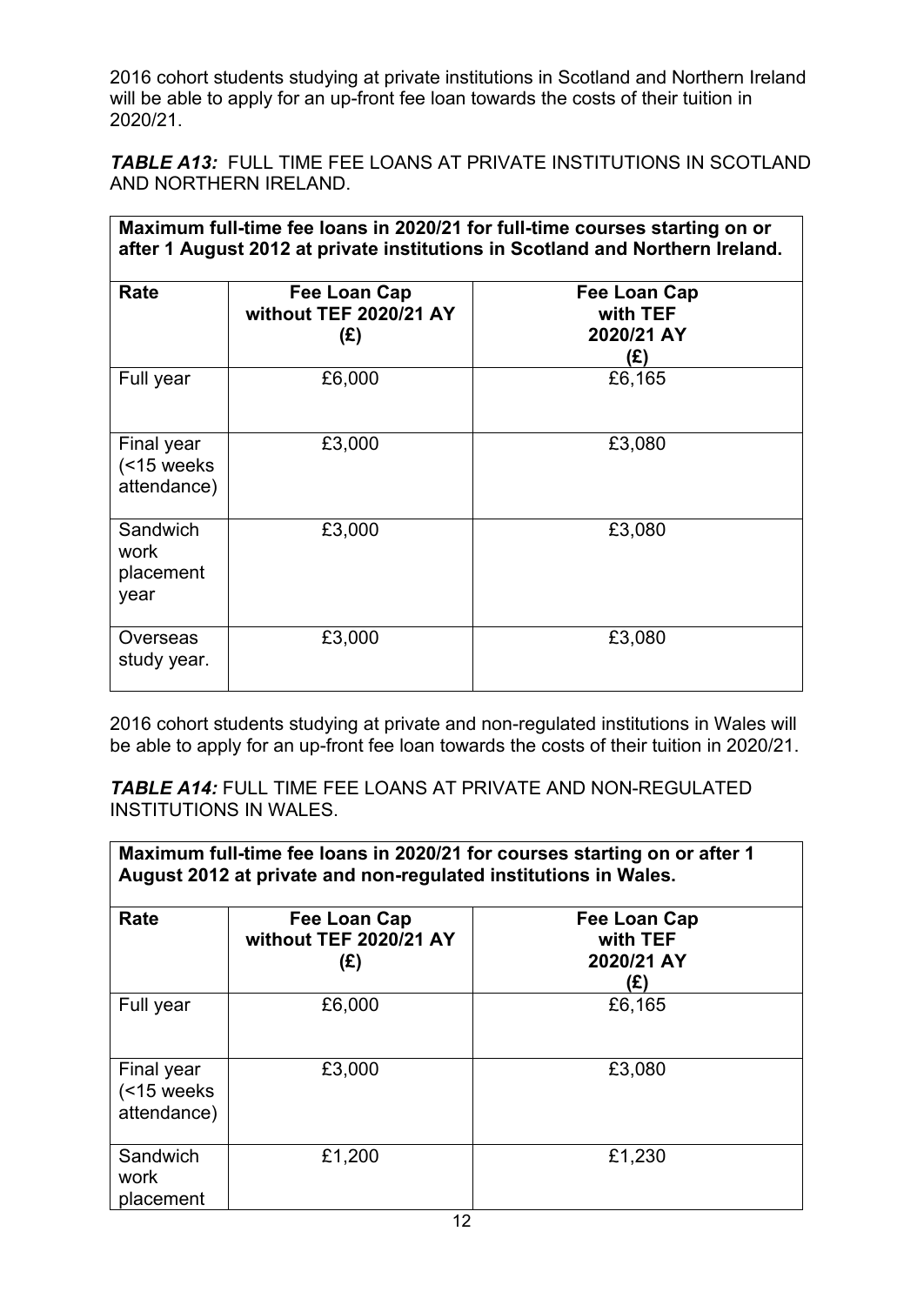2016 cohort students studying at private institutions in Scotland and Northern Ireland will be able to apply for an up-front fee loan towards the costs of their tuition in 2020/21.

***TABLE A13:*** FULL TIME FEE LOANS AT PRIVATE INSTITUTIONS IN SCOTLAND AND NORTHERN IRELAND.

| **Maximum full-time fee loans in 2020/21 for full-time courses starting on or after 1 August 2012 at private institutions in Scotland and Northern Ireland.** | | |
|---|---|---|
| **Rate** | **Fee Loan Cap without TEF 2020/21 AY (£)** | **Fee Loan Cap with TEF 2020/21 AY (£)** |
| Full year | £6,000 | £6,165 |
| Final year (<15 weeks attendance) | £3,000 | £3,080 |
| Sandwich work placement year | £3,000 | £3,080 |
| Overseas study year. | £3,000 | £3,080 |

2016 cohort students studying at private and non-regulated institutions in Wales will be able to apply for an up-front fee loan towards the costs of their tuition in 2020/21.

***TABLE A14:*** FULL TIME FEE LOANS AT PRIVATE AND NON-REGULATED INSTITUTIONS IN WALES.

| **Maximum full-time fee loans in 2020/21 for courses starting on or after 1 August 2012 at private and non-regulated institutions in Wales.** | | |
|---|---|---|
| **Rate** | **Fee Loan Cap without TEF 2020/21 AY (£)** | **Fee Loan Cap with TEF 2020/21 AY (£)** |
| Full year | £6,000 | £6,165 |
| Final year (<15 weeks attendance) | £3,000 | £3,080 |
| Sandwich work placement | £1,200 | £1,230 |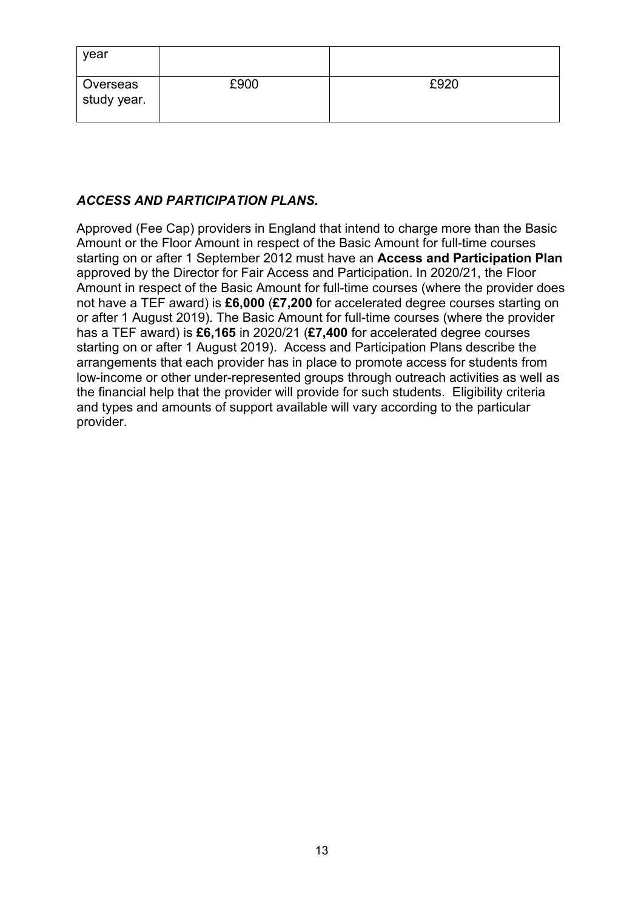| | | |
|---|---|---|
| year | | |
| Overseas study year. | £900 | £920 |

***ACCESS AND PARTICIPATION PLANS.***

Approved (Fee Cap) providers in England that intend to charge more than the Basic Amount or the Floor Amount in respect of the Basic Amount for full-time courses starting on or after 1 September 2012 must have an **Access and Participation Plan** approved by the Director for Fair Access and Participation. In 2020/21, the Floor Amount in respect of the Basic Amount for full-time courses (where the provider does not have a TEF award) is **£6,000** (**£7,200** for accelerated degree courses starting on or after 1 August 2019). The Basic Amount for full-time courses (where the provider has a TEF award) is **£6,165** in 2020/21 (**£7,400** for accelerated degree courses starting on or after 1 August 2019). Access and Participation Plans describe the arrangements that each provider has in place to promote access for students from low-income or other under-represented groups through outreach activities as well as the financial help that the provider will provide for such students. Eligibility criteria and types and amounts of support available will vary according to the particular provider.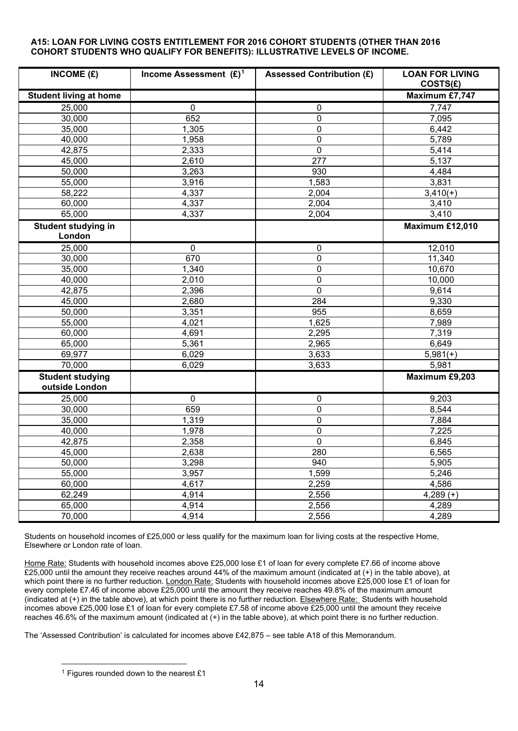**A15: LOAN FOR LIVING COSTS ENTITLEMENT FOR 2016 COHORT STUDENTS (OTHER THAN 2016 COHORT STUDENTS WHO QUALIFY FOR BENEFITS): ILLUSTRATIVE LEVELS OF INCOME.**

| INCOME (£) | Income Assessment (£)[1] | Assessed Contribution (£) | LOAN FOR LIVING COSTS(£) |
|---|---|---|---|
| **Student living at home** | | | **Maximum £7,747** |
| 25,000 | 0 | 0 | 7,747 |
| 30,000 | 652 | 0 | 7,095 |
| 35,000 | 1,305 | 0 | 6,442 |
| 40,000 | 1,958 | 0 | 5,789 |
| 42,875 | 2,333 | 0 | 5,414 |
| 45,000 | 2,610 | 277 | 5,137 |
| 50,000 | 3,263 | 930 | 4,484 |
| 55,000 | 3,916 | 1,583 | 3,831 |
| 58,222 | 4,337 | 2,004 | 3,410(+) |
| 60,000 | 4,337 | 2,004 | 3,410 |
| 65,000 | 4,337 | 2,004 | 3,410 |
| **Student studying in London** | | | **Maximum £12,010** |
| 25,000 | 0 | 0 | 12,010 |
| 30,000 | 670 | 0 | 11,340 |
| 35,000 | 1,340 | 0 | 10,670 |
| 40,000 | 2,010 | 0 | 10,000 |
| 42,875 | 2,396 | 0 | 9,614 |
| 45,000 | 2,680 | 284 | 9,330 |
| 50,000 | 3,351 | 955 | 8,659 |
| 55,000 | 4,021 | 1,625 | 7,989 |
| 60,000 | 4,691 | 2,295 | 7,319 |
| 65,000 | 5,361 | 2,965 | 6,649 |
| 69,977 | 6,029 | 3,633 | 5,981(+) |
| 70,000 | 6,029 | 3,633 | 5,981 |
| **Student studying outside London** | | | **Maximum £9,203** |
| 25,000 | 0 | 0 | 9,203 |
| 30,000 | 659 | 0 | 8,544 |
| 35,000 | 1,319 | 0 | 7,884 |
| 40,000 | 1,978 | 0 | 7,225 |
| 42,875 | 2,358 | 0 | 6,845 |
| 45,000 | 2,638 | 280 | 6,565 |
| 50,000 | 3,298 | 940 | 5,905 |
| 55,000 | 3,957 | 1,599 | 5,246 |
| 60,000 | 4,617 | 2,259 | 4,586 |
| 62,249 | 4,914 | 2,556 | 4,289 (+) |
| 65,000 | 4,914 | 2,556 | 4,289 |
| 70,000 | 4,914 | 2,556 | 4,289 |

Students on household incomes of £25,000 or less qualify for the maximum loan for living costs at the respective Home, Elsewhere or London rate of loan.

Home Rate: Students with household incomes above £25,000 lose £1 of loan for every complete £7.66 of income above £25,000 until the amount they receive reaches around 44% of the maximum amount (indicated at (+) in the table above), at which point there is no further reduction. London Rate: Students with household incomes above £25,000 lose £1 of loan for every complete £7.46 of income above £25,000 until the amount they receive reaches 49.8% of the maximum amount (indicated at (+) in the table above), at which point there is no further reduction. Elsewhere Rate: Students with household incomes above £25,000 lose £1 of loan for every complete £7.58 of income above £25,000 until the amount they receive reaches 46.6% of the maximum amount (indicated at (+) in the table above), at which point there is no further reduction.

The 'Assessed Contribution' is calculated for incomes above £42,875 – see table A18 of this Memorandum.

[1] Figures rounded down to the nearest £1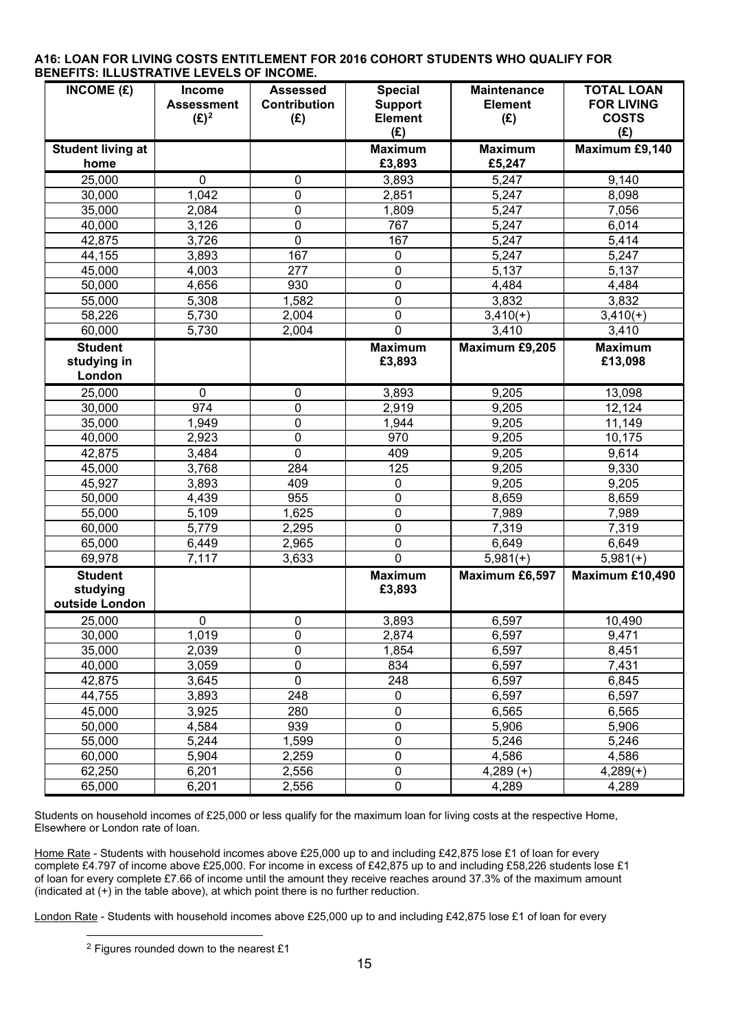**A16: LOAN FOR LIVING COSTS ENTITLEMENT FOR 2016 COHORT STUDENTS WHO QUALIFY FOR BENEFITS: ILLUSTRATIVE LEVELS OF INCOME.**

| INCOME (£) | Income Assessment (£)[2] | Assessed Contribution (£) | Special Support Element (£) | Maintenance Element (£) | TOTAL LOAN FOR LIVING COSTS (£) |
|---|---|---|---|---|---|
| **Student living at home** | | | **Maximum £3,893** | **Maximum £5,247** | **Maximum £9,140** |
| 25,000 | 0 | 0 | 3,893 | 5,247 | 9,140 |
| 30,000 | 1,042 | 0 | 2,851 | 5,247 | 8,098 |
| 35,000 | 2,084 | 0 | 1,809 | 5,247 | 7,056 |
| 40,000 | 3,126 | 0 | 767 | 5,247 | 6,014 |
| 42,875 | 3,726 | 0 | 167 | 5,247 | 5,414 |
| 44,155 | 3,893 | 167 | 0 | 5,247 | 5,247 |
| 45,000 | 4,003 | 277 | 0 | 5,137 | 5,137 |
| 50,000 | 4,656 | 930 | 0 | 4,484 | 4,484 |
| 55,000 | 5,308 | 1,582 | 0 | 3,832 | 3,832 |
| 58,226 | 5,730 | 2,004 | 0 | 3,410(+) | 3,410(+) |
| 60,000 | 5,730 | 2,004 | 0 | 3,410 | 3,410 |
| **Student studying in London** | | | **Maximum £3,893** | **Maximum £9,205** | **Maximum £13,098** |
| 25,000 | 0 | 0 | 3,893 | 9,205 | 13,098 |
| 30,000 | 974 | 0 | 2,919 | 9,205 | 12,124 |
| 35,000 | 1,949 | 0 | 1,944 | 9,205 | 11,149 |
| 40,000 | 2,923 | 0 | 970 | 9,205 | 10,175 |
| 42,875 | 3,484 | 0 | 409 | 9,205 | 9,614 |
| 45,000 | 3,768 | 284 | 125 | 9,205 | 9,330 |
| 45,927 | 3,893 | 409 | 0 | 9,205 | 9,205 |
| 50,000 | 4,439 | 955 | 0 | 8,659 | 8,659 |
| 55,000 | 5,109 | 1,625 | 0 | 7,989 | 7,989 |
| 60,000 | 5,779 | 2,295 | 0 | 7,319 | 7,319 |
| 65,000 | 6,449 | 2,965 | 0 | 6,649 | 6,649 |
| 69,978 | 7,117 | 3,633 | 0 | 5,981(+) | 5,981(+) |
| **Student studying outside London** | | | **Maximum £3,893** | **Maximum £6,597** | **Maximum £10,490** |
| 25,000 | 0 | 0 | 3,893 | 6,597 | 10,490 |
| 30,000 | 1,019 | 0 | 2,874 | 6,597 | 9,471 |
| 35,000 | 2,039 | 0 | 1,854 | 6,597 | 8,451 |
| 40,000 | 3,059 | 0 | 834 | 6,597 | 7,431 |
| 42,875 | 3,645 | 0 | 248 | 6,597 | 6,845 |
| 44,755 | 3,893 | 248 | 0 | 6,597 | 6,597 |
| 45,000 | 3,925 | 280 | 0 | 6,565 | 6,565 |
| 50,000 | 4,584 | 939 | 0 | 5,906 | 5,906 |
| 55,000 | 5,244 | 1,599 | 0 | 5,246 | 5,246 |
| 60,000 | 5,904 | 2,259 | 0 | 4,586 | 4,586 |
| 62,250 | 6,201 | 2,556 | 0 | 4,289 (+) | 4,289(+) |
| 65,000 | 6,201 | 2,556 | 0 | 4,289 | 4,289 |

Students on household incomes of £25,000 or less qualify for the maximum loan for living costs at the respective Home, Elsewhere or London rate of loan.

Home Rate - Students with household incomes above £25,000 up to and including £42,875 lose £1 of loan for every complete £4.797 of income above £25,000. For income in excess of £42,875 up to and including £58,226 students lose £1 of loan for every complete £7.66 of income until the amount they receive reaches around 37.3% of the maximum amount (indicated at (+) in the table above), at which point there is no further reduction.

London Rate - Students with household incomes above £25,000 up to and including £42,875 lose £1 of loan for every

[2] Figures rounded down to the nearest £1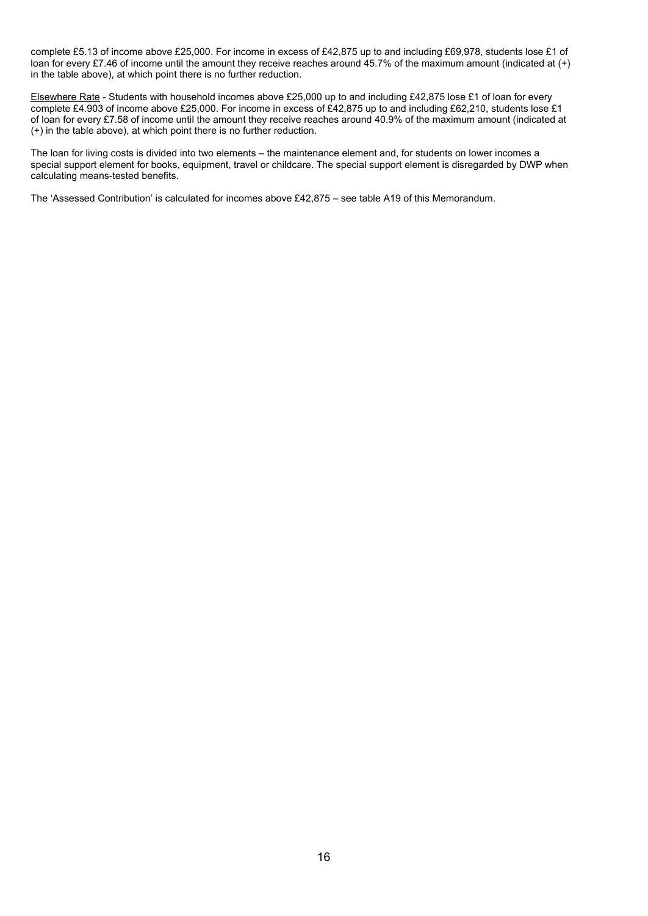complete £5.13 of income above £25,000. For income in excess of £42,875 up to and including £69,978, students lose £1 of loan for every £7.46 of income until the amount they receive reaches around 45.7% of the maximum amount (indicated at (+) in the table above), at which point there is no further reduction.

Elsewhere Rate - Students with household incomes above £25,000 up to and including £42,875 lose £1 of loan for every complete £4.903 of income above £25,000. For income in excess of £42,875 up to and including £62,210, students lose £1 of loan for every £7.58 of income until the amount they receive reaches around 40.9% of the maximum amount (indicated at (+) in the table above), at which point there is no further reduction.

The loan for living costs is divided into two elements – the maintenance element and, for students on lower incomes a special support element for books, equipment, travel or childcare. The special support element is disregarded by DWP when calculating means-tested benefits.

The 'Assessed Contribution' is calculated for incomes above £42,875 – see table A19 of this Memorandum.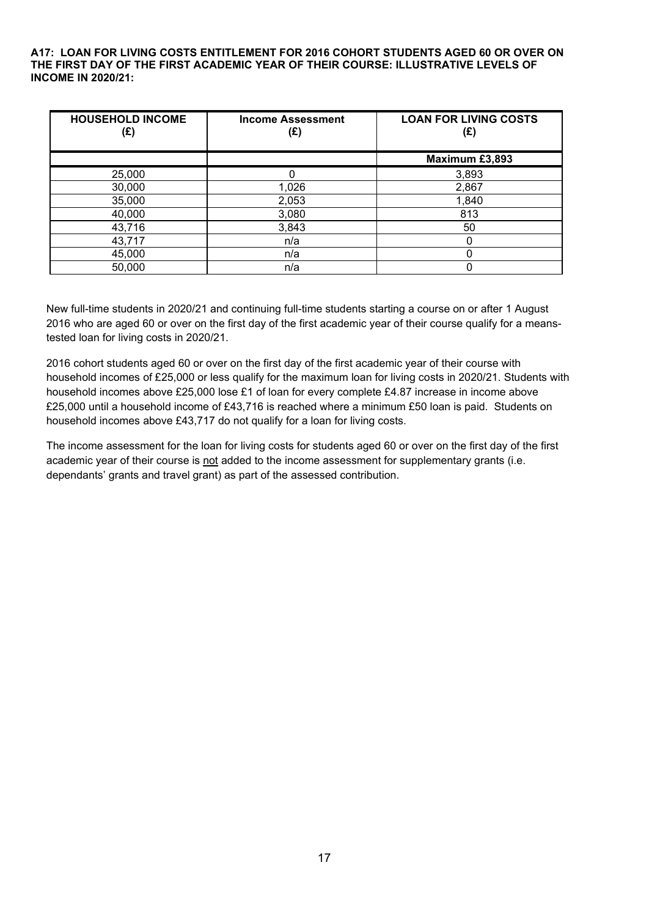**A17: LOAN FOR LIVING COSTS ENTITLEMENT FOR 2016 COHORT STUDENTS AGED 60 OR OVER ON THE FIRST DAY OF THE FIRST ACADEMIC YEAR OF THEIR COURSE: ILLUSTRATIVE LEVELS OF INCOME IN 2020/21:**

| HOUSEHOLD INCOME (£) | Income Assessment (£) | LOAN FOR LIVING COSTS (£) |
|---|---|---|
| | | **Maximum £3,893** |
| 25,000 | 0 | 3,893 |
| 30,000 | 1,026 | 2,867 |
| 35,000 | 2,053 | 1,840 |
| 40,000 | 3,080 | 813 |
| 43,716 | 3,843 | 50 |
| 43,717 | n/a | 0 |
| 45,000 | n/a | 0 |
| 50,000 | n/a | 0 |

New full-time students in 2020/21 and continuing full-time students starting a course on or after 1 August 2016 who are aged 60 or over on the first day of the first academic year of their course qualify for a means-tested loan for living costs in 2020/21.

2016 cohort students aged 60 or over on the first day of the first academic year of their course with household incomes of £25,000 or less qualify for the maximum loan for living costs in 2020/21. Students with household incomes above £25,000 lose £1 of loan for every complete £4.87 increase in income above £25,000 until a household income of £43,716 is reached where a minimum £50 loan is paid. Students on household incomes above £43,717 do not qualify for a loan for living costs.

The income assessment for the loan for living costs for students aged 60 or over on the first day of the first academic year of their course is not added to the income assessment for supplementary grants (i.e. dependants' grants and travel grant) as part of the assessed contribution.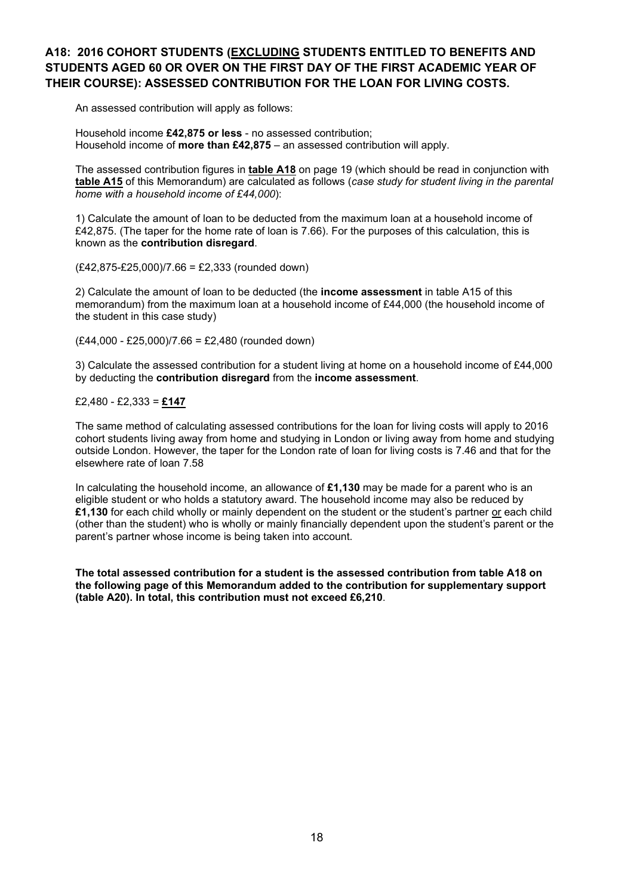## A18: 2016 COHORT STUDENTS (EXCLUDING STUDENTS ENTITLED TO BENEFITS AND STUDENTS AGED 60 OR OVER ON THE FIRST DAY OF THE FIRST ACADEMIC YEAR OF THEIR COURSE): ASSESSED CONTRIBUTION FOR THE LOAN FOR LIVING COSTS.

An assessed contribution will apply as follows:

Household income **£42,875 or less** - no assessed contribution;
Household income of **more than £42,875** – an assessed contribution will apply.

The assessed contribution figures in **table A18** on page 19 (which should be read in conjunction with **table A15** of this Memorandum) are calculated as follows (*case study for student living in the parental home with a household income of £44,000*):

1) Calculate the amount of loan to be deducted from the maximum loan at a household income of £42,875. (The taper for the home rate of loan is 7.66). For the purposes of this calculation, this is known as the **contribution disregard**.

(£42,875-£25,000)/7.66 = £2,333 (rounded down)

2) Calculate the amount of loan to be deducted (the **income assessment** in table A15 of this memorandum) from the maximum loan at a household income of £44,000 (the household income of the student in this case study)

(£44,000 - £25,000)/7.66 = £2,480 (rounded down)

3) Calculate the assessed contribution for a student living at home on a household income of £44,000 by deducting the **contribution disregard** from the **income assessment**.

£2,480 - £2,333 = **£147**

The same method of calculating assessed contributions for the loan for living costs will apply to 2016 cohort students living away from home and studying in London or living away from home and studying outside London. However, the taper for the London rate of loan for living costs is 7.46 and that for the elsewhere rate of loan 7.58

In calculating the household income, an allowance of **£1,130** may be made for a parent who is an eligible student or who holds a statutory award. The household income may also be reduced by **£1,130** for each child wholly or mainly dependent on the student or the student's partner or each child (other than the student) who is wholly or mainly financially dependent upon the student's parent or the parent's partner whose income is being taken into account.

**The total assessed contribution for a student is the assessed contribution from table A18 on the following page of this Memorandum added to the contribution for supplementary support (table A20). In total, this contribution must not exceed £6,210**.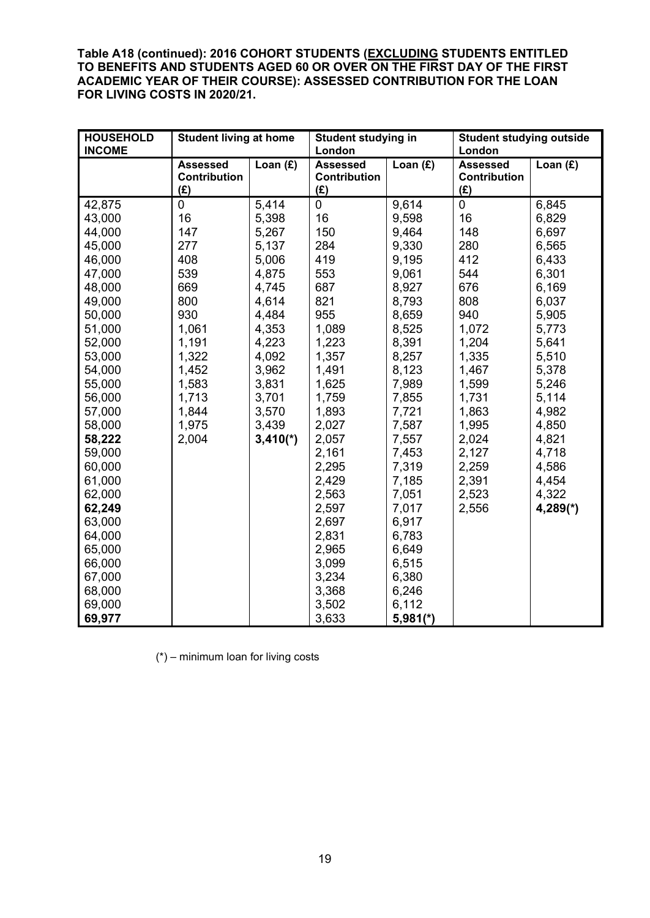**Table A18 (continued): 2016 COHORT STUDENTS (EXCLUDING STUDENTS ENTITLED TO BENEFITS AND STUDENTS AGED 60 OR OVER ON THE FIRST DAY OF THE FIRST ACADEMIC YEAR OF THEIR COURSE): ASSESSED CONTRIBUTION FOR THE LOAN FOR LIVING COSTS IN 2020/21.**

| HOUSEHOLD INCOME | Student living at home | | Student studying in London | | Student studying outside London | |
|---|---|---|---|---|---|---|
| | Assessed Contribution (£) | Loan (£) | Assessed Contribution (£) | Loan (£) | Assessed Contribution (£) | Loan (£) |
| 42,875 | 0 | 5,414 | 0 | 9,614 | 0 | 6,845 |
| 43,000 | 16 | 5,398 | 16 | 9,598 | 16 | 6,829 |
| 44,000 | 147 | 5,267 | 150 | 9,464 | 148 | 6,697 |
| 45,000 | 277 | 5,137 | 284 | 9,330 | 280 | 6,565 |
| 46,000 | 408 | 5,006 | 419 | 9,195 | 412 | 6,433 |
| 47,000 | 539 | 4,875 | 553 | 9,061 | 544 | 6,301 |
| 48,000 | 669 | 4,745 | 687 | 8,927 | 676 | 6,169 |
| 49,000 | 800 | 4,614 | 821 | 8,793 | 808 | 6,037 |
| 50,000 | 930 | 4,484 | 955 | 8,659 | 940 | 5,905 |
| 51,000 | 1,061 | 4,353 | 1,089 | 8,525 | 1,072 | 5,773 |
| 52,000 | 1,191 | 4,223 | 1,223 | 8,391 | 1,204 | 5,641 |
| 53,000 | 1,322 | 4,092 | 1,357 | 8,257 | 1,335 | 5,510 |
| 54,000 | 1,452 | 3,962 | 1,491 | 8,123 | 1,467 | 5,378 |
| 55,000 | 1,583 | 3,831 | 1,625 | 7,989 | 1,599 | 5,246 |
| 56,000 | 1,713 | 3,701 | 1,759 | 7,855 | 1,731 | 5,114 |
| 57,000 | 1,844 | 3,570 | 1,893 | 7,721 | 1,863 | 4,982 |
| 58,000 | 1,975 | 3,439 | 2,027 | 7,587 | 1,995 | 4,850 |
| **58,222** | 2,004 | **3,410(*)** | 2,057 | 7,557 | 2,024 | 4,821 |
| 59,000 | | | 2,161 | 7,453 | 2,127 | 4,718 |
| 60,000 | | | 2,295 | 7,319 | 2,259 | 4,586 |
| 61,000 | | | 2,429 | 7,185 | 2,391 | 4,454 |
| 62,000 | | | 2,563 | 7,051 | 2,523 | 4,322 |
| **62,249** | | | 2,597 | 7,017 | 2,556 | **4,289(*)** |
| 63,000 | | | 2,697 | 6,917 | | |
| 64,000 | | | 2,831 | 6,783 | | |
| 65,000 | | | 2,965 | 6,649 | | |
| 66,000 | | | 3,099 | 6,515 | | |
| 67,000 | | | 3,234 | 6,380 | | |
| 68,000 | | | 3,368 | 6,246 | | |
| 69,000 | | | 3,502 | 6,112 | | |
| **69,977** | | | 3,633 | **5,981(*)** | | |

(*) – minimum loan for living costs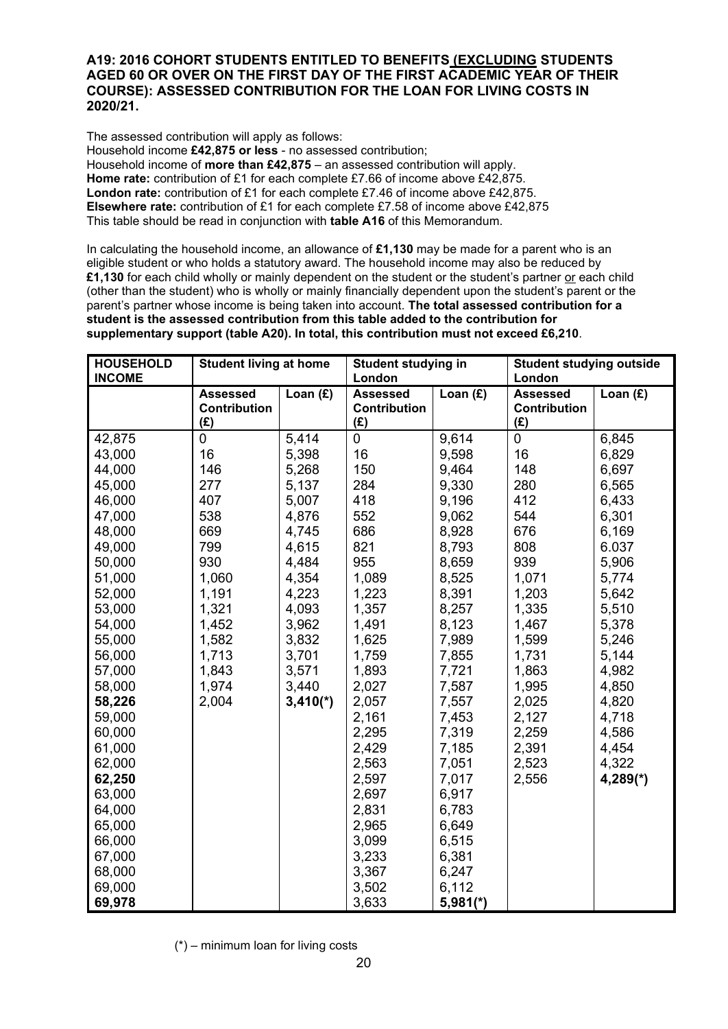**A19: 2016 COHORT STUDENTS ENTITLED TO BENEFITS (EXCLUDING STUDENTS AGED 60 OR OVER ON THE FIRST DAY OF THE FIRST ACADEMIC YEAR OF THEIR COURSE): ASSESSED CONTRIBUTION FOR THE LOAN FOR LIVING COSTS IN 2020/21.**

The assessed contribution will apply as follows:
Household income **£42,875 or less** - no assessed contribution;
Household income of **more than £42,875** – an assessed contribution will apply.
**Home rate:** contribution of £1 for each complete £7.66 of income above £42,875.
**London rate:** contribution of £1 for each complete £7.46 of income above £42,875.
**Elsewhere rate:** contribution of £1 for each complete £7.58 of income above £42,875
This table should be read in conjunction with **table A16** of this Memorandum.

In calculating the household income, an allowance of **£1,130** may be made for a parent who is an eligible student or who holds a statutory award. The household income may also be reduced by **£1,130** for each child wholly or mainly dependent on the student or the student's partner or each child (other than the student) who is wholly or mainly financially dependent upon the student's parent or the parent's partner whose income is being taken into account. **The total assessed contribution for a student is the assessed contribution from this table added to the contribution for supplementary support (table A20). In total, this contribution must not exceed £6,210**.

| HOUSEHOLD INCOME | Student living at home | | Student studying in London | | Student studying outside London | |
|---|---|---|---|---|---|---|
| | Assessed Contribution (£) | Loan (£) | Assessed Contribution (£) | Loan (£) | Assessed Contribution (£) | Loan (£) |
| 42,875 | 0 | 5,414 | 0 | 9,614 | 0 | 6,845 |
| 43,000 | 16 | 5,398 | 16 | 9,598 | 16 | 6,829 |
| 44,000 | 146 | 5,268 | 150 | 9,464 | 148 | 6,697 |
| 45,000 | 277 | 5,137 | 284 | 9,330 | 280 | 6,565 |
| 46,000 | 407 | 5,007 | 418 | 9,196 | 412 | 6,433 |
| 47,000 | 538 | 4,876 | 552 | 9,062 | 544 | 6,301 |
| 48,000 | 669 | 4,745 | 686 | 8,928 | 676 | 6,169 |
| 49,000 | 799 | 4,615 | 821 | 8,793 | 808 | 6.037 |
| 50,000 | 930 | 4,484 | 955 | 8,659 | 939 | 5,906 |
| 51,000 | 1,060 | 4,354 | 1,089 | 8,525 | 1,071 | 5,774 |
| 52,000 | 1,191 | 4,223 | 1,223 | 8,391 | 1,203 | 5,642 |
| 53,000 | 1,321 | 4,093 | 1,357 | 8,257 | 1,335 | 5,510 |
| 54,000 | 1,452 | 3,962 | 1,491 | 8,123 | 1,467 | 5,378 |
| 55,000 | 1,582 | 3,832 | 1,625 | 7,989 | 1,599 | 5,246 |
| 56,000 | 1,713 | 3,701 | 1,759 | 7,855 | 1,731 | 5,144 |
| 57,000 | 1,843 | 3,571 | 1,893 | 7,721 | 1,863 | 4,982 |
| 58,000 | 1,974 | 3,440 | 2,027 | 7,587 | 1,995 | 4,850 |
| **58,226** | 2,004 | **3,410(*)** | 2,057 | 7,557 | 2,025 | 4,820 |
| 59,000 | | | 2,161 | 7,453 | 2,127 | 4,718 |
| 60,000 | | | 2,295 | 7,319 | 2,259 | 4,586 |
| 61,000 | | | 2,429 | 7,185 | 2,391 | 4,454 |
| 62,000 | | | 2,563 | 7,051 | 2,523 | 4,322 |
| **62,250** | | | 2,597 | 7,017 | 2,556 | **4,289(*)** |
| 63,000 | | | 2,697 | 6,917 | | |
| 64,000 | | | 2,831 | 6,783 | | |
| 65,000 | | | 2,965 | 6,649 | | |
| 66,000 | | | 3,099 | 6,515 | | |
| 67,000 | | | 3,233 | 6,381 | | |
| 68,000 | | | 3,367 | 6,247 | | |
| 69,000 | | | 3,502 | 6,112 | | |
| **69,978** | | | 3,633 | **5,981(*)** | | |

(*) – minimum loan for living costs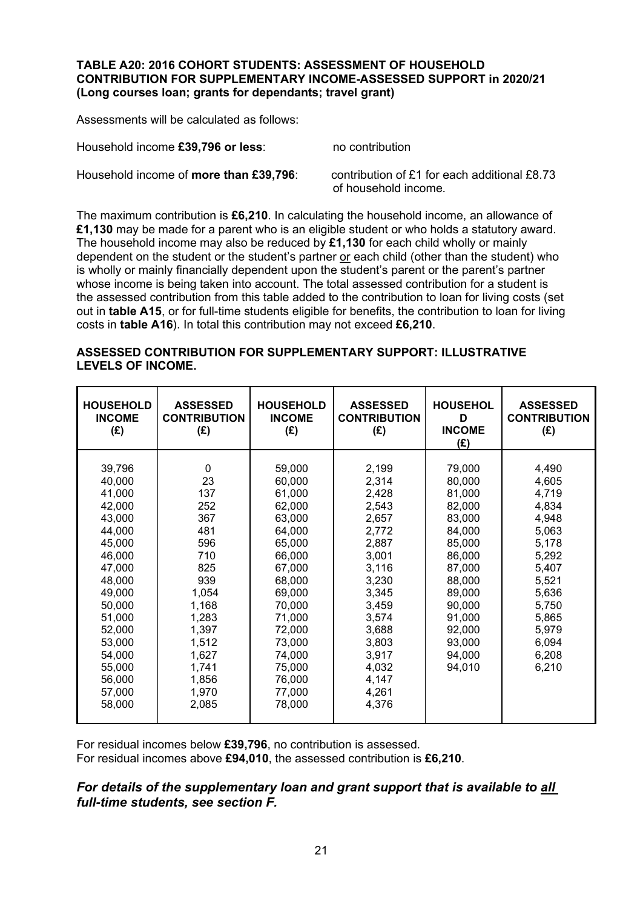**TABLE A20: 2016 COHORT STUDENTS: ASSESSMENT OF HOUSEHOLD CONTRIBUTION FOR SUPPLEMENTARY INCOME-ASSESSED SUPPORT in 2020/21 (Long courses loan; grants for dependants; travel grant)**

Assessments will be calculated as follows:

Household income **£39,796 or less**: no contribution

Household income of **more than £39,796**: contribution of £1 for each additional £8.73 of household income.

The maximum contribution is **£6,210**. In calculating the household income, an allowance of **£1,130** may be made for a parent who is an eligible student or who holds a statutory award. The household income may also be reduced by **£1,130** for each child wholly or mainly dependent on the student or the student's partner or each child (other than the student) who is wholly or mainly financially dependent upon the student's parent or the parent's partner whose income is being taken into account. The total assessed contribution for a student is the assessed contribution from this table added to the contribution to loan for living costs (set out in **table A15**, or for full-time students eligible for benefits, the contribution to loan for living costs in **table A16**). In total this contribution may not exceed **£6,210**.

**ASSESSED CONTRIBUTION FOR SUPPLEMENTARY SUPPORT: ILLUSTRATIVE LEVELS OF INCOME.**

| HOUSEHOLD INCOME (£) | ASSESSED CONTRIBUTION (£) | HOUSEHOLD INCOME (£) | ASSESSED CONTRIBUTION (£) | HOUSEHOLD INCOME (£) | ASSESSED CONTRIBUTION (£) |
|---|---|---|---|---|---|
| 39,796 | 0 | 59,000 | 2,199 | 79,000 | 4,490 |
| 40,000 | 23 | 60,000 | 2,314 | 80,000 | 4,605 |
| 41,000 | 137 | 61,000 | 2,428 | 81,000 | 4,719 |
| 42,000 | 252 | 62,000 | 2,543 | 82,000 | 4,834 |
| 43,000 | 367 | 63,000 | 2,657 | 83,000 | 4,948 |
| 44,000 | 481 | 64,000 | 2,772 | 84,000 | 5,063 |
| 45,000 | 596 | 65,000 | 2,887 | 85,000 | 5,178 |
| 46,000 | 710 | 66,000 | 3,001 | 86,000 | 5,292 |
| 47,000 | 825 | 67,000 | 3,116 | 87,000 | 5,407 |
| 48,000 | 939 | 68,000 | 3,230 | 88,000 | 5,521 |
| 49,000 | 1,054 | 69,000 | 3,345 | 89,000 | 5,636 |
| 50,000 | 1,168 | 70,000 | 3,459 | 90,000 | 5,750 |
| 51,000 | 1,283 | 71,000 | 3,574 | 91,000 | 5,865 |
| 52,000 | 1,397 | 72,000 | 3,688 | 92,000 | 5,979 |
| 53,000 | 1,512 | 73,000 | 3,803 | 93,000 | 6,094 |
| 54,000 | 1,627 | 74,000 | 3,917 | 94,000 | 6,208 |
| 55,000 | 1,741 | 75,000 | 4,032 | 94,010 | 6,210 |
| 56,000 | 1,856 | 76,000 | 4,147 | | |
| 57,000 | 1,970 | 77,000 | 4,261 | | |
| 58,000 | 2,085 | 78,000 | 4,376 | | |

For residual incomes below **£39,796**, no contribution is assessed.
For residual incomes above **£94,010**, the assessed contribution is **£6,210**.

***For details of the supplementary loan and grant support that is available to all full-time students, see section F.***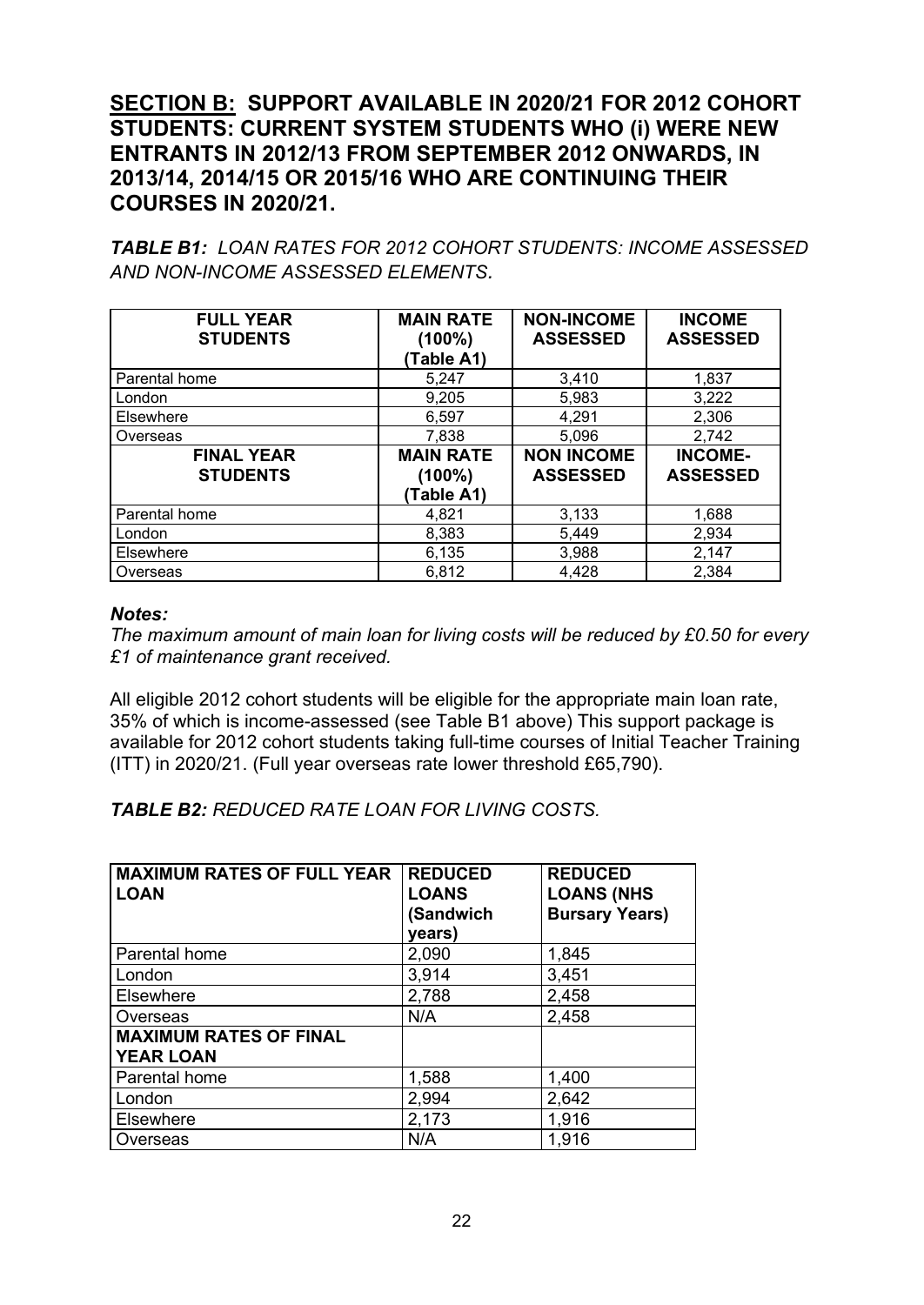## SECTION B: SUPPORT AVAILABLE IN 2020/21 FOR 2012 COHORT STUDENTS: CURRENT SYSTEM STUDENTS WHO (i) WERE NEW ENTRANTS IN 2012/13 FROM SEPTEMBER 2012 ONWARDS, IN 2013/14, 2014/15 OR 2015/16 WHO ARE CONTINUING THEIR COURSES IN 2020/21.

***TABLE B1:** LOAN RATES FOR 2012 COHORT STUDENTS: INCOME ASSESSED AND NON-INCOME ASSESSED ELEMENTS.*

| FULL YEAR STUDENTS | MAIN RATE (100%) (Table A1) | NON-INCOME ASSESSED | INCOME ASSESSED |
|---|---|---|---|
| Parental home | 5,247 | 3,410 | 1,837 |
| London | 9,205 | 5,983 | 3,222 |
| Elsewhere | 6,597 | 4,291 | 2,306 |
| Overseas | 7,838 | 5,096 | 2,742 |
| **FINAL YEAR STUDENTS** | **MAIN RATE (100%) (Table A1)** | **NON INCOME ASSESSED** | **INCOME-ASSESSED** |
| Parental home | 4,821 | 3,133 | 1,688 |
| London | 8,383 | 5,449 | 2,934 |
| Elsewhere | 6,135 | 3,988 | 2,147 |
| Overseas | 6,812 | 4,428 | 2,384 |

***Notes:***

*The maximum amount of main loan for living costs will be reduced by £0.50 for every £1 of maintenance grant received.*

All eligible 2012 cohort students will be eligible for the appropriate main loan rate, 35% of which is income-assessed (see Table B1 above) This support package is available for 2012 cohort students taking full-time courses of Initial Teacher Training (ITT) in 2020/21. (Full year overseas rate lower threshold £65,790).

***TABLE B2:** REDUCED RATE LOAN FOR LIVING COSTS.*

| MAXIMUM RATES OF FULL YEAR LOAN | REDUCED LOANS (Sandwich years) | REDUCED LOANS (NHS Bursary Years) |
|---|---|---|
| Parental home | 2,090 | 1,845 |
| London | 3,914 | 3,451 |
| Elsewhere | 2,788 | 2,458 |
| Overseas | N/A | 2,458 |
| **MAXIMUM RATES OF FINAL YEAR LOAN** | | |
| Parental home | 1,588 | 1,400 |
| London | 2,994 | 2,642 |
| Elsewhere | 2,173 | 1,916 |
| Overseas | N/A | 1,916 |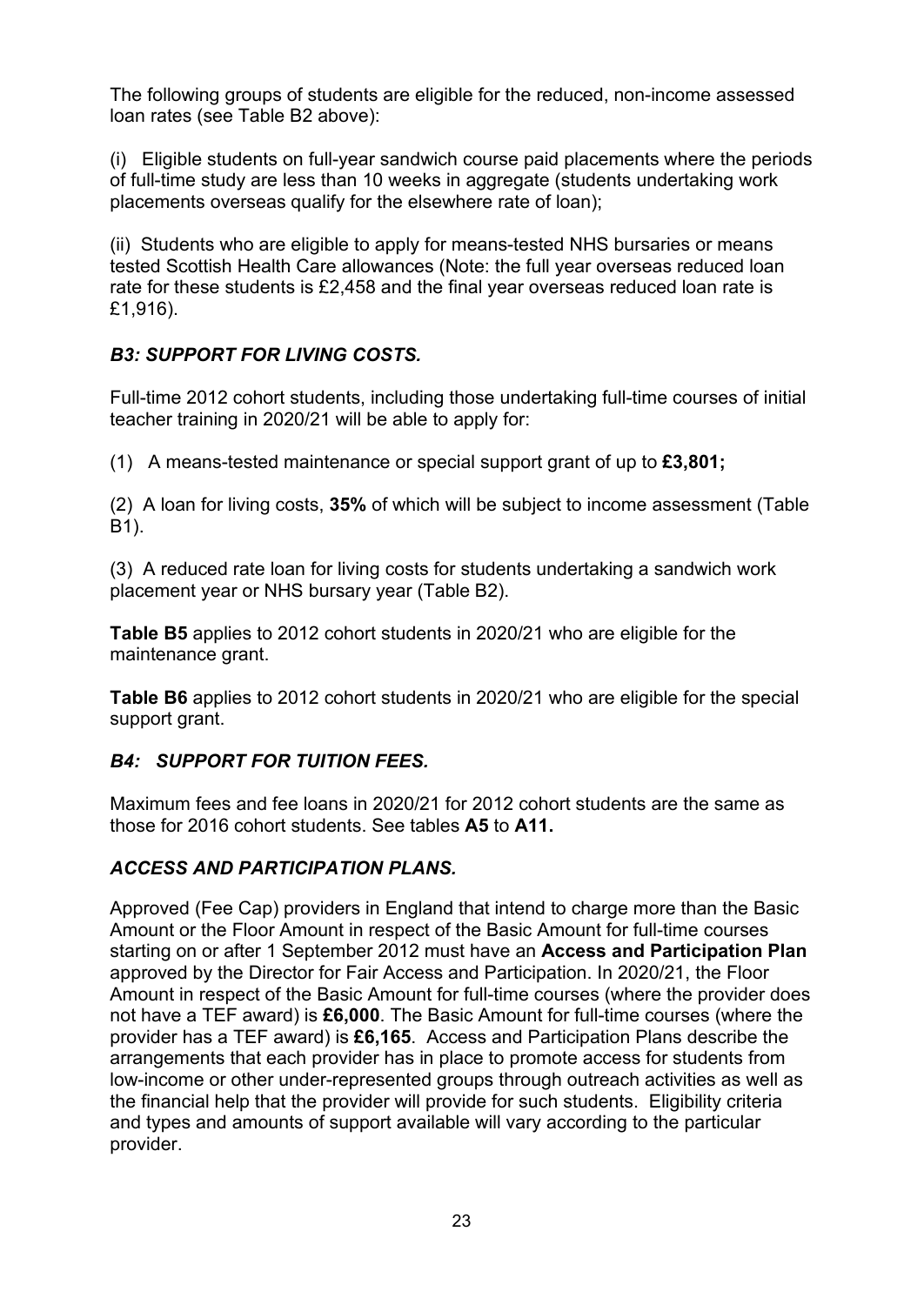The following groups of students are eligible for the reduced, non-income assessed loan rates (see Table B2 above):

(i) Eligible students on full-year sandwich course paid placements where the periods of full-time study are less than 10 weeks in aggregate (students undertaking work placements overseas qualify for the elsewhere rate of loan);

(ii) Students who are eligible to apply for means-tested NHS bursaries or means tested Scottish Health Care allowances (Note: the full year overseas reduced loan rate for these students is £2,458 and the final year overseas reduced loan rate is £1,916).

### *B3: SUPPORT FOR LIVING COSTS.*

Full-time 2012 cohort students, including those undertaking full-time courses of initial teacher training in 2020/21 will be able to apply for:

(1) A means-tested maintenance or special support grant of up to **£3,801;**

(2) A loan for living costs, **35%** of which will be subject to income assessment (Table B1).

(3) A reduced rate loan for living costs for students undertaking a sandwich work placement year or NHS bursary year (Table B2).

**Table B5** applies to 2012 cohort students in 2020/21 who are eligible for the maintenance grant.

**Table B6** applies to 2012 cohort students in 2020/21 who are eligible for the special support grant.

### *B4: SUPPORT FOR TUITION FEES.*

Maximum fees and fee loans in 2020/21 for 2012 cohort students are the same as those for 2016 cohort students. See tables **A5** to **A11.**

### *ACCESS AND PARTICIPATION PLANS.*

Approved (Fee Cap) providers in England that intend to charge more than the Basic Amount or the Floor Amount in respect of the Basic Amount for full-time courses starting on or after 1 September 2012 must have an **Access and Participation Plan** approved by the Director for Fair Access and Participation. In 2020/21, the Floor Amount in respect of the Basic Amount for full-time courses (where the provider does not have a TEF award) is **£6,000**. The Basic Amount for full-time courses (where the provider has a TEF award) is **£6,165**. Access and Participation Plans describe the arrangements that each provider has in place to promote access for students from low-income or other under-represented groups through outreach activities as well as the financial help that the provider will provide for such students. Eligibility criteria and types and amounts of support available will vary according to the particular provider.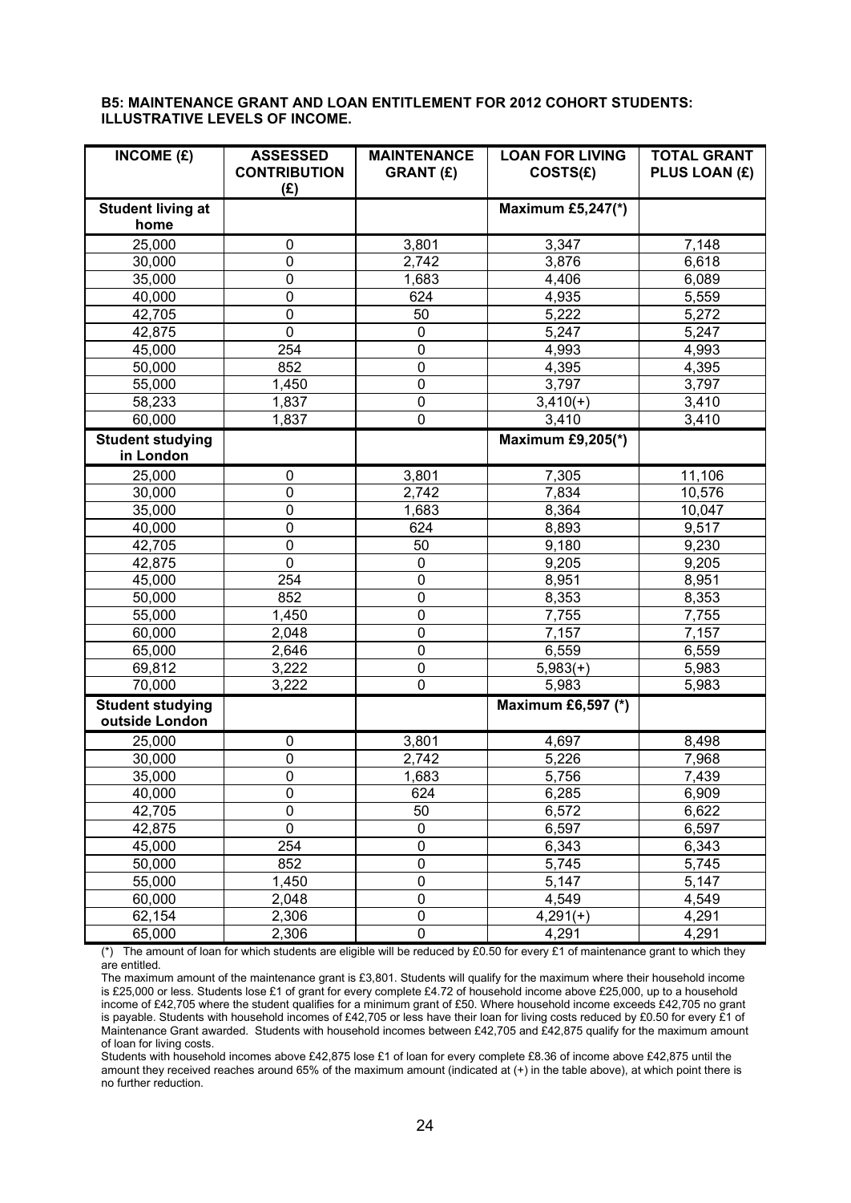**B5: MAINTENANCE GRANT AND LOAN ENTITLEMENT FOR 2012 COHORT STUDENTS: ILLUSTRATIVE LEVELS OF INCOME.**

| INCOME (£) | ASSESSED CONTRIBUTION (£) | MAINTENANCE GRANT (£) | LOAN FOR LIVING COSTS(£) | TOTAL GRANT PLUS LOAN (£) |
|---|---|---|---|---|
| **Student living at home** | | | **Maximum £5,247(*)** | |
| 25,000 | 0 | 3,801 | 3,347 | 7,148 |
| 30,000 | 0 | 2,742 | 3,876 | 6,618 |
| 35,000 | 0 | 1,683 | 4,406 | 6,089 |
| 40,000 | 0 | 624 | 4,935 | 5,559 |
| 42,705 | 0 | 50 | 5,222 | 5,272 |
| 42,875 | 0 | 0 | 5,247 | 5,247 |
| 45,000 | 254 | 0 | 4,993 | 4,993 |
| 50,000 | 852 | 0 | 4,395 | 4,395 |
| 55,000 | 1,450 | 0 | 3,797 | 3,797 |
| 58,233 | 1,837 | 0 | 3,410(+) | 3,410 |
| 60,000 | 1,837 | 0 | 3,410 | 3,410 |
| **Student studying in London** | | | **Maximum £9,205(*)** | |
| 25,000 | 0 | 3,801 | 7,305 | 11,106 |
| 30,000 | 0 | 2,742 | 7,834 | 10,576 |
| 35,000 | 0 | 1,683 | 8,364 | 10,047 |
| 40,000 | 0 | 624 | 8,893 | 9,517 |
| 42,705 | 0 | 50 | 9,180 | 9,230 |
| 42,875 | 0 | 0 | 9,205 | 9,205 |
| 45,000 | 254 | 0 | 8,951 | 8,951 |
| 50,000 | 852 | 0 | 8,353 | 8,353 |
| 55,000 | 1,450 | 0 | 7,755 | 7,755 |
| 60,000 | 2,048 | 0 | 7,157 | 7,157 |
| 65,000 | 2,646 | 0 | 6,559 | 6,559 |
| 69,812 | 3,222 | 0 | 5,983(+) | 5,983 |
| 70,000 | 3,222 | 0 | 5,983 | 5,983 |
| **Student studying outside London** | | | **Maximum £6,597 (*)** | |
| 25,000 | 0 | 3,801 | 4,697 | 8,498 |
| 30,000 | 0 | 2,742 | 5,226 | 7,968 |
| 35,000 | 0 | 1,683 | 5,756 | 7,439 |
| 40,000 | 0 | 624 | 6,285 | 6,909 |
| 42,705 | 0 | 50 | 6,572 | 6,622 |
| 42,875 | 0 | 0 | 6,597 | 6,597 |
| 45,000 | 254 | 0 | 6,343 | 6,343 |
| 50,000 | 852 | 0 | 5,745 | 5,745 |
| 55,000 | 1,450 | 0 | 5,147 | 5,147 |
| 60,000 | 2,048 | 0 | 4,549 | 4,549 |
| 62,154 | 2,306 | 0 | 4,291(+) | 4,291 |
| 65,000 | 2,306 | 0 | 4,291 | 4,291 |

(*) The amount of loan for which students are eligible will be reduced by £0.50 for every £1 of maintenance grant to which they are entitled.

The maximum amount of the maintenance grant is £3,801. Students will qualify for the maximum where their household income is £25,000 or less. Students lose £1 of grant for every complete £4.72 of household income above £25,000, up to a household income of £42,705 where the student qualifies for a minimum grant of £50. Where household income exceeds £42,705 no grant is payable. Students with household incomes of £42,705 or less have their loan for living costs reduced by £0.50 for every £1 of Maintenance Grant awarded. Students with household incomes between £42,705 and £42,875 qualify for the maximum amount of loan for living costs.

Students with household incomes above £42,875 lose £1 of loan for every complete £8.36 of income above £42,875 until the amount they received reaches around 65% of the maximum amount (indicated at (+) in the table above), at which point there is no further reduction.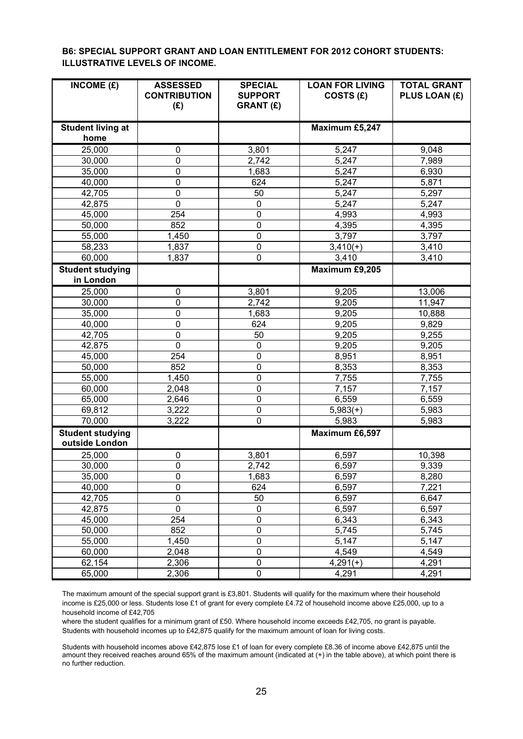**B6: SPECIAL SUPPORT GRANT AND LOAN ENTITLEMENT FOR 2012 COHORT STUDENTS: ILLUSTRATIVE LEVELS OF INCOME.**

| INCOME (£) | ASSESSED CONTRIBUTION (£) | SPECIAL SUPPORT GRANT (£) | LOAN FOR LIVING COSTS (£) | TOTAL GRANT PLUS LOAN (£) |
|---|---|---|---|---|
| **Student living at home** | | | **Maximum £5,247** | |
| 25,000 | 0 | 3,801 | 5,247 | 9,048 |
| 30,000 | 0 | 2,742 | 5,247 | 7,989 |
| 35,000 | 0 | 1,683 | 5,247 | 6,930 |
| 40,000 | 0 | 624 | 5,247 | 5,871 |
| 42,705 | 0 | 50 | 5,247 | 5,297 |
| 42,875 | 0 | 0 | 5,247 | 5,247 |
| 45,000 | 254 | 0 | 4,993 | 4,993 |
| 50,000 | 852 | 0 | 4,395 | 4,395 |
| 55,000 | 1,450 | 0 | 3,797 | 3,797 |
| 58,233 | 1,837 | 0 | 3,410(+) | 3,410 |
| 60,000 | 1,837 | 0 | 3,410 | 3,410 |
| **Student studying in London** | | | **Maximum £9,205** | |
| 25,000 | 0 | 3,801 | 9,205 | 13,006 |
| 30,000 | 0 | 2,742 | 9,205 | 11,947 |
| 35,000 | 0 | 1,683 | 9,205 | 10,888 |
| 40,000 | 0 | 624 | 9,205 | 9,829 |
| 42,705 | 0 | 50 | 9,205 | 9,255 |
| 42,875 | 0 | 0 | 9,205 | 9,205 |
| 45,000 | 254 | 0 | 8,951 | 8,951 |
| 50,000 | 852 | 0 | 8,353 | 8,353 |
| 55,000 | 1,450 | 0 | 7,755 | 7,755 |
| 60,000 | 2,048 | 0 | 7,157 | 7,157 |
| 65,000 | 2,646 | 0 | 6,559 | 6,559 |
| 69,812 | 3,222 | 0 | 5,983(+) | 5,983 |
| 70,000 | 3,222 | 0 | 5,983 | 5,983 |
| **Student studying outside London** | | | **Maximum £6,597** | |
| 25,000 | 0 | 3,801 | 6,597 | 10,398 |
| 30,000 | 0 | 2,742 | 6,597 | 9,339 |
| 35,000 | 0 | 1,683 | 6,597 | 8,280 |
| 40,000 | 0 | 624 | 6,597 | 7,221 |
| 42,705 | 0 | 50 | 6,597 | 6,647 |
| 42,875 | 0 | 0 | 6,597 | 6,597 |
| 45,000 | 254 | 0 | 6,343 | 6,343 |
| 50,000 | 852 | 0 | 5,745 | 5,745 |
| 55,000 | 1,450 | 0 | 5,147 | 5,147 |
| 60,000 | 2,048 | 0 | 4,549 | 4,549 |
| 62,154 | 2,306 | 0 | 4,291(+) | 4,291 |
| 65,000 | 2,306 | 0 | 4,291 | 4,291 |

The maximum amount of the special support grant is £3,801. Students will qualify for the maximum where their household income is £25,000 or less. Students lose £1 of grant for every complete £4.72 of household income above £25,000, up to a household income of £42,705

where the student qualifies for a minimum grant of £50. Where household income exceeds £42,705, no grant is payable. Students with household incomes up to £42,875 qualify for the maximum amount of loan for living costs.

Students with household incomes above £42,875 lose £1 of loan for every complete £8.36 of income above £42,875 until the amount they received reaches around 65% of the maximum amount (indicated at (+) in the table above), at which point there is no further reduction.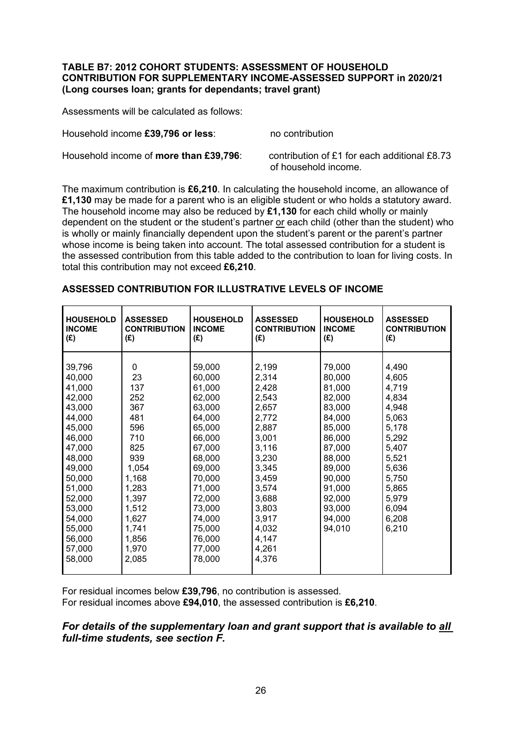**TABLE B7: 2012 COHORT STUDENTS: ASSESSMENT OF HOUSEHOLD CONTRIBUTION FOR SUPPLEMENTARY INCOME-ASSESSED SUPPORT in 2020/21 (Long courses loan; grants for dependants; travel grant)**

Assessments will be calculated as follows:

| | |
|---|---|
| Household income **£39,796 or less**: | no contribution |
| Household income of **more than £39,796**: | contribution of £1 for each additional £8.73 of household income. |

The maximum contribution is **£6,210**. In calculating the household income, an allowance of **£1,130** may be made for a parent who is an eligible student or who holds a statutory award. The household income may also be reduced by **£1,130** for each child wholly or mainly dependent on the student or the student's partner or each child (other than the student) who is wholly or mainly financially dependent upon the student's parent or the parent's partner whose income is being taken into account. The total assessed contribution for a student is the assessed contribution from this table added to the contribution to loan for living costs. In total this contribution may not exceed **£6,210**.

**ASSESSED CONTRIBUTION FOR ILLUSTRATIVE LEVELS OF INCOME**

| HOUSEHOLD INCOME (£) | ASSESSED CONTRIBUTION (£) | HOUSEHOLD INCOME (£) | ASSESSED CONTRIBUTION (£) | HOUSEHOLD INCOME (£) | ASSESSED CONTRIBUTION (£) |
|---|---|---|---|---|---|
| 39,796 | 0 | 59,000 | 2,199 | 79,000 | 4,490 |
| 40,000 | 23 | 60,000 | 2,314 | 80,000 | 4,605 |
| 41,000 | 137 | 61,000 | 2,428 | 81,000 | 4,719 |
| 42,000 | 252 | 62,000 | 2,543 | 82,000 | 4,834 |
| 43,000 | 367 | 63,000 | 2,657 | 83,000 | 4,948 |
| 44,000 | 481 | 64,000 | 2,772 | 84,000 | 5,063 |
| 45,000 | 596 | 65,000 | 2,887 | 85,000 | 5,178 |
| 46,000 | 710 | 66,000 | 3,001 | 86,000 | 5,292 |
| 47,000 | 825 | 67,000 | 3,116 | 87,000 | 5,407 |
| 48,000 | 939 | 68,000 | 3,230 | 88,000 | 5,521 |
| 49,000 | 1,054 | 69,000 | 3,345 | 89,000 | 5,636 |
| 50,000 | 1,168 | 70,000 | 3,459 | 90,000 | 5,750 |
| 51,000 | 1,283 | 71,000 | 3,574 | 91,000 | 5,865 |
| 52,000 | 1,397 | 72,000 | 3,688 | 92,000 | 5,979 |
| 53,000 | 1,512 | 73,000 | 3,803 | 93,000 | 6,094 |
| 54,000 | 1,627 | 74,000 | 3,917 | 94,000 | 6,208 |
| 55,000 | 1,741 | 75,000 | 4,032 | 94,010 | 6,210 |
| 56,000 | 1,856 | 76,000 | 4,147 | | |
| 57,000 | 1,970 | 77,000 | 4,261 | | |
| 58,000 | 2,085 | 78,000 | 4,376 | | |

For residual incomes below **£39,796**, no contribution is assessed.
For residual incomes above **£94,010**, the assessed contribution is **£6,210**.

***For details of the supplementary loan and grant support that is available to all full-time students, see section F.***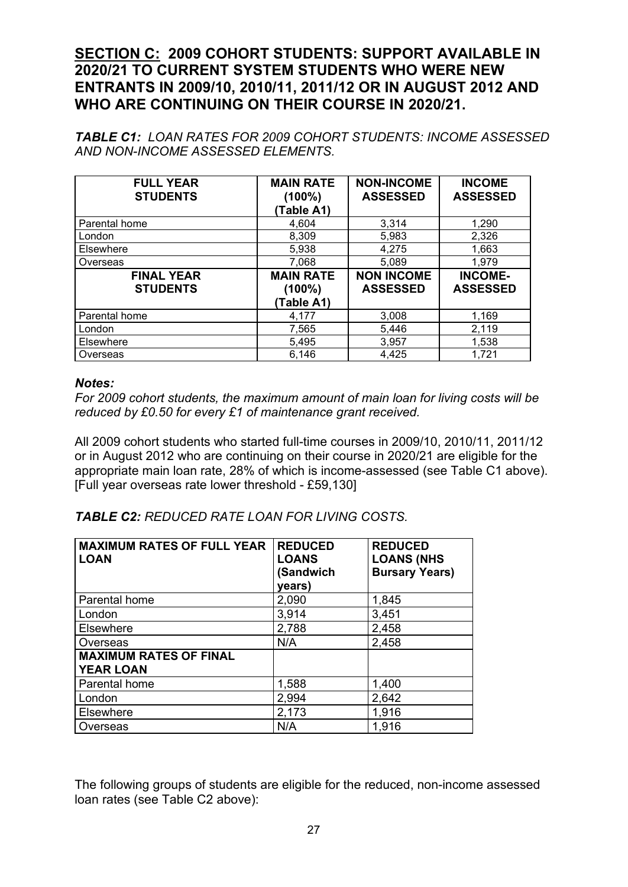## SECTION C: 2009 COHORT STUDENTS: SUPPORT AVAILABLE IN 2020/21 TO CURRENT SYSTEM STUDENTS WHO WERE NEW ENTRANTS IN 2009/10, 2010/11, 2011/12 OR IN AUGUST 2012 AND WHO ARE CONTINUING ON THEIR COURSE IN 2020/21.

***TABLE C1:*** *LOAN RATES FOR 2009 COHORT STUDENTS: INCOME ASSESSED AND NON-INCOME ASSESSED ELEMENTS.*

| FULL YEAR STUDENTS | MAIN RATE (100%) (Table A1) | NON-INCOME ASSESSED | INCOME ASSESSED |
|---|---|---|---|
| Parental home | 4,604 | 3,314 | 1,290 |
| London | 8,309 | 5,983 | 2,326 |
| Elsewhere | 5,938 | 4,275 | 1,663 |
| Overseas | 7,068 | 5,089 | 1,979 |
| **FINAL YEAR STUDENTS** | **MAIN RATE (100%) (Table A1)** | **NON INCOME ASSESSED** | **INCOME-ASSESSED** |
| Parental home | 4,177 | 3,008 | 1,169 |
| London | 7,565 | 5,446 | 2,119 |
| Elsewhere | 5,495 | 3,957 | 1,538 |
| Overseas | 6,146 | 4,425 | 1,721 |

***Notes:***

*For 2009 cohort students, the maximum amount of main loan for living costs will be reduced by £0.50 for every £1 of maintenance grant received.*

All 2009 cohort students who started full-time courses in 2009/10, 2010/11, 2011/12 or in August 2012 who are continuing on their course in 2020/21 are eligible for the appropriate main loan rate, 28% of which is income-assessed (see Table C1 above). [Full year overseas rate lower threshold - £59,130]

***TABLE C2:*** *REDUCED RATE LOAN FOR LIVING COSTS.*

| MAXIMUM RATES OF FULL YEAR LOAN | REDUCED LOANS (Sandwich years) | REDUCED LOANS (NHS Bursary Years) |
|---|---|---|
| Parental home | 2,090 | 1,845 |
| London | 3,914 | 3,451 |
| Elsewhere | 2,788 | 2,458 |
| Overseas | N/A | 2,458 |
| **MAXIMUM RATES OF FINAL YEAR LOAN** | | |
| Parental home | 1,588 | 1,400 |
| London | 2,994 | 2,642 |
| Elsewhere | 2,173 | 1,916 |
| Overseas | N/A | 1,916 |

The following groups of students are eligible for the reduced, non-income assessed loan rates (see Table C2 above):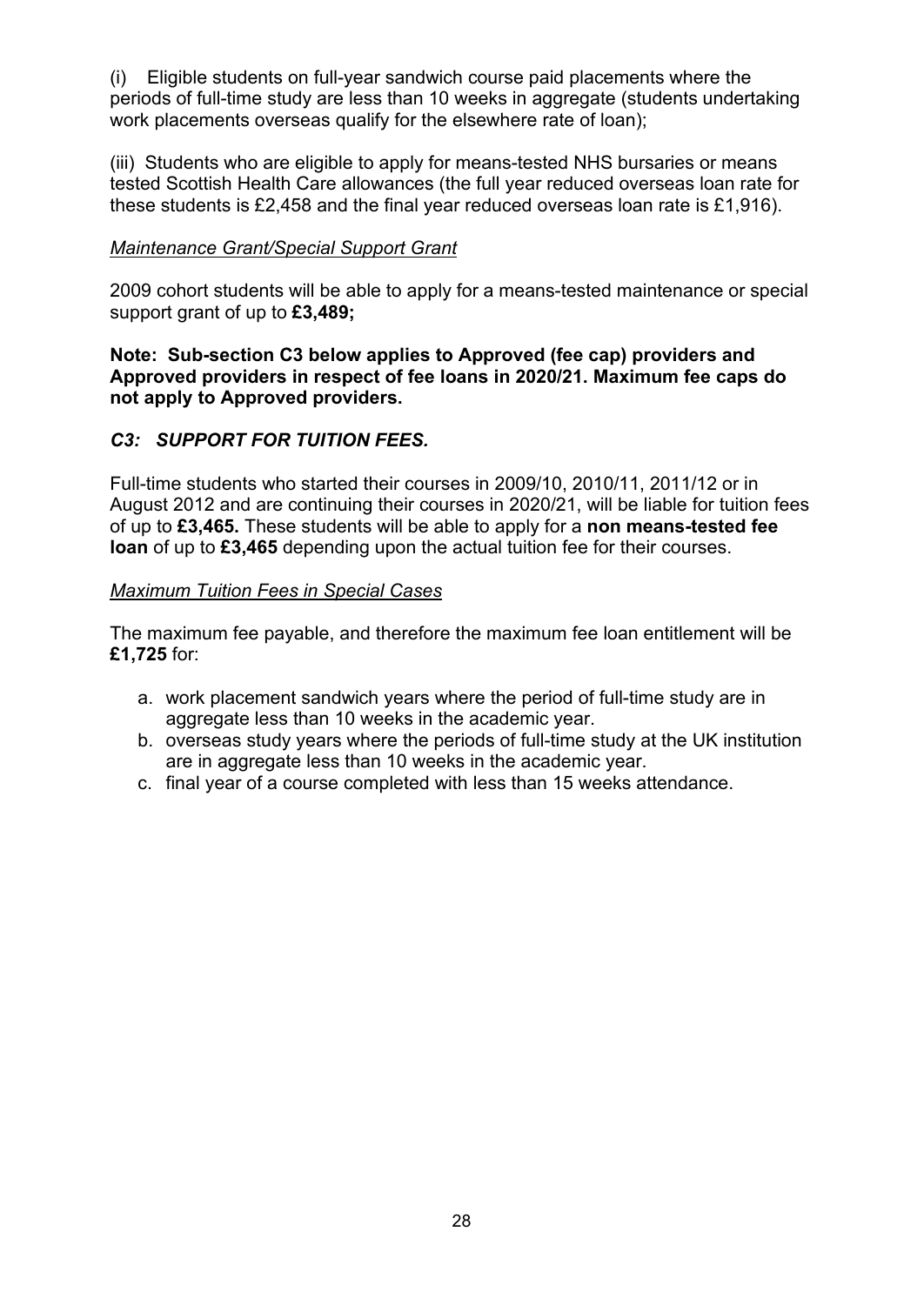(i) Eligible students on full-year sandwich course paid placements where the periods of full-time study are less than 10 weeks in aggregate (students undertaking work placements overseas qualify for the elsewhere rate of loan);

(iii) Students who are eligible to apply for means-tested NHS bursaries or means tested Scottish Health Care allowances (the full year reduced overseas loan rate for these students is £2,458 and the final year reduced overseas loan rate is £1,916).

*Maintenance Grant/Special Support Grant*

2009 cohort students will be able to apply for a means-tested maintenance or special support grant of up to **£3,489;**

**Note: Sub-section C3 below applies to Approved (fee cap) providers and Approved providers in respect of fee loans in 2020/21. Maximum fee caps do not apply to Approved providers.**

### *C3: SUPPORT FOR TUITION FEES.*

Full-time students who started their courses in 2009/10, 2010/11, 2011/12 or in August 2012 and are continuing their courses in 2020/21, will be liable for tuition fees of up to **£3,465.** These students will be able to apply for a **non means-tested fee loan** of up to **£3,465** depending upon the actual tuition fee for their courses.

*Maximum Tuition Fees in Special Cases*

The maximum fee payable, and therefore the maximum fee loan entitlement will be **£1,725** for:

a. work placement sandwich years where the period of full-time study are in aggregate less than 10 weeks in the academic year.
b. overseas study years where the periods of full-time study at the UK institution are in aggregate less than 10 weeks in the academic year.
c. final year of a course completed with less than 15 weeks attendance.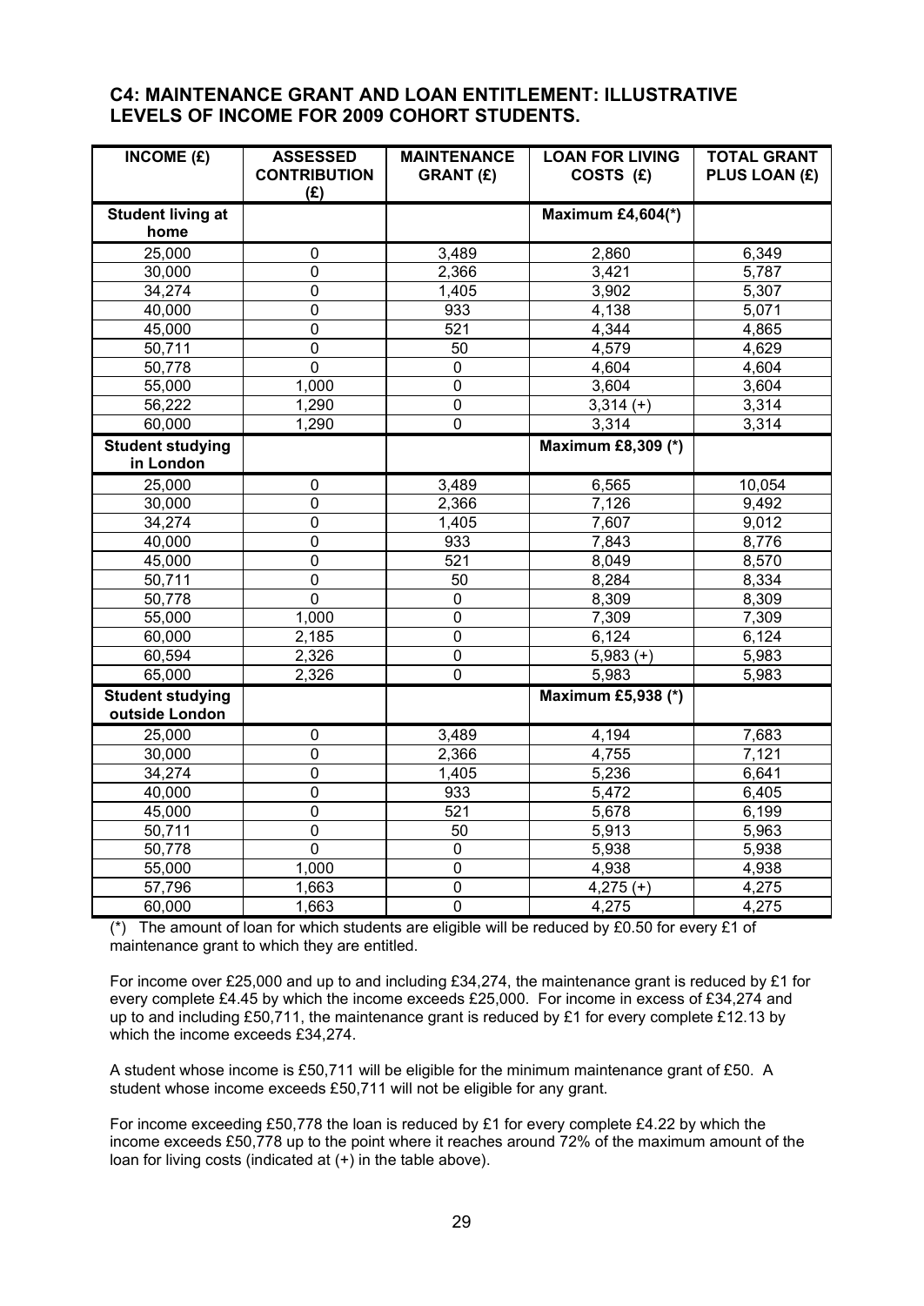### C4: MAINTENANCE GRANT AND LOAN ENTITLEMENT: ILLUSTRATIVE LEVELS OF INCOME FOR 2009 COHORT STUDENTS.

| INCOME (£) | ASSESSED CONTRIBUTION (£) | MAINTENANCE GRANT (£) | LOAN FOR LIVING COSTS (£) | TOTAL GRANT PLUS LOAN (£) |
|---|---|---|---|---|
| **Student living at home** | | | **Maximum £4,604(*)** | |
| 25,000 | 0 | 3,489 | 2,860 | 6,349 |
| 30,000 | 0 | 2,366 | 3,421 | 5,787 |
| 34,274 | 0 | 1,405 | 3,902 | 5,307 |
| 40,000 | 0 | 933 | 4,138 | 5,071 |
| 45,000 | 0 | 521 | 4,344 | 4,865 |
| 50,711 | 0 | 50 | 4,579 | 4,629 |
| 50,778 | 0 | 0 | 4,604 | 4,604 |
| 55,000 | 1,000 | 0 | 3,604 | 3,604 |
| 56,222 | 1,290 | 0 | 3,314 (+) | 3,314 |
| 60,000 | 1,290 | 0 | 3,314 | 3,314 |
| **Student studying in London** | | | **Maximum £8,309 (*)** | |
| 25,000 | 0 | 3,489 | 6,565 | 10,054 |
| 30,000 | 0 | 2,366 | 7,126 | 9,492 |
| 34,274 | 0 | 1,405 | 7,607 | 9,012 |
| 40,000 | 0 | 933 | 7,843 | 8,776 |
| 45,000 | 0 | 521 | 8,049 | 8,570 |
| 50,711 | 0 | 50 | 8,284 | 8,334 |
| 50,778 | 0 | 0 | 8,309 | 8,309 |
| 55,000 | 1,000 | 0 | 7,309 | 7,309 |
| 60,000 | 2,185 | 0 | 6,124 | 6,124 |
| 60,594 | 2,326 | 0 | 5,983 (+) | 5,983 |
| 65,000 | 2,326 | 0 | 5,983 | 5,983 |
| **Student studying outside London** | | | **Maximum £5,938 (*)** | |
| 25,000 | 0 | 3,489 | 4,194 | 7,683 |
| 30,000 | 0 | 2,366 | 4,755 | 7,121 |
| 34,274 | 0 | 1,405 | 5,236 | 6,641 |
| 40,000 | 0 | 933 | 5,472 | 6,405 |
| 45,000 | 0 | 521 | 5,678 | 6,199 |
| 50,711 | 0 | 50 | 5,913 | 5,963 |
| 50,778 | 0 | 0 | 5,938 | 5,938 |
| 55,000 | 1,000 | 0 | 4,938 | 4,938 |
| 57,796 | 1,663 | 0 | 4,275 (+) | 4,275 |
| 60,000 | 1,663 | 0 | 4,275 | 4,275 |

(*) The amount of loan for which students are eligible will be reduced by £0.50 for every £1 of maintenance grant to which they are entitled.

For income over £25,000 and up to and including £34,274, the maintenance grant is reduced by £1 for every complete £4.45 by which the income exceeds £25,000. For income in excess of £34,274 and up to and including £50,711, the maintenance grant is reduced by £1 for every complete £12.13 by which the income exceeds £34,274.

A student whose income is £50,711 will be eligible for the minimum maintenance grant of £50. A student whose income exceeds £50,711 will not be eligible for any grant.

For income exceeding £50,778 the loan is reduced by £1 for every complete £4.22 by which the income exceeds £50,778 up to the point where it reaches around 72% of the maximum amount of the loan for living costs (indicated at (+) in the table above).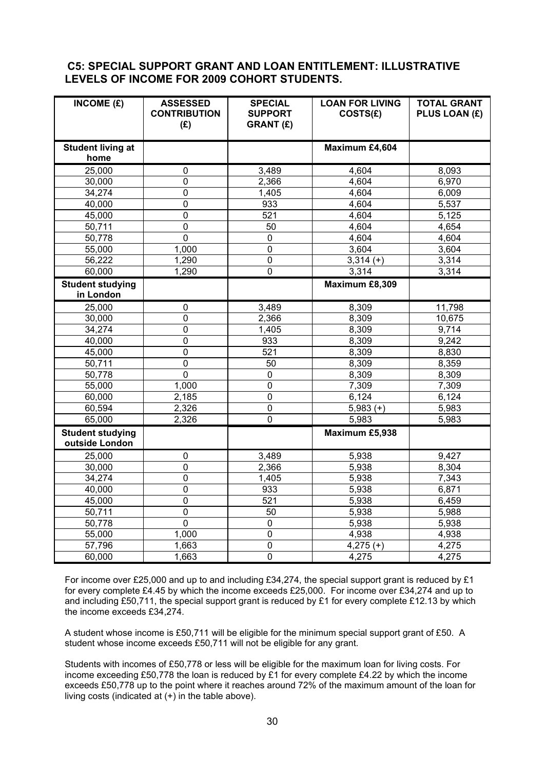## C5: SPECIAL SUPPORT GRANT AND LOAN ENTITLEMENT: ILLUSTRATIVE LEVELS OF INCOME FOR 2009 COHORT STUDENTS.

| INCOME (£) | ASSESSED CONTRIBUTION (£) | SPECIAL SUPPORT GRANT (£) | LOAN FOR LIVING COSTS(£) | TOTAL GRANT PLUS LOAN (£) |
|---|---|---|---|---|
| **Student living at home** | | | **Maximum £4,604** | |
| 25,000 | 0 | 3,489 | 4,604 | 8,093 |
| 30,000 | 0 | 2,366 | 4,604 | 6,970 |
| 34,274 | 0 | 1,405 | 4,604 | 6,009 |
| 40,000 | 0 | 933 | 4,604 | 5,537 |
| 45,000 | 0 | 521 | 4,604 | 5,125 |
| 50,711 | 0 | 50 | 4,604 | 4,654 |
| 50,778 | 0 | 0 | 4,604 | 4,604 |
| 55,000 | 1,000 | 0 | 3,604 | 3,604 |
| 56,222 | 1,290 | 0 | 3,314 (+) | 3,314 |
| 60,000 | 1,290 | 0 | 3,314 | 3,314 |
| **Student studying in London** | | | **Maximum £8,309** | |
| 25,000 | 0 | 3,489 | 8,309 | 11,798 |
| 30,000 | 0 | 2,366 | 8,309 | 10,675 |
| 34,274 | 0 | 1,405 | 8,309 | 9,714 |
| 40,000 | 0 | 933 | 8,309 | 9,242 |
| 45,000 | 0 | 521 | 8,309 | 8,830 |
| 50,711 | 0 | 50 | 8,309 | 8,359 |
| 50,778 | 0 | 0 | 8,309 | 8,309 |
| 55,000 | 1,000 | 0 | 7,309 | 7,309 |
| 60,000 | 2,185 | 0 | 6,124 | 6,124 |
| 60,594 | 2,326 | 0 | 5,983 (+) | 5,983 |
| 65,000 | 2,326 | 0 | 5,983 | 5,983 |
| **Student studying outside London** | | | **Maximum £5,938** | |
| 25,000 | 0 | 3,489 | 5,938 | 9,427 |
| 30,000 | 0 | 2,366 | 5,938 | 8,304 |
| 34,274 | 0 | 1,405 | 5,938 | 7,343 |
| 40,000 | 0 | 933 | 5,938 | 6,871 |
| 45,000 | 0 | 521 | 5,938 | 6,459 |
| 50,711 | 0 | 50 | 5,938 | 5,988 |
| 50,778 | 0 | 0 | 5,938 | 5,938 |
| 55,000 | 1,000 | 0 | 4,938 | 4,938 |
| 57,796 | 1,663 | 0 | 4,275 (+) | 4,275 |
| 60,000 | 1,663 | 0 | 4,275 | 4,275 |

For income over £25,000 and up to and including £34,274, the special support grant is reduced by £1 for every complete £4.45 by which the income exceeds £25,000. For income over £34,274 and up to and including £50,711, the special support grant is reduced by £1 for every complete £12.13 by which the income exceeds £34,274.

A student whose income is £50,711 will be eligible for the minimum special support grant of £50. A student whose income exceeds £50,711 will not be eligible for any grant.

Students with incomes of £50,778 or less will be eligible for the maximum loan for living costs. For income exceeding £50,778 the loan is reduced by £1 for every complete £4.22 by which the income exceeds £50,778 up to the point where it reaches around 72% of the maximum amount of the loan for living costs (indicated at (+) in the table above).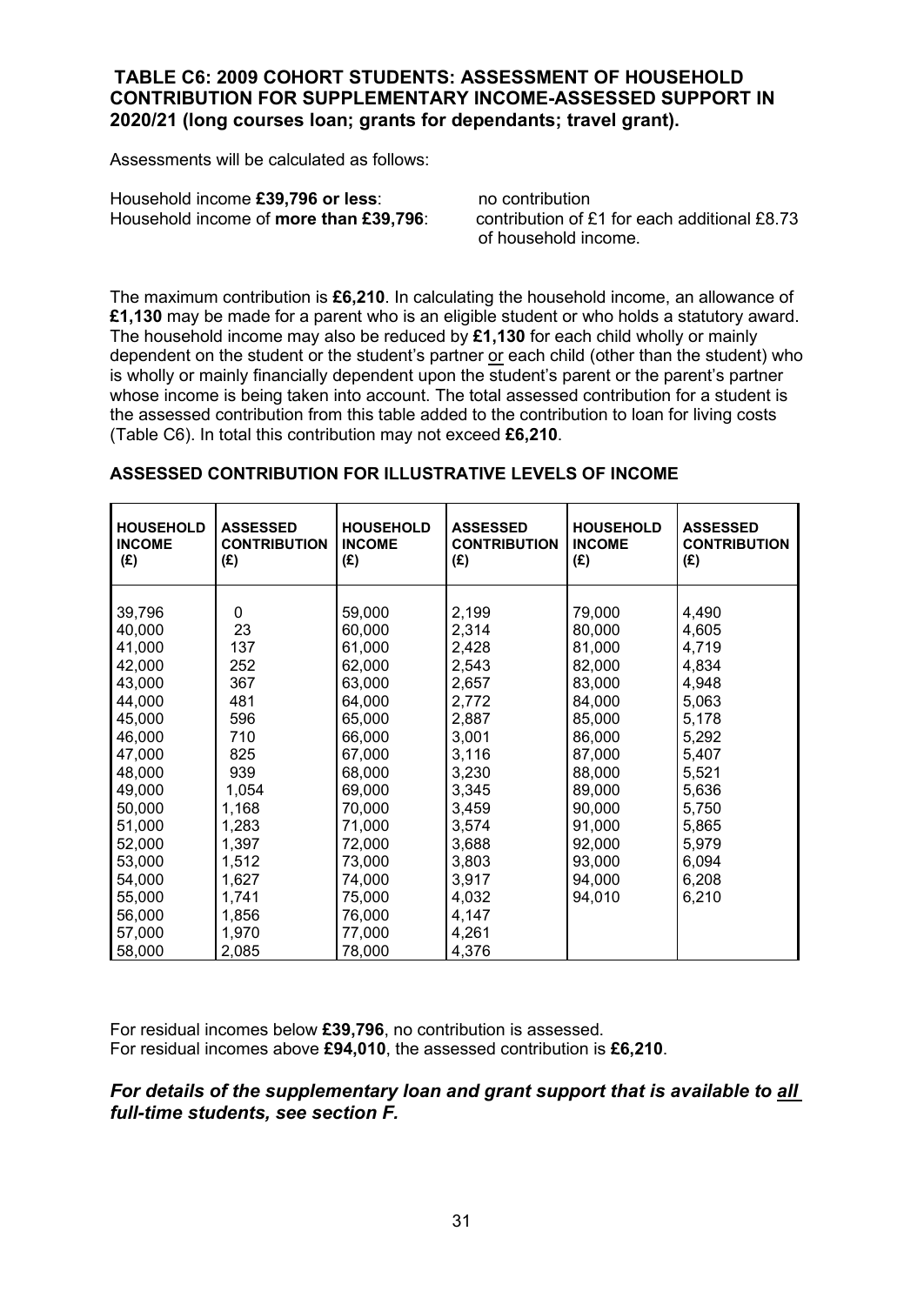**TABLE C6: 2009 COHORT STUDENTS: ASSESSMENT OF HOUSEHOLD CONTRIBUTION FOR SUPPLEMENTARY INCOME-ASSESSED SUPPORT IN 2020/21 (long courses loan; grants for dependants; travel grant).**

Assessments will be calculated as follows:

Household income **£39,796 or less**: no contribution
Household income of **more than £39,796**: contribution of £1 for each additional £8.73 of household income.

The maximum contribution is **£6,210**. In calculating the household income, an allowance of **£1,130** may be made for a parent who is an eligible student or who holds a statutory award. The household income may also be reduced by **£1,130** for each child wholly or mainly dependent on the student or the student's partner or each child (other than the student) who is wholly or mainly financially dependent upon the student's parent or the parent's partner whose income is being taken into account. The total assessed contribution for a student is the assessed contribution from this table added to the contribution to loan for living costs (Table C6). In total this contribution may not exceed **£6,210**.

**ASSESSED CONTRIBUTION FOR ILLUSTRATIVE LEVELS OF INCOME**

| HOUSEHOLD INCOME (£) | ASSESSED CONTRIBUTION (£) | HOUSEHOLD INCOME (£) | ASSESSED CONTRIBUTION (£) | HOUSEHOLD INCOME (£) | ASSESSED CONTRIBUTION (£) |
|---|---|---|---|---|---|
| 39,796 | 0 | 59,000 | 2,199 | 79,000 | 4,490 |
| 40,000 | 23 | 60,000 | 2,314 | 80,000 | 4,605 |
| 41,000 | 137 | 61,000 | 2,428 | 81,000 | 4,719 |
| 42,000 | 252 | 62,000 | 2,543 | 82,000 | 4,834 |
| 43,000 | 367 | 63,000 | 2,657 | 83,000 | 4,948 |
| 44,000 | 481 | 64,000 | 2,772 | 84,000 | 5,063 |
| 45,000 | 596 | 65,000 | 2,887 | 85,000 | 5,178 |
| 46,000 | 710 | 66,000 | 3,001 | 86,000 | 5,292 |
| 47,000 | 825 | 67,000 | 3,116 | 87,000 | 5,407 |
| 48,000 | 939 | 68,000 | 3,230 | 88,000 | 5,521 |
| 49,000 | 1,054 | 69,000 | 3,345 | 89,000 | 5,636 |
| 50,000 | 1,168 | 70,000 | 3,459 | 90,000 | 5,750 |
| 51,000 | 1,283 | 71,000 | 3,574 | 91,000 | 5,865 |
| 52,000 | 1,397 | 72,000 | 3,688 | 92,000 | 5,979 |
| 53,000 | 1,512 | 73,000 | 3,803 | 93,000 | 6,094 |
| 54,000 | 1,627 | 74,000 | 3,917 | 94,000 | 6,208 |
| 55,000 | 1,741 | 75,000 | 4,032 | 94,010 | 6,210 |
| 56,000 | 1,856 | 76,000 | 4,147 | | |
| 57,000 | 1,970 | 77,000 | 4,261 | | |
| 58,000 | 2,085 | 78,000 | 4,376 | | |

For residual incomes below **£39,796**, no contribution is assessed.
For residual incomes above **£94,010**, the assessed contribution is **£6,210**.

***For details of the supplementary loan and grant support that is available to all full-time students, see section F.***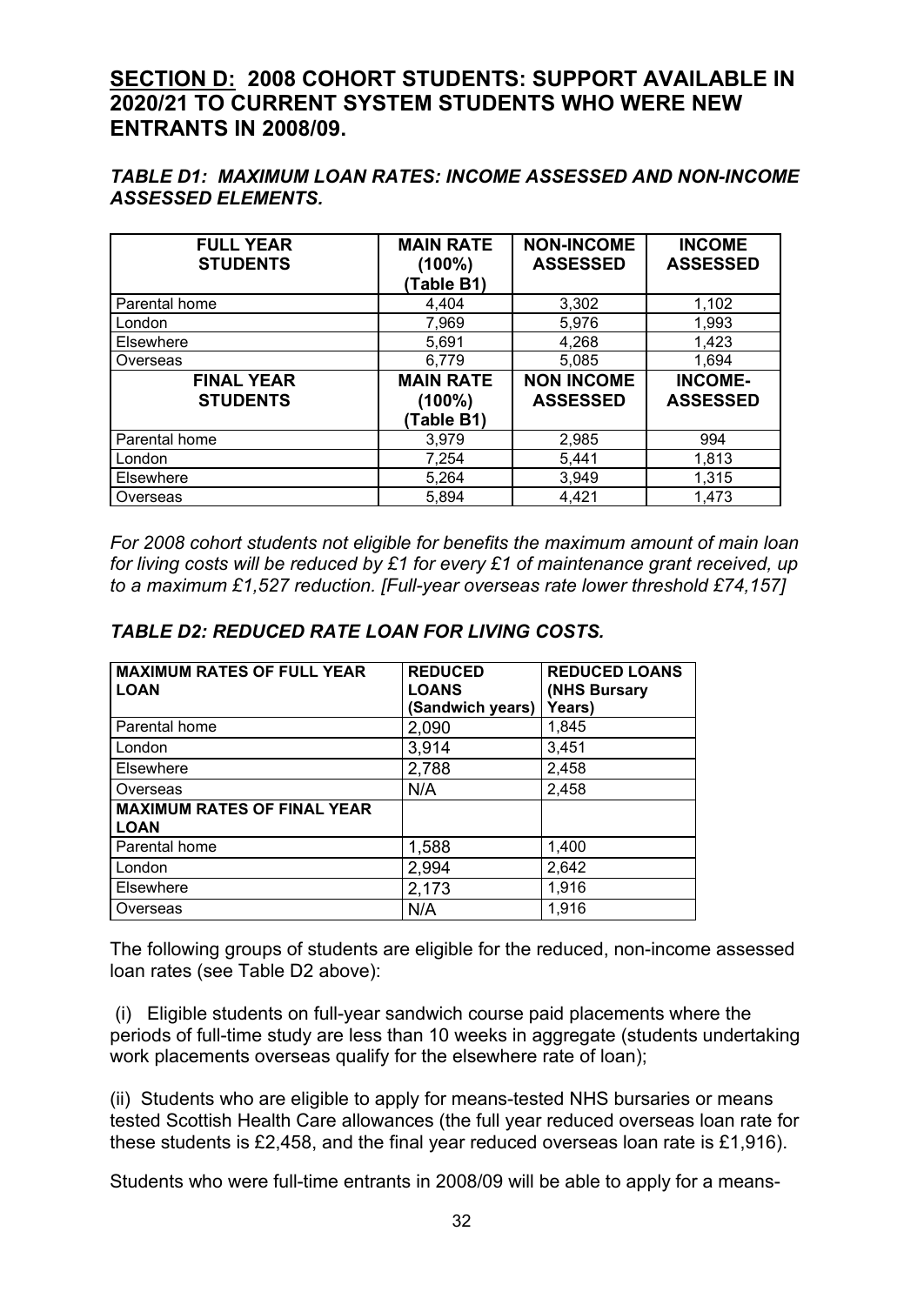## SECTION D: 2008 COHORT STUDENTS: SUPPORT AVAILABLE IN 2020/21 TO CURRENT SYSTEM STUDENTS WHO WERE NEW ENTRANTS IN 2008/09.

### *TABLE D1: MAXIMUM LOAN RATES: INCOME ASSESSED AND NON-INCOME ASSESSED ELEMENTS.*

| FULL YEAR STUDENTS | MAIN RATE (100%) (Table B1) | NON-INCOME ASSESSED | INCOME ASSESSED |
|---|---|---|---|
| Parental home | 4,404 | 3,302 | 1,102 |
| London | 7,969 | 5,976 | 1,993 |
| Elsewhere | 5,691 | 4,268 | 1,423 |
| Overseas | 6,779 | 5,085 | 1,694 |
| **FINAL YEAR STUDENTS** | **MAIN RATE (100%) (Table B1)** | **NON INCOME ASSESSED** | **INCOME-ASSESSED** |
| Parental home | 3,979 | 2,985 | 994 |
| London | 7,254 | 5,441 | 1,813 |
| Elsewhere | 5,264 | 3,949 | 1,315 |
| Overseas | 5,894 | 4,421 | 1,473 |

*For 2008 cohort students not eligible for benefits the maximum amount of main loan for living costs will be reduced by £1 for every £1 of maintenance grant received, up to a maximum £1,527 reduction. [Full-year overseas rate lower threshold £74,157]*

### *TABLE D2: REDUCED RATE LOAN FOR LIVING COSTS.*

| MAXIMUM RATES OF FULL YEAR LOAN | REDUCED LOANS (Sandwich years) | REDUCED LOANS (NHS Bursary Years) |
|---|---|---|
| Parental home | 2,090 | 1,845 |
| London | 3,914 | 3,451 |
| Elsewhere | 2,788 | 2,458 |
| Overseas | N/A | 2,458 |
| **MAXIMUM RATES OF FINAL YEAR LOAN** | | |
| Parental home | 1,588 | 1,400 |
| London | 2,994 | 2,642 |
| Elsewhere | 2,173 | 1,916 |
| Overseas | N/A | 1,916 |

The following groups of students are eligible for the reduced, non-income assessed loan rates (see Table D2 above):

(i) Eligible students on full-year sandwich course paid placements where the periods of full-time study are less than 10 weeks in aggregate (students undertaking work placements overseas qualify for the elsewhere rate of loan);

(ii) Students who are eligible to apply for means-tested NHS bursaries or means tested Scottish Health Care allowances (the full year reduced overseas loan rate for these students is £2,458, and the final year reduced overseas loan rate is £1,916).

Students who were full-time entrants in 2008/09 will be able to apply for a means-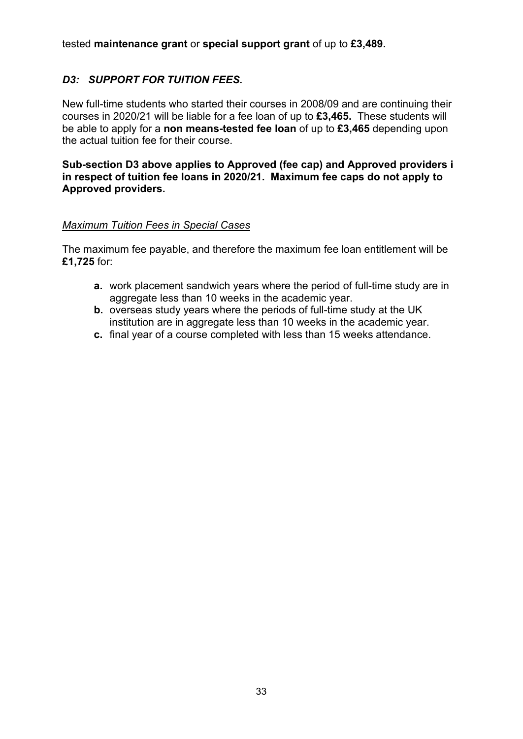tested **maintenance grant** or **special support grant** of up to **£3,489.**

### *D3: SUPPORT FOR TUITION FEES.*

New full-time students who started their courses in 2008/09 and are continuing their courses in 2020/21 will be liable for a fee loan of up to **£3,465.** These students will be able to apply for a **non means-tested fee loan** of up to **£3,465** depending upon the actual tuition fee for their course.

**Sub-section D3 above applies to Approved (fee cap) and Approved providers i in respect of tuition fee loans in 2020/21. Maximum fee caps do not apply to Approved providers.**

*Maximum Tuition Fees in Special Cases*

The maximum fee payable, and therefore the maximum fee loan entitlement will be **£1,725** for:

- **a.** work placement sandwich years where the period of full-time study are in aggregate less than 10 weeks in the academic year.
- **b.** overseas study years where the periods of full-time study at the UK institution are in aggregate less than 10 weeks in the academic year.
- **c.** final year of a course completed with less than 15 weeks attendance.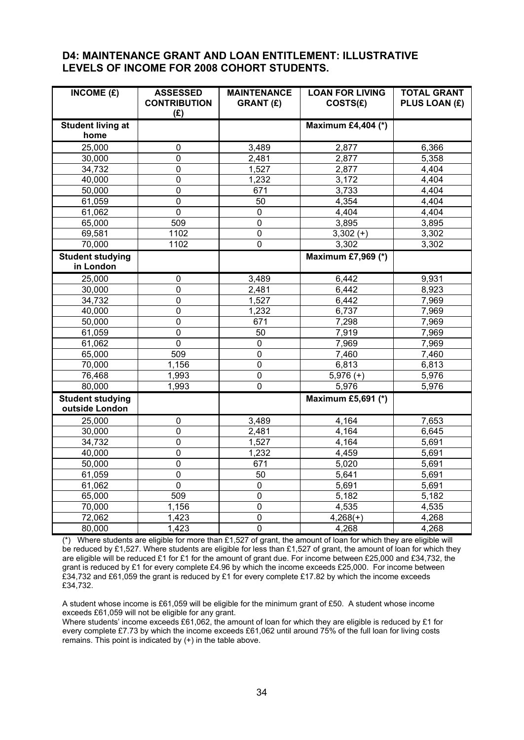## D4: MAINTENANCE GRANT AND LOAN ENTITLEMENT: ILLUSTRATIVE LEVELS OF INCOME FOR 2008 COHORT STUDENTS.

| INCOME (£) | ASSESSED CONTRIBUTION (£) | MAINTENANCE GRANT (£) | LOAN FOR LIVING COSTS(£) | TOTAL GRANT PLUS LOAN (£) |
|---|---|---|---|---|
| **Student living at home** | | | **Maximum £4,404 (*)** | |
| 25,000 | 0 | 3,489 | 2,877 | 6,366 |
| 30,000 | 0 | 2,481 | 2,877 | 5,358 |
| 34,732 | 0 | 1,527 | 2,877 | 4,404 |
| 40,000 | 0 | 1,232 | 3,172 | 4,404 |
| 50,000 | 0 | 671 | 3,733 | 4,404 |
| 61,059 | 0 | 50 | 4,354 | 4,404 |
| 61,062 | 0 | 0 | 4,404 | 4,404 |
| 65,000 | 509 | 0 | 3,895 | 3,895 |
| 69,581 | 1102 | 0 | 3,302 (+) | 3,302 |
| 70,000 | 1102 | 0 | 3,302 | 3,302 |
| **Student studying in London** | | | **Maximum £7,969 (*)** | |
| 25,000 | 0 | 3,489 | 6,442 | 9,931 |
| 30,000 | 0 | 2,481 | 6,442 | 8,923 |
| 34,732 | 0 | 1,527 | 6,442 | 7,969 |
| 40,000 | 0 | 1,232 | 6,737 | 7,969 |
| 50,000 | 0 | 671 | 7,298 | 7,969 |
| 61,059 | 0 | 50 | 7,919 | 7,969 |
| 61,062 | 0 | 0 | 7,969 | 7,969 |
| 65,000 | 509 | 0 | 7,460 | 7,460 |
| 70,000 | 1,156 | 0 | 6,813 | 6,813 |
| 76,468 | 1,993 | 0 | 5,976 (+) | 5,976 |
| 80,000 | 1,993 | 0 | 5,976 | 5,976 |
| **Student studying outside London** | | | **Maximum £5,691 (*)** | |
| 25,000 | 0 | 3,489 | 4,164 | 7,653 |
| 30,000 | 0 | 2,481 | 4,164 | 6,645 |
| 34,732 | 0 | 1,527 | 4,164 | 5,691 |
| 40,000 | 0 | 1,232 | 4,459 | 5,691 |
| 50,000 | 0 | 671 | 5,020 | 5,691 |
| 61,059 | 0 | 50 | 5,641 | 5,691 |
| 61,062 | 0 | 0 | 5,691 | 5,691 |
| 65,000 | 509 | 0 | 5,182 | 5,182 |
| 70,000 | 1,156 | 0 | 4,535 | 4,535 |
| 72,062 | 1,423 | 0 | 4,268(+) | 4,268 |
| 80,000 | 1,423 | 0 | 4,268 | 4,268 |

(*) Where students are eligible for more than £1,527 of grant, the amount of loan for which they are eligible will be reduced by £1,527. Where students are eligible for less than £1,527 of grant, the amount of loan for which they are eligible will be reduced £1 for £1 for the amount of grant due. For income between £25,000 and £34,732, the grant is reduced by £1 for every complete £4.96 by which the income exceeds £25,000. For income between £34,732 and £61,059 the grant is reduced by £1 for every complete £17.82 by which the income exceeds £34,732.

A student whose income is £61,059 will be eligible for the minimum grant of £50. A student whose income exceeds £61,059 will not be eligible for any grant.
Where students' income exceeds £61,062, the amount of loan for which they are eligible is reduced by £1 for every complete £7.73 by which the income exceeds £61,062 until around 75% of the full loan for living costs remains. This point is indicated by (+) in the table above.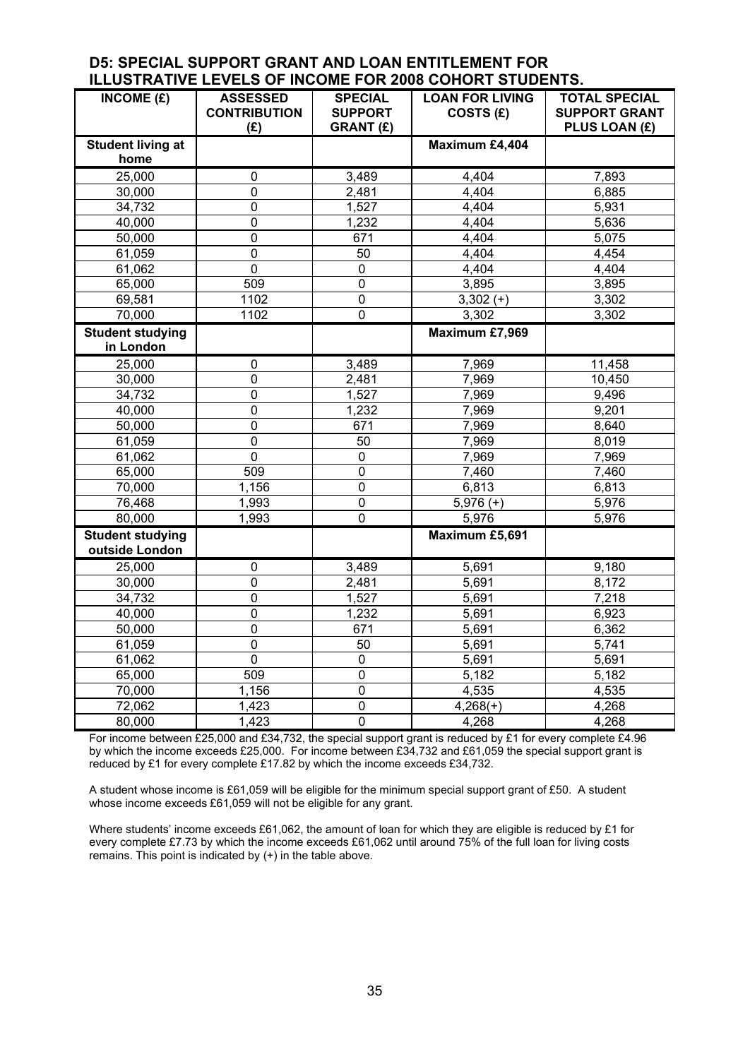## D5: SPECIAL SUPPORT GRANT AND LOAN ENTITLEMENT FOR ILLUSTRATIVE LEVELS OF INCOME FOR 2008 COHORT STUDENTS.

| INCOME (£) | ASSESSED CONTRIBUTION (£) | SPECIAL SUPPORT GRANT (£) | LOAN FOR LIVING COSTS (£) | TOTAL SPECIAL SUPPORT GRANT PLUS LOAN (£) |
|---|---|---|---|---|
| **Student living at home** | | | **Maximum £4,404** | |
| 25,000 | 0 | 3,489 | 4,404 | 7,893 |
| 30,000 | 0 | 2,481 | 4,404 | 6,885 |
| 34,732 | 0 | 1,527 | 4,404 | 5,931 |
| 40,000 | 0 | 1,232 | 4,404 | 5,636 |
| 50,000 | 0 | 671 | 4,404 | 5,075 |
| 61,059 | 0 | 50 | 4,404 | 4,454 |
| 61,062 | 0 | 0 | 4,404 | 4,404 |
| 65,000 | 509 | 0 | 3,895 | 3,895 |
| 69,581 | 1102 | 0 | 3,302 (+) | 3,302 |
| 70,000 | 1102 | 0 | 3,302 | 3,302 |
| **Student studying in London** | | | **Maximum £7,969** | |
| 25,000 | 0 | 3,489 | 7,969 | 11,458 |
| 30,000 | 0 | 2,481 | 7,969 | 10,450 |
| 34,732 | 0 | 1,527 | 7,969 | 9,496 |
| 40,000 | 0 | 1,232 | 7,969 | 9,201 |
| 50,000 | 0 | 671 | 7,969 | 8,640 |
| 61,059 | 0 | 50 | 7,969 | 8,019 |
| 61,062 | 0 | 0 | 7,969 | 7,969 |
| 65,000 | 509 | 0 | 7,460 | 7,460 |
| 70,000 | 1,156 | 0 | 6,813 | 6,813 |
| 76,468 | 1,993 | 0 | 5,976 (+) | 5,976 |
| 80,000 | 1,993 | 0 | 5,976 | 5,976 |
| **Student studying outside London** | | | **Maximum £5,691** | |
| 25,000 | 0 | 3,489 | 5,691 | 9,180 |
| 30,000 | 0 | 2,481 | 5,691 | 8,172 |
| 34,732 | 0 | 1,527 | 5,691 | 7,218 |
| 40,000 | 0 | 1,232 | 5,691 | 6,923 |
| 50,000 | 0 | 671 | 5,691 | 6,362 |
| 61,059 | 0 | 50 | 5,691 | 5,741 |
| 61,062 | 0 | 0 | 5,691 | 5,691 |
| 65,000 | 509 | 0 | 5,182 | 5,182 |
| 70,000 | 1,156 | 0 | 4,535 | 4,535 |
| 72,062 | 1,423 | 0 | 4,268(+) | 4,268 |
| 80,000 | 1,423 | 0 | 4,268 | 4,268 |

For income between £25,000 and £34,732, the special support grant is reduced by £1 for every complete £4.96 by which the income exceeds £25,000. For income between £34,732 and £61,059 the special support grant is reduced by £1 for every complete £17.82 by which the income exceeds £34,732.

A student whose income is £61,059 will be eligible for the minimum special support grant of £50. A student whose income exceeds £61,059 will not be eligible for any grant.

Where students' income exceeds £61,062, the amount of loan for which they are eligible is reduced by £1 for every complete £7.73 by which the income exceeds £61,062 until around 75% of the full loan for living costs remains. This point is indicated by (+) in the table above.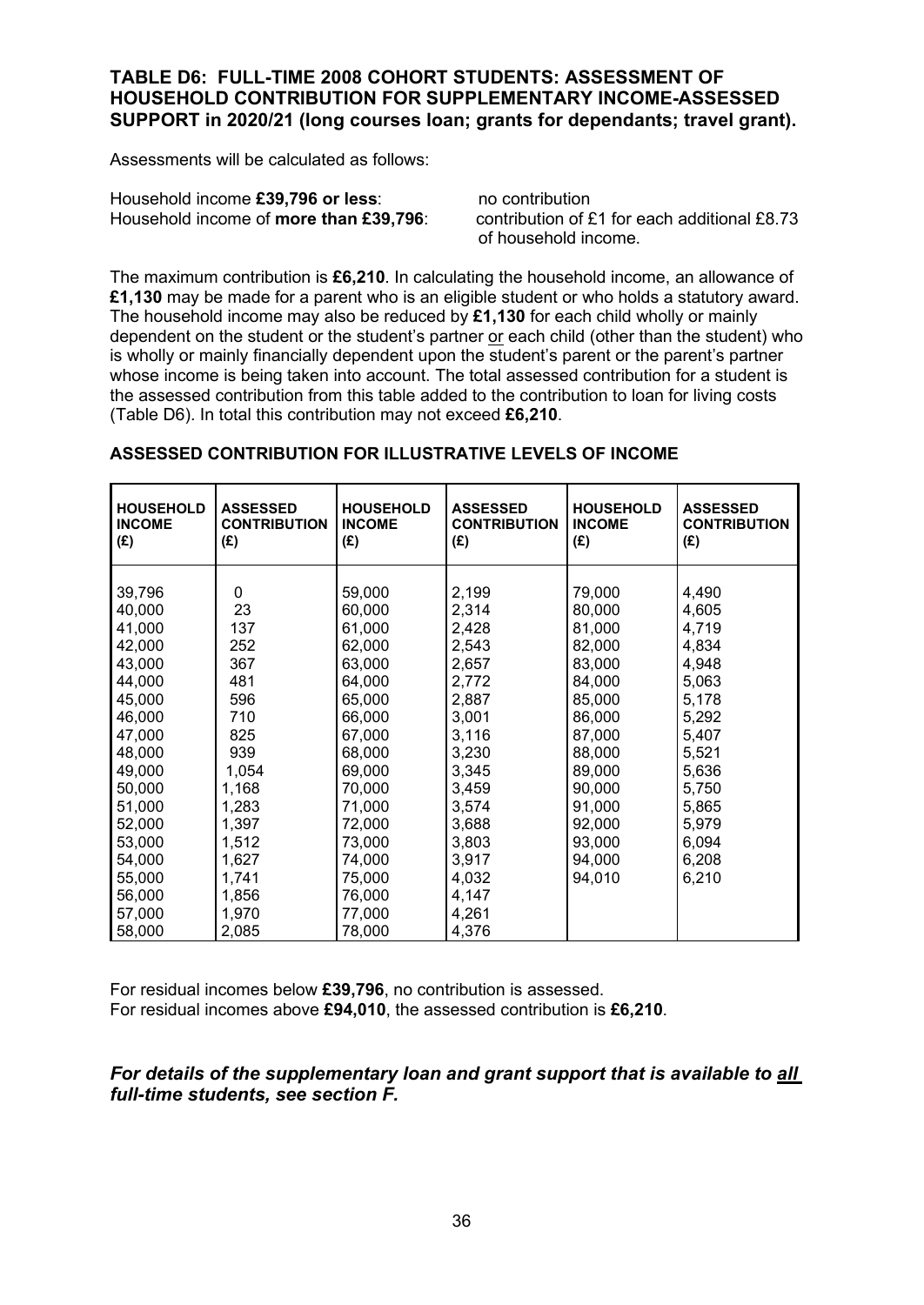## TABLE D6: FULL-TIME 2008 COHORT STUDENTS: ASSESSMENT OF HOUSEHOLD CONTRIBUTION FOR SUPPLEMENTARY INCOME-ASSESSED SUPPORT in 2020/21 (long courses loan; grants for dependants; travel grant).

Assessments will be calculated as follows:

Household income **£39,796 or less**: no contribution
Household income of **more than £39,796**: contribution of £1 for each additional £8.73 of household income.

The maximum contribution is **£6,210**. In calculating the household income, an allowance of **£1,130** may be made for a parent who is an eligible student or who holds a statutory award. The household income may also be reduced by **£1,130** for each child wholly or mainly dependent on the student or the student's partner <u>or</u> each child (other than the student) who is wholly or mainly financially dependent upon the student's parent or the parent's partner whose income is being taken into account. The total assessed contribution for a student is the assessed contribution from this table added to the contribution to loan for living costs (Table D6). In total this contribution may not exceed **£6,210**.

### ASSESSED CONTRIBUTION FOR ILLUSTRATIVE LEVELS OF INCOME

| HOUSEHOLD INCOME (£) | ASSESSED CONTRIBUTION (£) | HOUSEHOLD INCOME (£) | ASSESSED CONTRIBUTION (£) | HOUSEHOLD INCOME (£) | ASSESSED CONTRIBUTION (£) |
|---|---|---|---|---|---|
| 39,796 | 0 | 59,000 | 2,199 | 79,000 | 4,490 |
| 40,000 | 23 | 60,000 | 2,314 | 80,000 | 4,605 |
| 41,000 | 137 | 61,000 | 2,428 | 81,000 | 4,719 |
| 42,000 | 252 | 62,000 | 2,543 | 82,000 | 4,834 |
| 43,000 | 367 | 63,000 | 2,657 | 83,000 | 4,948 |
| 44,000 | 481 | 64,000 | 2,772 | 84,000 | 5,063 |
| 45,000 | 596 | 65,000 | 2,887 | 85,000 | 5,178 |
| 46,000 | 710 | 66,000 | 3,001 | 86,000 | 5,292 |
| 47,000 | 825 | 67,000 | 3,116 | 87,000 | 5,407 |
| 48,000 | 939 | 68,000 | 3,230 | 88,000 | 5,521 |
| 49,000 | 1,054 | 69,000 | 3,345 | 89,000 | 5,636 |
| 50,000 | 1,168 | 70,000 | 3,459 | 90,000 | 5,750 |
| 51,000 | 1,283 | 71,000 | 3,574 | 91,000 | 5,865 |
| 52,000 | 1,397 | 72,000 | 3,688 | 92,000 | 5,979 |
| 53,000 | 1,512 | 73,000 | 3,803 | 93,000 | 6,094 |
| 54,000 | 1,627 | 74,000 | 3,917 | 94,000 | 6,208 |
| 55,000 | 1,741 | 75,000 | 4,032 | 94,010 | 6,210 |
| 56,000 | 1,856 | 76,000 | 4,147 | | |
| 57,000 | 1,970 | 77,000 | 4,261 | | |
| 58,000 | 2,085 | 78,000 | 4,376 | | |

For residual incomes below **£39,796**, no contribution is assessed.
For residual incomes above **£94,010**, the assessed contribution is **£6,210**.

***For details of the supplementary loan and grant support that is available to <u>all</u> full-time students, see section F.***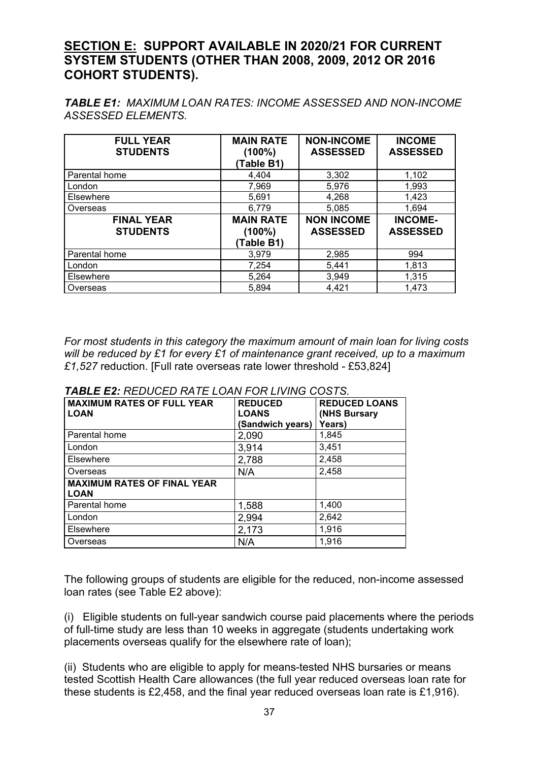## SECTION E: SUPPORT AVAILABLE IN 2020/21 FOR CURRENT SYSTEM STUDENTS (OTHER THAN 2008, 2009, 2012 OR 2016 COHORT STUDENTS).

***TABLE E1:*** *MAXIMUM LOAN RATES: INCOME ASSESSED AND NON-INCOME ASSESSED ELEMENTS.*

| FULL YEAR STUDENTS | MAIN RATE (100%) (Table B1) | NON-INCOME ASSESSED | INCOME ASSESSED |
|---|---|---|---|
| Parental home | 4,404 | 3,302 | 1,102 |
| London | 7,969 | 5,976 | 1,993 |
| Elsewhere | 5,691 | 4,268 | 1,423 |
| Overseas | 6,779 | 5,085 | 1,694 |
| **FINAL YEAR STUDENTS** | **MAIN RATE (100%) (Table B1)** | **NON INCOME ASSESSED** | **INCOME-ASSESSED** |
| Parental home | 3,979 | 2,985 | 994 |
| London | 7,254 | 5,441 | 1,813 |
| Elsewhere | 5,264 | 3,949 | 1,315 |
| Overseas | 5,894 | 4,421 | 1,473 |

*For most students in this category the maximum amount of main loan for living costs will be reduced by £1 for every £1 of maintenance grant received, up to a maximum £1,527* reduction. [Full rate overseas rate lower threshold - £53,824]

***TABLE E2:*** *REDUCED RATE LOAN FOR LIVING COSTS.*

| MAXIMUM RATES OF FULL YEAR LOAN | REDUCED LOANS (Sandwich years) | REDUCED LOANS (NHS Bursary Years) |
|---|---|---|
| Parental home | 2,090 | 1,845 |
| London | 3,914 | 3,451 |
| Elsewhere | 2,788 | 2,458 |
| Overseas | N/A | 2,458 |
| **MAXIMUM RATES OF FINAL YEAR LOAN** | | |
| Parental home | 1,588 | 1,400 |
| London | 2,994 | 2,642 |
| Elsewhere | 2,173 | 1,916 |
| Overseas | N/A | 1,916 |

The following groups of students are eligible for the reduced, non-income assessed loan rates (see Table E2 above):

(i) Eligible students on full-year sandwich course paid placements where the periods of full-time study are less than 10 weeks in aggregate (students undertaking work placements overseas qualify for the elsewhere rate of loan);

(ii) Students who are eligible to apply for means-tested NHS bursaries or means tested Scottish Health Care allowances (the full year reduced overseas loan rate for these students is £2,458, and the final year reduced overseas loan rate is £1,916).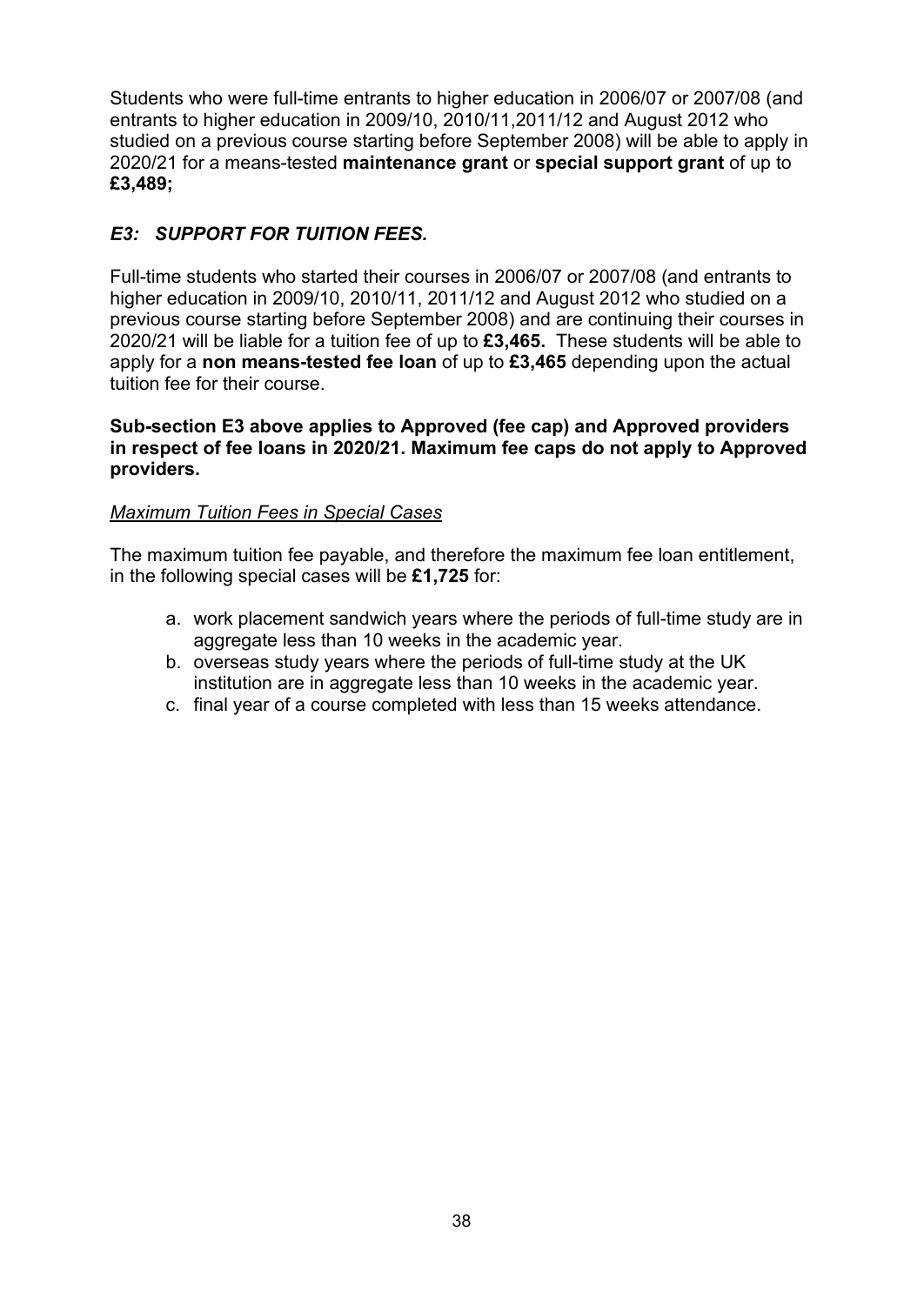Students who were full-time entrants to higher education in 2006/07 or 2007/08 (and entrants to higher education in 2009/10, 2010/11,2011/12 and August 2012 who studied on a previous course starting before September 2008) will be able to apply in 2020/21 for a means-tested **maintenance grant** or **special support grant** of up to **£3,489;**

### *E3: SUPPORT FOR TUITION FEES.*

Full-time students who started their courses in 2006/07 or 2007/08 (and entrants to higher education in 2009/10, 2010/11, 2011/12 and August 2012 who studied on a previous course starting before September 2008) and are continuing their courses in 2020/21 will be liable for a tuition fee of up to **£3,465.** These students will be able to apply for a **non means-tested fee loan** of up to **£3,465** depending upon the actual tuition fee for their course.

**Sub-section E3 above applies to Approved (fee cap) and Approved providers in respect of fee loans in 2020/21. Maximum fee caps do not apply to Approved providers.**

*Maximum Tuition Fees in Special Cases*

The maximum tuition fee payable, and therefore the maximum fee loan entitlement, in the following special cases will be **£1,725** for:

a. work placement sandwich years where the periods of full-time study are in aggregate less than 10 weeks in the academic year.
b. overseas study years where the periods of full-time study at the UK institution are in aggregate less than 10 weeks in the academic year.
c. final year of a course completed with less than 15 weeks attendance.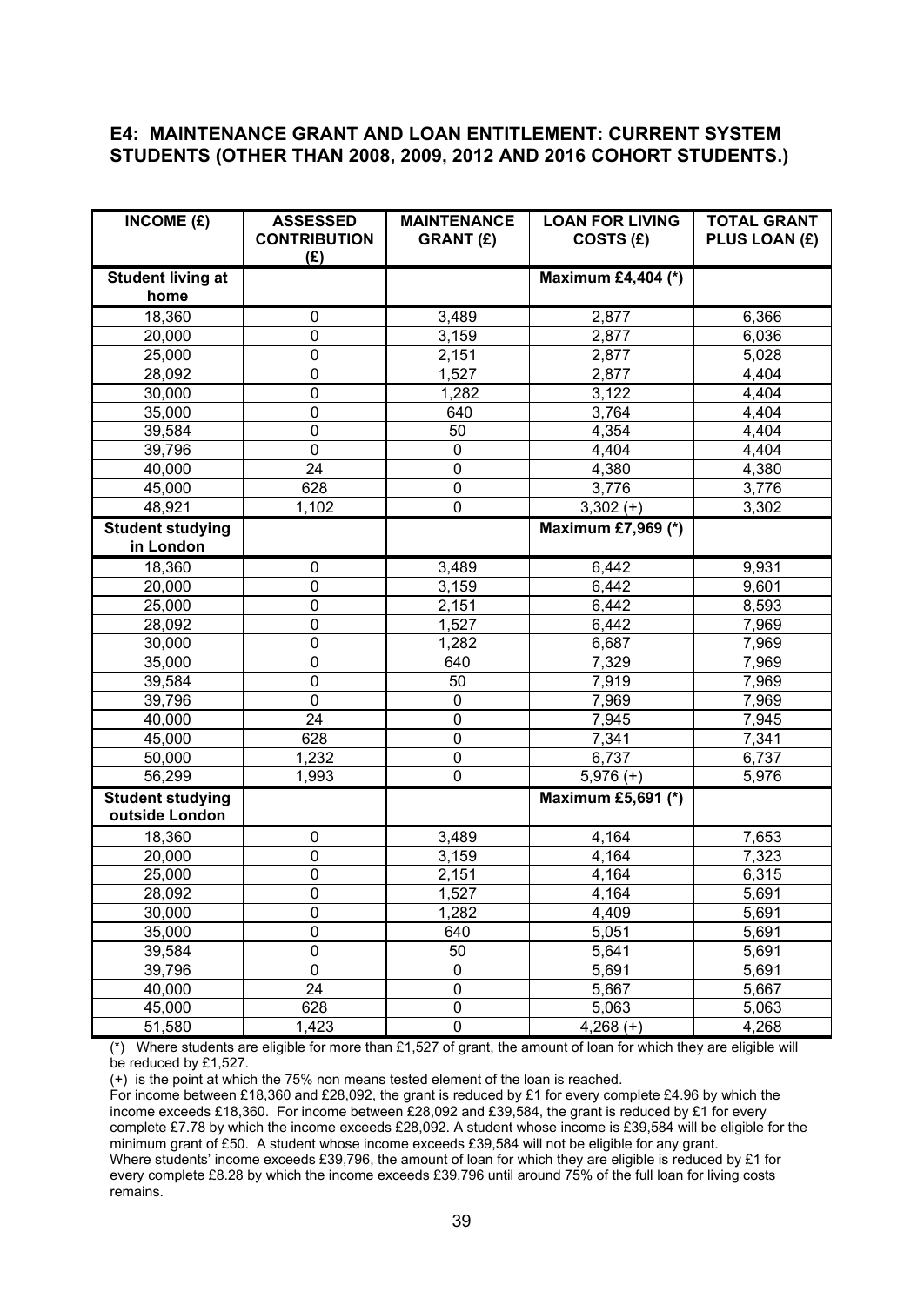## E4: MAINTENANCE GRANT AND LOAN ENTITLEMENT: CURRENT SYSTEM STUDENTS (OTHER THAN 2008, 2009, 2012 AND 2016 COHORT STUDENTS.)

| INCOME (£) | ASSESSED CONTRIBUTION (£) | MAINTENANCE GRANT (£) | LOAN FOR LIVING COSTS (£) | TOTAL GRANT PLUS LOAN (£) |
|---|---|---|---|---|
| **Student living at home** | | | **Maximum £4,404 (*)** | |
| 18,360 | 0 | 3,489 | 2,877 | 6,366 |
| 20,000 | 0 | 3,159 | 2,877 | 6,036 |
| 25,000 | 0 | 2,151 | 2,877 | 5,028 |
| 28,092 | 0 | 1,527 | 2,877 | 4,404 |
| 30,000 | 0 | 1,282 | 3,122 | 4,404 |
| 35,000 | 0 | 640 | 3,764 | 4,404 |
| 39,584 | 0 | 50 | 4,354 | 4,404 |
| 39,796 | 0 | 0 | 4,404 | 4,404 |
| 40,000 | 24 | 0 | 4,380 | 4,380 |
| 45,000 | 628 | 0 | 3,776 | 3,776 |
| 48,921 | 1,102 | 0 | 3,302 (+) | 3,302 |
| **Student studying in London** | | | **Maximum £7,969 (*)** | |
| 18,360 | 0 | 3,489 | 6,442 | 9,931 |
| 20,000 | 0 | 3,159 | 6,442 | 9,601 |
| 25,000 | 0 | 2,151 | 6,442 | 8,593 |
| 28,092 | 0 | 1,527 | 6,442 | 7,969 |
| 30,000 | 0 | 1,282 | 6,687 | 7,969 |
| 35,000 | 0 | 640 | 7,329 | 7,969 |
| 39,584 | 0 | 50 | 7,919 | 7,969 |
| 39,796 | 0 | 0 | 7,969 | 7,969 |
| 40,000 | 24 | 0 | 7,945 | 7,945 |
| 45,000 | 628 | 0 | 7,341 | 7,341 |
| 50,000 | 1,232 | 0 | 6,737 | 6,737 |
| 56,299 | 1,993 | 0 | 5,976 (+) | 5,976 |
| **Student studying outside London** | | | **Maximum £5,691 (*)** | |
| 18,360 | 0 | 3,489 | 4,164 | 7,653 |
| 20,000 | 0 | 3,159 | 4,164 | 7,323 |
| 25,000 | 0 | 2,151 | 4,164 | 6,315 |
| 28,092 | 0 | 1,527 | 4,164 | 5,691 |
| 30,000 | 0 | 1,282 | 4,409 | 5,691 |
| 35,000 | 0 | 640 | 5,051 | 5,691 |
| 39,584 | 0 | 50 | 5,641 | 5,691 |
| 39,796 | 0 | 0 | 5,691 | 5,691 |
| 40,000 | 24 | 0 | 5,667 | 5,667 |
| 45,000 | 628 | 0 | 5,063 | 5,063 |
| 51,580 | 1,423 | 0 | 4,268 (+) | 4,268 |

(*) Where students are eligible for more than £1,527 of grant, the amount of loan for which they are eligible will be reduced by £1,527.

(+) is the point at which the 75% non means tested element of the loan is reached.

For income between £18,360 and £28,092, the grant is reduced by £1 for every complete £4.96 by which the income exceeds £18,360. For income between £28,092 and £39,584, the grant is reduced by £1 for every complete £7.78 by which the income exceeds £28,092. A student whose income is £39,584 will be eligible for the minimum grant of £50. A student whose income exceeds £39,584 will not be eligible for any grant.

Where students' income exceeds £39,796, the amount of loan for which they are eligible is reduced by £1 for every complete £8.28 by which the income exceeds £39,796 until around 75% of the full loan for living costs remains.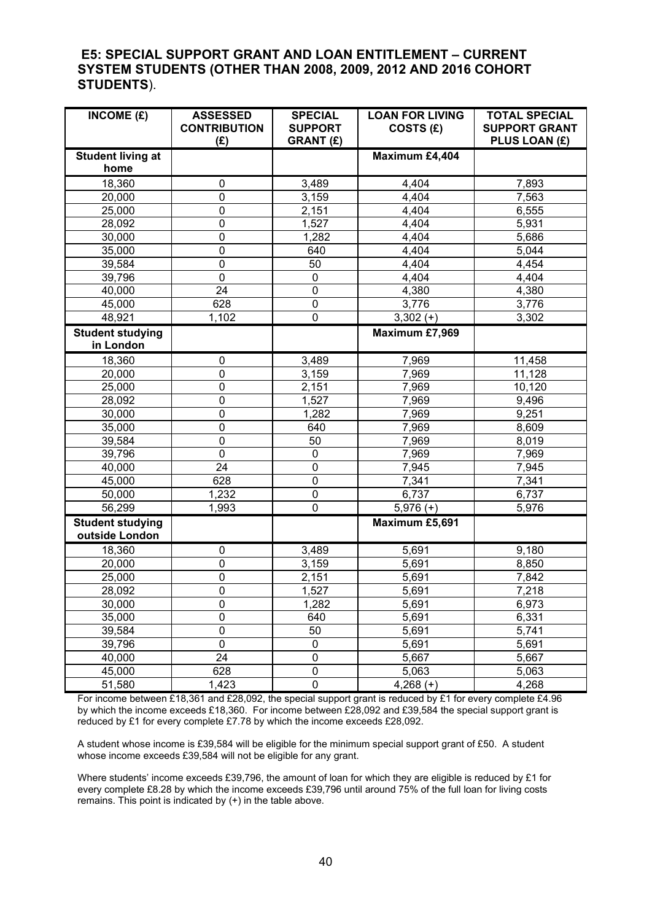## E5: SPECIAL SUPPORT GRANT AND LOAN ENTITLEMENT – CURRENT SYSTEM STUDENTS (OTHER THAN 2008, 2009, 2012 AND 2016 COHORT STUDENTS).

| INCOME (£) | ASSESSED CONTRIBUTION (£) | SPECIAL SUPPORT GRANT (£) | LOAN FOR LIVING COSTS (£) | TOTAL SPECIAL SUPPORT GRANT PLUS LOAN (£) |
|---|---|---|---|---|
| **Student living at home** | | | **Maximum £4,404** | |
| 18,360 | 0 | 3,489 | 4,404 | 7,893 |
| 20,000 | 0 | 3,159 | 4,404 | 7,563 |
| 25,000 | 0 | 2,151 | 4,404 | 6,555 |
| 28,092 | 0 | 1,527 | 4,404 | 5,931 |
| 30,000 | 0 | 1,282 | 4,404 | 5,686 |
| 35,000 | 0 | 640 | 4,404 | 5,044 |
| 39,584 | 0 | 50 | 4,404 | 4,454 |
| 39,796 | 0 | 0 | 4,404 | 4,404 |
| 40,000 | 24 | 0 | 4,380 | 4,380 |
| 45,000 | 628 | 0 | 3,776 | 3,776 |
| 48,921 | 1,102 | 0 | 3,302 (+) | 3,302 |
| **Student studying in London** | | | **Maximum £7,969** | |
| 18,360 | 0 | 3,489 | 7,969 | 11,458 |
| 20,000 | 0 | 3,159 | 7,969 | 11,128 |
| 25,000 | 0 | 2,151 | 7,969 | 10,120 |
| 28,092 | 0 | 1,527 | 7,969 | 9,496 |
| 30,000 | 0 | 1,282 | 7,969 | 9,251 |
| 35,000 | 0 | 640 | 7,969 | 8,609 |
| 39,584 | 0 | 50 | 7,969 | 8,019 |
| 39,796 | 0 | 0 | 7,969 | 7,969 |
| 40,000 | 24 | 0 | 7,945 | 7,945 |
| 45,000 | 628 | 0 | 7,341 | 7,341 |
| 50,000 | 1,232 | 0 | 6,737 | 6,737 |
| 56,299 | 1,993 | 0 | 5,976 (+) | 5,976 |
| **Student studying outside London** | | | **Maximum £5,691** | |
| 18,360 | 0 | 3,489 | 5,691 | 9,180 |
| 20,000 | 0 | 3,159 | 5,691 | 8,850 |
| 25,000 | 0 | 2,151 | 5,691 | 7,842 |
| 28,092 | 0 | 1,527 | 5,691 | 7,218 |
| 30,000 | 0 | 1,282 | 5,691 | 6,973 |
| 35,000 | 0 | 640 | 5,691 | 6,331 |
| 39,584 | 0 | 50 | 5,691 | 5,741 |
| 39,796 | 0 | 0 | 5,691 | 5,691 |
| 40,000 | 24 | 0 | 5,667 | 5,667 |
| 45,000 | 628 | 0 | 5,063 | 5,063 |
| 51,580 | 1,423 | 0 | 4,268 (+) | 4,268 |

For income between £18,361 and £28,092, the special support grant is reduced by £1 for every complete £4.96 by which the income exceeds £18,360. For income between £28,092 and £39,584 the special support grant is reduced by £1 for every complete £7.78 by which the income exceeds £28,092.

A student whose income is £39,584 will be eligible for the minimum special support grant of £50. A student whose income exceeds £39,584 will not be eligible for any grant.

Where students' income exceeds £39,796, the amount of loan for which they are eligible is reduced by £1 for every complete £8.28 by which the income exceeds £39,796 until around 75% of the full loan for living costs remains. This point is indicated by (+) in the table above.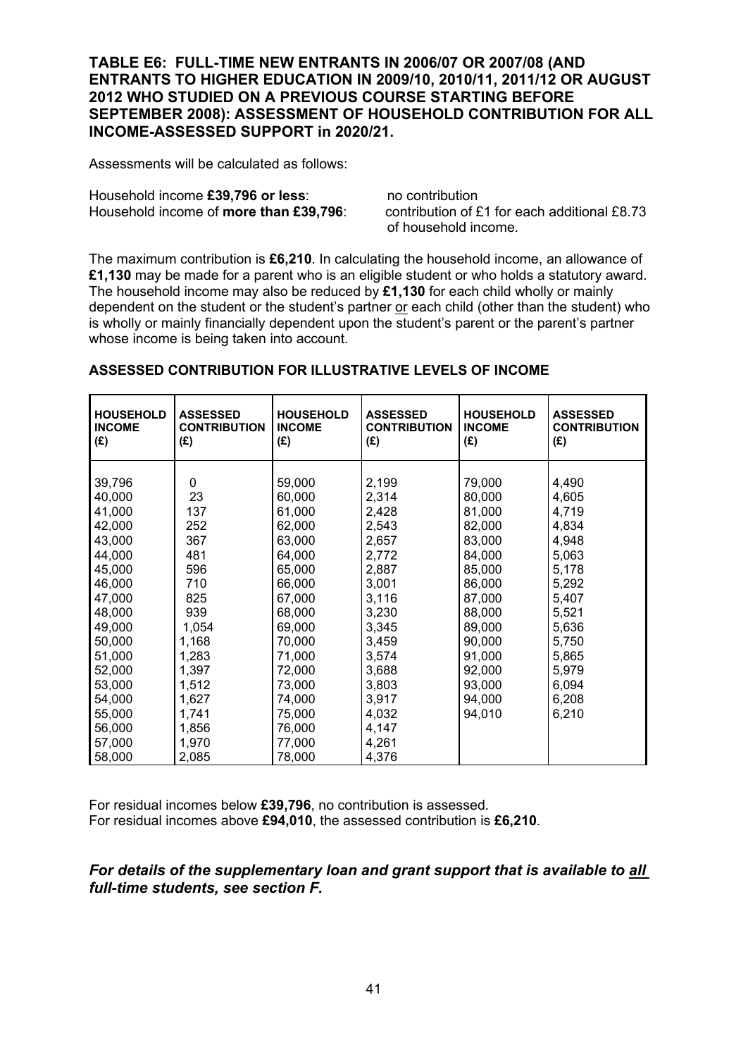**TABLE E6: FULL-TIME NEW ENTRANTS IN 2006/07 OR 2007/08 (AND ENTRANTS TO HIGHER EDUCATION IN 2009/10, 2010/11, 2011/12 OR AUGUST 2012 WHO STUDIED ON A PREVIOUS COURSE STARTING BEFORE SEPTEMBER 2008): ASSESSMENT OF HOUSEHOLD CONTRIBUTION FOR ALL INCOME-ASSESSED SUPPORT in 2020/21.**

Assessments will be calculated as follows:

Household income **£39,796 or less**: no contribution
Household income of **more than £39,796**: contribution of £1 for each additional £8.73 of household income.

The maximum contribution is **£6,210**. In calculating the household income, an allowance of **£1,130** may be made for a parent who is an eligible student or who holds a statutory award. The household income may also be reduced by **£1,130** for each child wholly or mainly dependent on the student or the student's partner or each child (other than the student) who is wholly or mainly financially dependent upon the student's parent or the parent's partner whose income is being taken into account.

**ASSESSED CONTRIBUTION FOR ILLUSTRATIVE LEVELS OF INCOME**

| HOUSEHOLD INCOME (£) | ASSESSED CONTRIBUTION (£) | HOUSEHOLD INCOME (£) | ASSESSED CONTRIBUTION (£) | HOUSEHOLD INCOME (£) | ASSESSED CONTRIBUTION (£) |
|---|---|---|---|---|---|
| 39,796 | 0 | 59,000 | 2,199 | 79,000 | 4,490 |
| 40,000 | 23 | 60,000 | 2,314 | 80,000 | 4,605 |
| 41,000 | 137 | 61,000 | 2,428 | 81,000 | 4,719 |
| 42,000 | 252 | 62,000 | 2,543 | 82,000 | 4,834 |
| 43,000 | 367 | 63,000 | 2,657 | 83,000 | 4,948 |
| 44,000 | 481 | 64,000 | 2,772 | 84,000 | 5,063 |
| 45,000 | 596 | 65,000 | 2,887 | 85,000 | 5,178 |
| 46,000 | 710 | 66,000 | 3,001 | 86,000 | 5,292 |
| 47,000 | 825 | 67,000 | 3,116 | 87,000 | 5,407 |
| 48,000 | 939 | 68,000 | 3,230 | 88,000 | 5,521 |
| 49,000 | 1,054 | 69,000 | 3,345 | 89,000 | 5,636 |
| 50,000 | 1,168 | 70,000 | 3,459 | 90,000 | 5,750 |
| 51,000 | 1,283 | 71,000 | 3,574 | 91,000 | 5,865 |
| 52,000 | 1,397 | 72,000 | 3,688 | 92,000 | 5,979 |
| 53,000 | 1,512 | 73,000 | 3,803 | 93,000 | 6,094 |
| 54,000 | 1,627 | 74,000 | 3,917 | 94,000 | 6,208 |
| 55,000 | 1,741 | 75,000 | 4,032 | 94,010 | 6,210 |
| 56,000 | 1,856 | 76,000 | 4,147 | | |
| 57,000 | 1,970 | 77,000 | 4,261 | | |
| 58,000 | 2,085 | 78,000 | 4,376 | | |

For residual incomes below **£39,796**, no contribution is assessed.
For residual incomes above **£94,010**, the assessed contribution is **£6,210**.

***For details of the supplementary loan and grant support that is available to all full-time students, see section F.***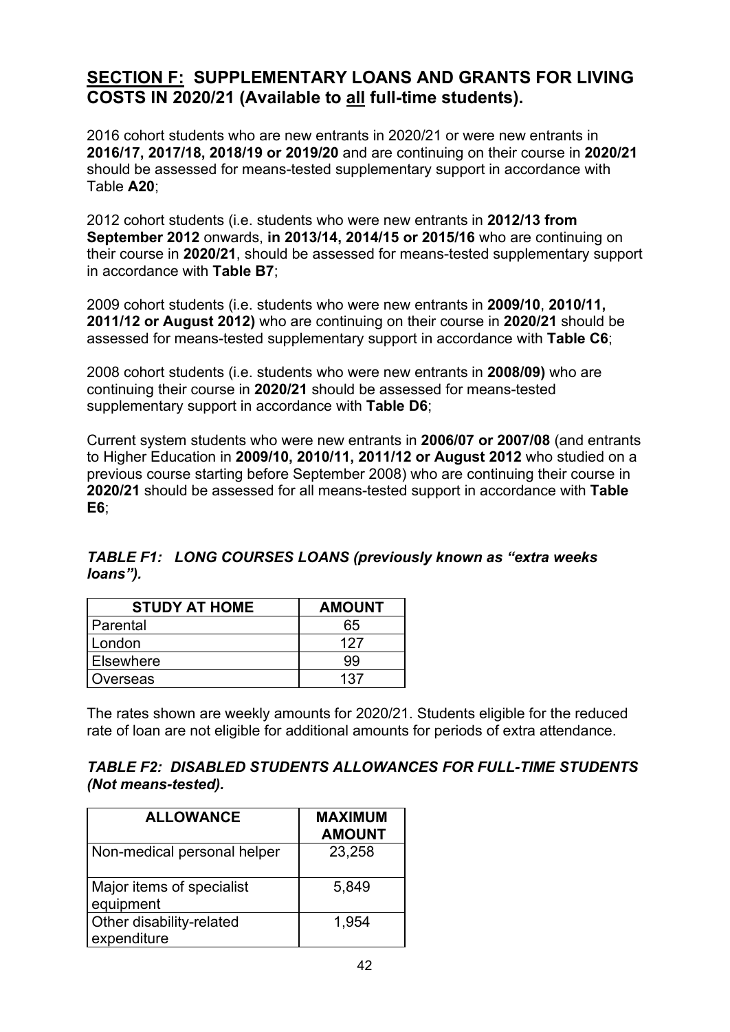## <u>**SECTION F:**</u> **SUPPLEMENTARY LOANS AND GRANTS FOR LIVING COSTS IN 2020/21 (Available to <u>all</u> full-time students).**

2016 cohort students who are new entrants in 2020/21 or were new entrants in **2016/17, 2017/18, 2018/19 or 2019/20** and are continuing on their course in **2020/21** should be assessed for means-tested supplementary support in accordance with Table **A20**;

2012 cohort students (i.e. students who were new entrants in **2012/13 from September 2012** onwards, **in 2013/14, 2014/15 or 2015/16** who are continuing on their course in **2020/21**, should be assessed for means-tested supplementary support in accordance with **Table B7**;

2009 cohort students (i.e. students who were new entrants in **2009/10**, **2010/11, 2011/12 or August 2012)** who are continuing on their course in **2020/21** should be assessed for means-tested supplementary support in accordance with **Table C6**;

2008 cohort students (i.e. students who were new entrants in **2008/09)** who are continuing their course in **2020/21** should be assessed for means-tested supplementary support in accordance with **Table D6**;

Current system students who were new entrants in **2006/07 or 2007/08** (and entrants to Higher Education in **2009/10, 2010/11, 2011/12 or August 2012** who studied on a previous course starting before September 2008) who are continuing their course in **2020/21** should be assessed for all means-tested support in accordance with **Table E6**;

***TABLE F1: LONG COURSES LOANS (previously known as "extra weeks loans").***

| STUDY AT HOME | AMOUNT |
|---|---|
| Parental | 65 |
| London | 127 |
| Elsewhere | 99 |
| Overseas | 137 |

The rates shown are weekly amounts for 2020/21. Students eligible for the reduced rate of loan are not eligible for additional amounts for periods of extra attendance.

***TABLE F2: DISABLED STUDENTS ALLOWANCES FOR FULL-TIME STUDENTS (Not means-tested).***

| ALLOWANCE | MAXIMUM AMOUNT |
|---|---|
| Non-medical personal helper | 23,258 |
| Major items of specialist equipment | 5,849 |
| Other disability-related expenditure | 1,954 |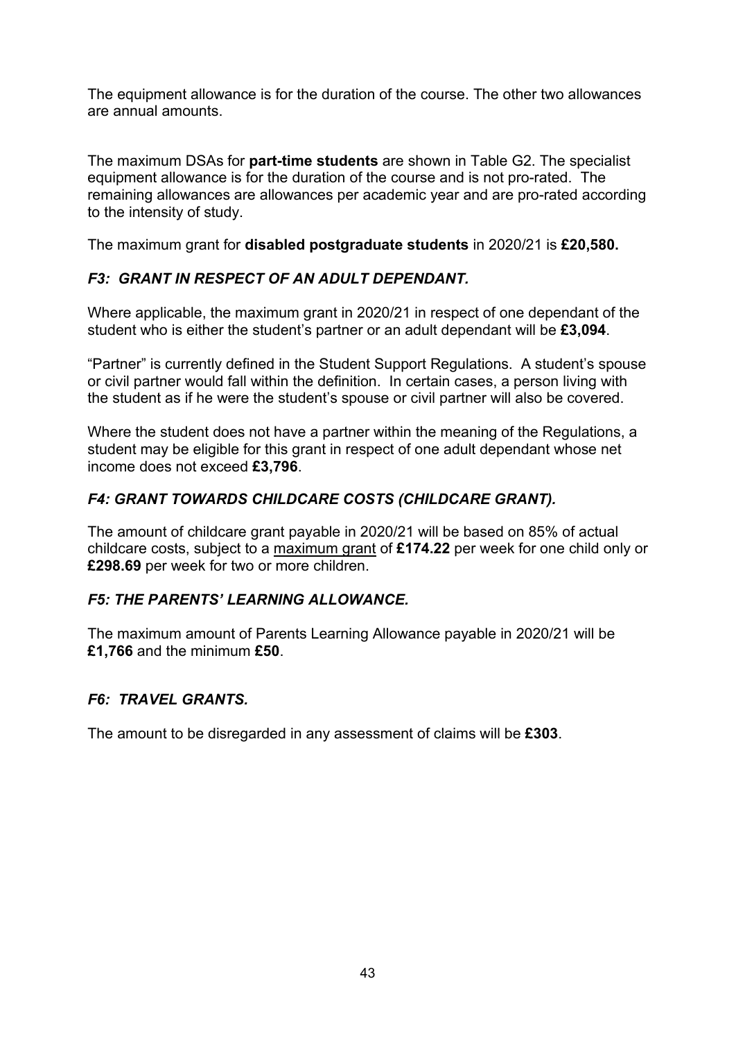The equipment allowance is for the duration of the course. The other two allowances are annual amounts.

The maximum DSAs for **part-time students** are shown in Table G2. The specialist equipment allowance is for the duration of the course and is not pro-rated. The remaining allowances are allowances per academic year and are pro-rated according to the intensity of study.

The maximum grant for **disabled postgraduate students** in 2020/21 is **£20,580.**

### *F3: GRANT IN RESPECT OF AN ADULT DEPENDANT.*

Where applicable, the maximum grant in 2020/21 in respect of one dependant of the student who is either the student's partner or an adult dependant will be **£3,094**.

"Partner" is currently defined in the Student Support Regulations. A student's spouse or civil partner would fall within the definition. In certain cases, a person living with the student as if he were the student's spouse or civil partner will also be covered.

Where the student does not have a partner within the meaning of the Regulations, a student may be eligible for this grant in respect of one adult dependant whose net income does not exceed **£3,796**.

### *F4: GRANT TOWARDS CHILDCARE COSTS (CHILDCARE GRANT).*

The amount of childcare grant payable in 2020/21 will be based on 85% of actual childcare costs, subject to a maximum grant of **£174.22** per week for one child only or **£298.69** per week for two or more children.

### *F5: THE PARENTS' LEARNING ALLOWANCE.*

The maximum amount of Parents Learning Allowance payable in 2020/21 will be **£1,766** and the minimum **£50**.

### *F6: TRAVEL GRANTS.*

The amount to be disregarded in any assessment of claims will be **£303**.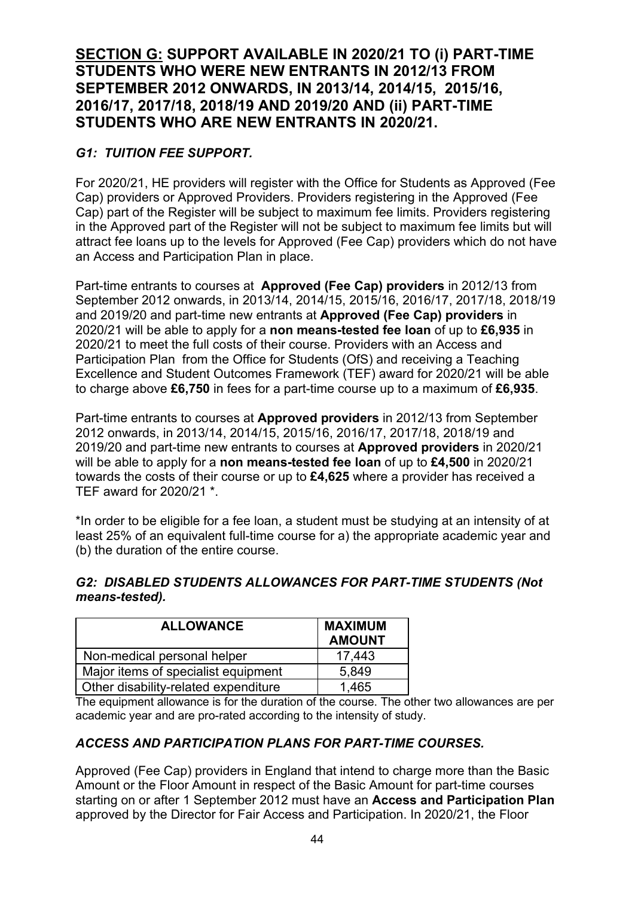## SECTION G: SUPPORT AVAILABLE IN 2020/21 TO (i) PART-TIME STUDENTS WHO WERE NEW ENTRANTS IN 2012/13 FROM SEPTEMBER 2012 ONWARDS, IN 2013/14, 2014/15, 2015/16, 2016/17, 2017/18, 2018/19 AND 2019/20 AND (ii) PART-TIME STUDENTS WHO ARE NEW ENTRANTS IN 2020/21.

### *G1: TUITION FEE SUPPORT.*

For 2020/21, HE providers will register with the Office for Students as Approved (Fee Cap) providers or Approved Providers. Providers registering in the Approved (Fee Cap) part of the Register will be subject to maximum fee limits. Providers registering in the Approved part of the Register will not be subject to maximum fee limits but will attract fee loans up to the levels for Approved (Fee Cap) providers which do not have an Access and Participation Plan in place.

Part-time entrants to courses at **Approved (Fee Cap) providers** in 2012/13 from September 2012 onwards, in 2013/14, 2014/15, 2015/16, 2016/17, 2017/18, 2018/19 and 2019/20 and part-time new entrants at **Approved (Fee Cap) providers** in 2020/21 will be able to apply for a **non means-tested fee loan** of up to **£6,935** in 2020/21 to meet the full costs of their course. Providers with an Access and Participation Plan from the Office for Students (OfS) and receiving a Teaching Excellence and Student Outcomes Framework (TEF) award for 2020/21 will be able to charge above **£6,750** in fees for a part-time course up to a maximum of **£6,935**.

Part-time entrants to courses at **Approved providers** in 2012/13 from September 2012 onwards, in 2013/14, 2014/15, 2015/16, 2016/17, 2017/18, 2018/19 and 2019/20 and part-time new entrants to courses at **Approved providers** in 2020/21 will be able to apply for a **non means-tested fee loan** of up to **£4,500** in 2020/21 towards the costs of their course or up to **£4,625** where a provider has received a TEF award for 2020/21 *.

*In order to be eligible for a fee loan, a student must be studying at an intensity of at least 25% of an equivalent full-time course for a) the appropriate academic year and (b) the duration of the entire course.

### *G2: DISABLED STUDENTS ALLOWANCES FOR PART-TIME STUDENTS (Not means-tested).*

| ALLOWANCE | MAXIMUM AMOUNT |
|---|---|
| Non-medical personal helper | 17,443 |
| Major items of specialist equipment | 5,849 |
| Other disability-related expenditure | 1,465 |

The equipment allowance is for the duration of the course. The other two allowances are per academic year and are pro-rated according to the intensity of study.

### *ACCESS AND PARTICIPATION PLANS FOR PART-TIME COURSES.*

Approved (Fee Cap) providers in England that intend to charge more than the Basic Amount or the Floor Amount in respect of the Basic Amount for part-time courses starting on or after 1 September 2012 must have an **Access and Participation Plan** approved by the Director for Fair Access and Participation. In 2020/21, the Floor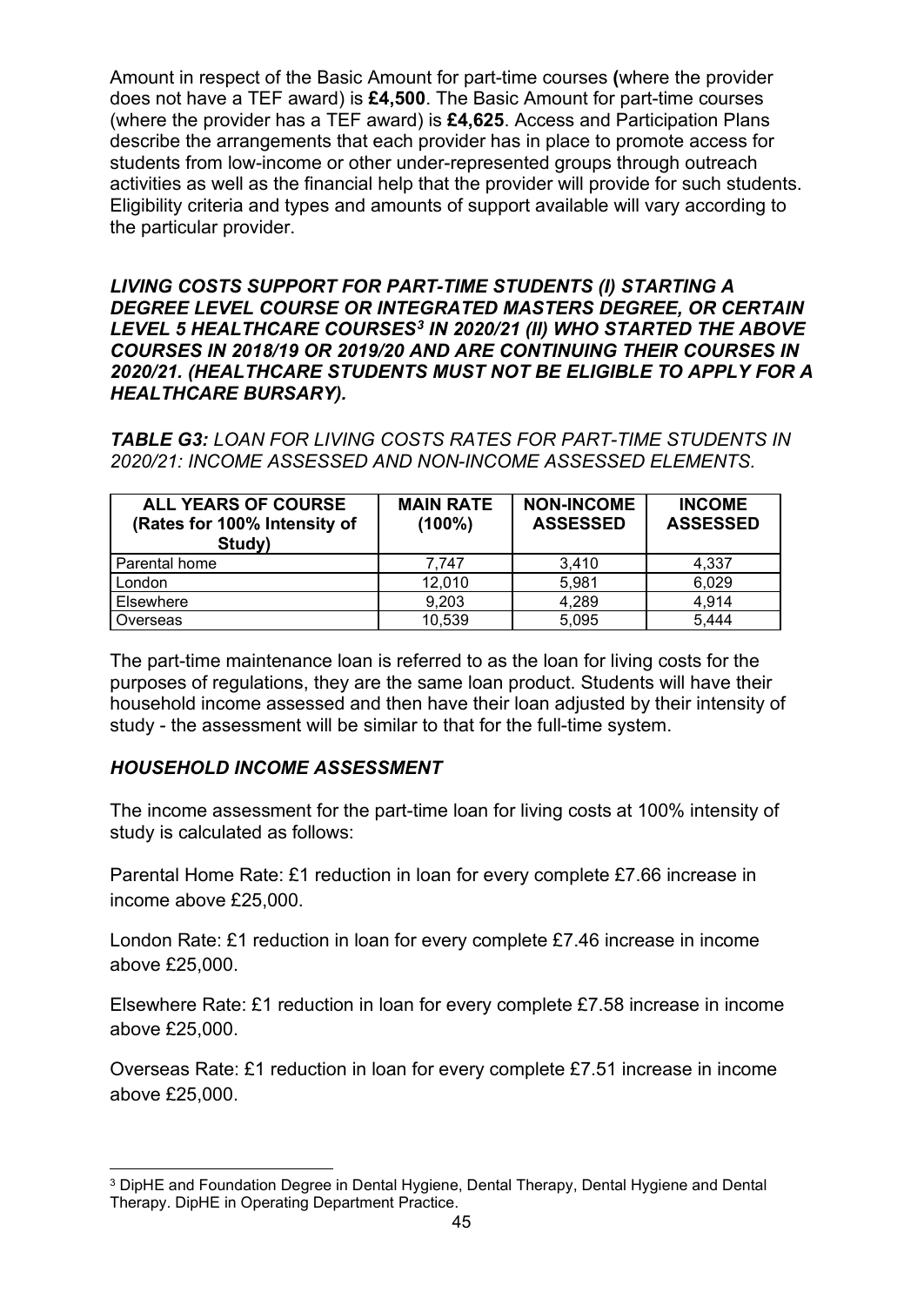Amount in respect of the Basic Amount for part-time courses **(**where the provider does not have a TEF award) is **£4,500**. The Basic Amount for part-time courses (where the provider has a TEF award) is **£4,625**. Access and Participation Plans describe the arrangements that each provider has in place to promote access for students from low-income or other under-represented groups through outreach activities as well as the financial help that the provider will provide for such students. Eligibility criteria and types and amounts of support available will vary according to the particular provider.

***LIVING COSTS SUPPORT FOR PART-TIME STUDENTS (I) STARTING A DEGREE LEVEL COURSE OR INTEGRATED MASTERS DEGREE, OR CERTAIN LEVEL 5 HEALTHCARE COURSES[3] IN 2020/21 (II) WHO STARTED THE ABOVE COURSES IN 2018/19 OR 2019/20 AND ARE CONTINUING THEIR COURSES IN 2020/21. (HEALTHCARE STUDENTS MUST NOT BE ELIGIBLE TO APPLY FOR A HEALTHCARE BURSARY).***

***TABLE G3:*** *LOAN FOR LIVING COSTS RATES FOR PART-TIME STUDENTS IN 2020/21: INCOME ASSESSED AND NON-INCOME ASSESSED ELEMENTS.*

| ALL YEARS OF COURSE (Rates for 100% Intensity of Study) | MAIN RATE (100%) | NON-INCOME ASSESSED | INCOME ASSESSED |
|---|---|---|---|
| Parental home | 7,747 | 3,410 | 4,337 |
| London | 12,010 | 5,981 | 6,029 |
| Elsewhere | 9,203 | 4,289 | 4,914 |
| Overseas | 10,539 | 5,095 | 5,444 |

The part-time maintenance loan is referred to as the loan for living costs for the purposes of regulations, they are the same loan product. Students will have their household income assessed and then have their loan adjusted by their intensity of study - the assessment will be similar to that for the full-time system.

### *HOUSEHOLD INCOME ASSESSMENT*

The income assessment for the part-time loan for living costs at 100% intensity of study is calculated as follows:

Parental Home Rate: £1 reduction in loan for every complete £7.66 increase in income above £25,000.

London Rate: £1 reduction in loan for every complete £7.46 increase in income above £25,000.

Elsewhere Rate: £1 reduction in loan for every complete £7.58 increase in income above £25,000.

Overseas Rate: £1 reduction in loan for every complete £7.51 increase in income above £25,000.

[3] DipHE and Foundation Degree in Dental Hygiene, Dental Therapy, Dental Hygiene and Dental Therapy. DipHE in Operating Department Practice.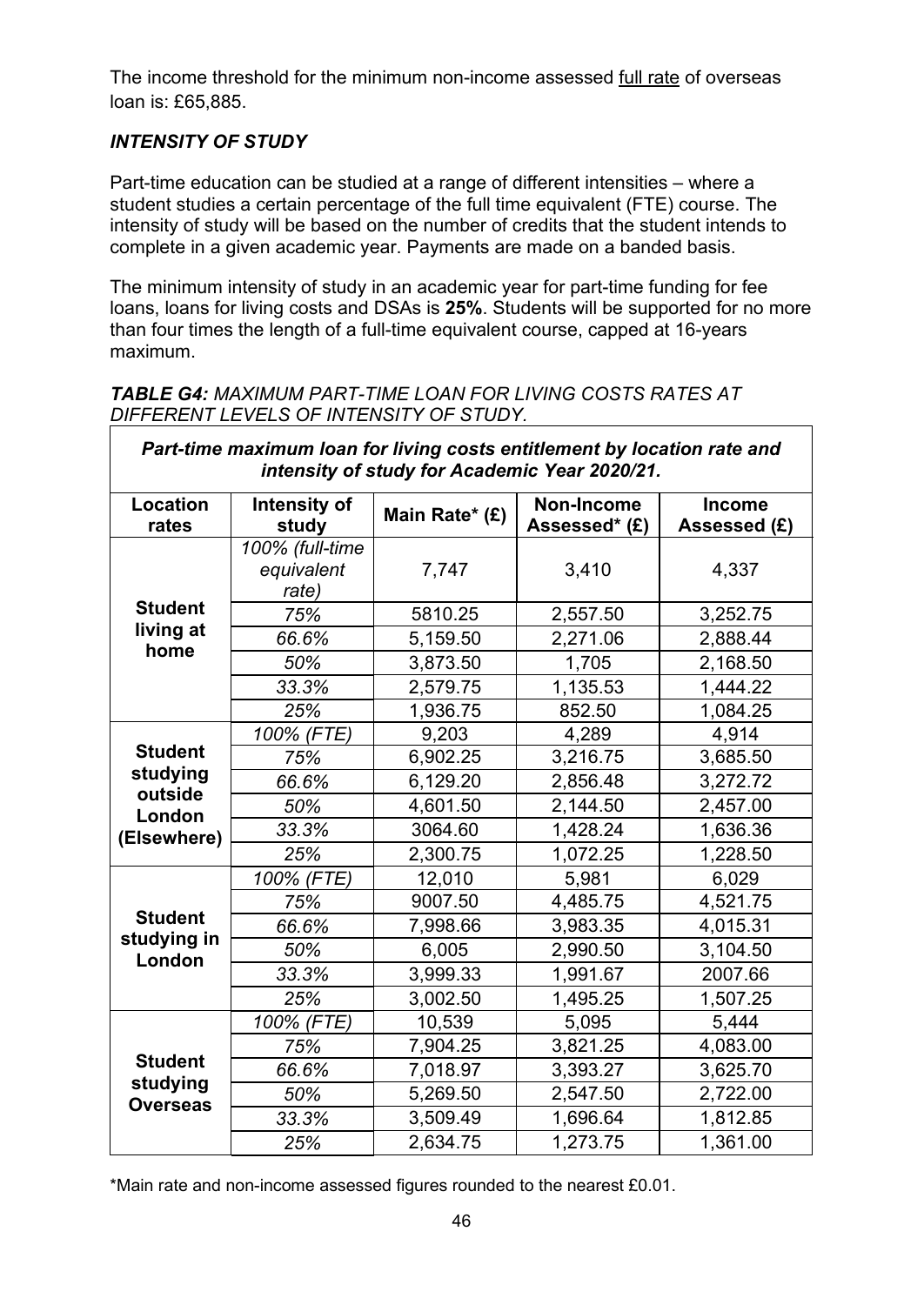The income threshold for the minimum non-income assessed <u>full rate</u> of overseas loan is: £65,885.

### *INTENSITY OF STUDY*

Part-time education can be studied at a range of different intensities – where a student studies a certain percentage of the full time equivalent (FTE) course. The intensity of study will be based on the number of credits that the student intends to complete in a given academic year. Payments are made on a banded basis.

The minimum intensity of study in an academic year for part-time funding for fee loans, loans for living costs and DSAs is **25%**. Students will be supported for no more than four times the length of a full-time equivalent course, capped at 16-years maximum.

***TABLE G4:*** *MAXIMUM PART-TIME LOAN FOR LIVING COSTS RATES AT DIFFERENT LEVELS OF INTENSITY OF STUDY.*

***Part-time maximum loan for living costs entitlement by location rate and intensity of study for Academic Year 2020/21.***

| Location rates | Intensity of study | Main Rate* (£) | Non-Income Assessed* (£) | Income Assessed (£) |
|---|---|---|---|---|
| **Student living at home** | *100% (full-time equivalent rate)* | 7,747 | 3,410 | 4,337 |
| | *75%* | 5810.25 | 2,557.50 | 3,252.75 |
| | *66.6%* | 5,159.50 | 2,271.06 | 2,888.44 |
| | *50%* | 3,873.50 | 1,705 | 2,168.50 |
| | *33.3%* | 2,579.75 | 1,135.53 | 1,444.22 |
| | *25%* | 1,936.75 | 852.50 | 1,084.25 |
| **Student studying outside London (Elsewhere)** | *100% (FTE)* | 9,203 | 4,289 | 4,914 |
| | *75%* | 6,902.25 | 3,216.75 | 3,685.50 |
| | *66.6%* | 6,129.20 | 2,856.48 | 3,272.72 |
| | *50%* | 4,601.50 | 2,144.50 | 2,457.00 |
| | *33.3%* | 3064.60 | 1,428.24 | 1,636.36 |
| | *25%* | 2,300.75 | 1,072.25 | 1,228.50 |
| **Student studying in London** | *100% (FTE)* | 12,010 | 5,981 | 6,029 |
| | *75%* | 9007.50 | 4,485.75 | 4,521.75 |
| | *66.6%* | 7,998.66 | 3,983.35 | 4,015.31 |
| | *50%* | 6,005 | 2,990.50 | 3,104.50 |
| | *33.3%* | 3,999.33 | 1,991.67 | 2007.66 |
| | *25%* | 3,002.50 | 1,495.25 | 1,507.25 |
| **Student studying Overseas** | *100% (FTE)* | 10,539 | 5,095 | 5,444 |
| | *75%* | 7,904.25 | 3,821.25 | 4,083.00 |
| | *66.6%* | 7,018.97 | 3,393.27 | 3,625.70 |
| | *50%* | 5,269.50 | 2,547.50 | 2,722.00 |
| | *33.3%* | 3,509.49 | 1,696.64 | 1,812.85 |
| | *25%* | 2,634.75 | 1,273.75 | 1,361.00 |

*Main rate and non-income assessed figures rounded to the nearest £0.01.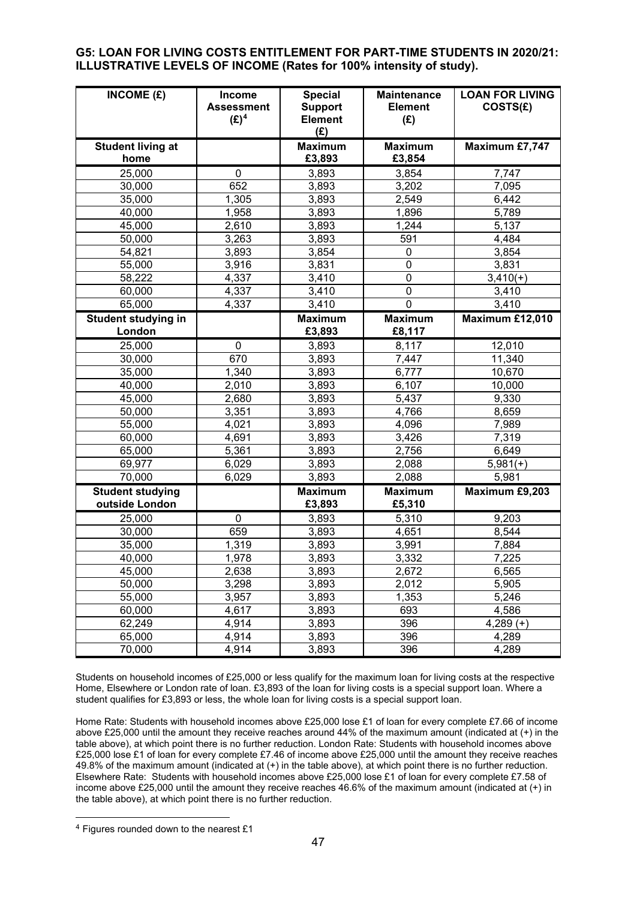**G5: LOAN FOR LIVING COSTS ENTITLEMENT FOR PART-TIME STUDENTS IN 2020/21: ILLUSTRATIVE LEVELS OF INCOME (Rates for 100% intensity of study).**

| INCOME (£) | Income Assessment (£)[4] | Special Support Element (£) | Maintenance Element (£) | LOAN FOR LIVING COSTS(£) |
|---|---|---|---|---|
| **Student living at home** | | **Maximum £3,893** | **Maximum £3,854** | **Maximum £7,747** |
| 25,000 | 0 | 3,893 | 3,854 | 7,747 |
| 30,000 | 652 | 3,893 | 3,202 | 7,095 |
| 35,000 | 1,305 | 3,893 | 2,549 | 6,442 |
| 40,000 | 1,958 | 3,893 | 1,896 | 5,789 |
| 45,000 | 2,610 | 3,893 | 1,244 | 5,137 |
| 50,000 | 3,263 | 3,893 | 591 | 4,484 |
| 54,821 | 3,893 | 3,854 | 0 | 3,854 |
| 55,000 | 3,916 | 3,831 | 0 | 3,831 |
| 58,222 | 4,337 | 3,410 | 0 | 3,410(+) |
| 60,000 | 4,337 | 3,410 | 0 | 3,410 |
| 65,000 | 4,337 | 3,410 | 0 | 3,410 |
| **Student studying in London** | | **Maximum £3,893** | **Maximum £8,117** | **Maximum £12,010** |
| 25,000 | 0 | 3,893 | 8,117 | 12,010 |
| 30,000 | 670 | 3,893 | 7,447 | 11,340 |
| 35,000 | 1,340 | 3,893 | 6,777 | 10,670 |
| 40,000 | 2,010 | 3,893 | 6,107 | 10,000 |
| 45,000 | 2,680 | 3,893 | 5,437 | 9,330 |
| 50,000 | 3,351 | 3,893 | 4,766 | 8,659 |
| 55,000 | 4,021 | 3,893 | 4,096 | 7,989 |
| 60,000 | 4,691 | 3,893 | 3,426 | 7,319 |
| 65,000 | 5,361 | 3,893 | 2,756 | 6,649 |
| 69,977 | 6,029 | 3,893 | 2,088 | 5,981(+) |
| 70,000 | 6,029 | 3,893 | 2,088 | 5,981 |
| **Student studying outside London** | | **Maximum £3,893** | **Maximum £5,310** | **Maximum £9,203** |
| 25,000 | 0 | 3,893 | 5,310 | 9,203 |
| 30,000 | 659 | 3,893 | 4,651 | 8,544 |
| 35,000 | 1,319 | 3,893 | 3,991 | 7,884 |
| 40,000 | 1,978 | 3,893 | 3,332 | 7,225 |
| 45,000 | 2,638 | 3,893 | 2,672 | 6,565 |
| 50,000 | 3,298 | 3,893 | 2,012 | 5,905 |
| 55,000 | 3,957 | 3,893 | 1,353 | 5,246 |
| 60,000 | 4,617 | 3,893 | 693 | 4,586 |
| 62,249 | 4,914 | 3,893 | 396 | 4,289 (+) |
| 65,000 | 4,914 | 3,893 | 396 | 4,289 |
| 70,000 | 4,914 | 3,893 | 396 | 4,289 |

Students on household incomes of £25,000 or less qualify for the maximum loan for living costs at the respective Home, Elsewhere or London rate of loan. £3,893 of the loan for living costs is a special support loan. Where a student qualifies for £3,893 or less, the whole loan for living costs is a special support loan.

Home Rate: Students with household incomes above £25,000 lose £1 of loan for every complete £7.66 of income above £25,000 until the amount they receive reaches around 44% of the maximum amount (indicated at (+) in the table above), at which point there is no further reduction. London Rate: Students with household incomes above £25,000 lose £1 of loan for every complete £7.46 of income above £25,000 until the amount they receive reaches 49.8% of the maximum amount (indicated at (+) in the table above), at which point there is no further reduction. Elsewhere Rate: Students with household incomes above £25,000 lose £1 of loan for every complete £7.58 of income above £25,000 until the amount they receive reaches 46.6% of the maximum amount (indicated at (+) in the table above), at which point there is no further reduction.

[4] Figures rounded down to the nearest £1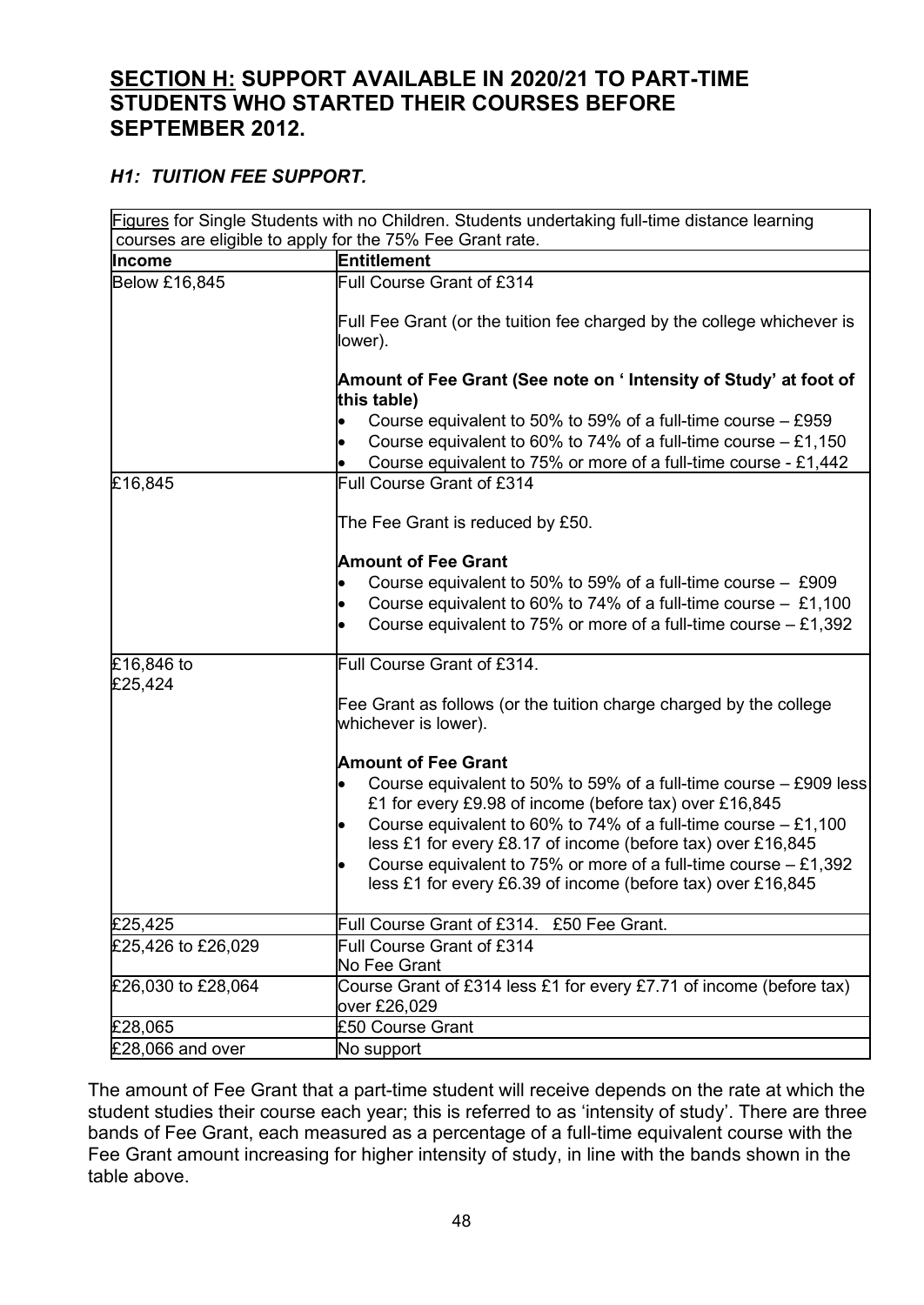## SECTION H: SUPPORT AVAILABLE IN 2020/21 TO PART-TIME STUDENTS WHO STARTED THEIR COURSES BEFORE SEPTEMBER 2012.

### *H1: TUITION FEE SUPPORT.*

| Figures for Single Students with no Children. Students undertaking full-time distance learning courses are eligible to apply for the 75% Fee Grant rate. | |
|---|---|
| **Income** | **Entitlement** |
| Below £16,845 | Full Course Grant of £314<br><br>Full Fee Grant (or the tuition fee charged by the college whichever is lower).<br><br>**Amount of Fee Grant (See note on ' Intensity of Study' at foot of this table)**<br>• Course equivalent to 50% to 59% of a full-time course – £959<br>• Course equivalent to 60% to 74% of a full-time course – £1,150<br>• Course equivalent to 75% or more of a full-time course - £1,442 |
| £16,845 | Full Course Grant of £314<br><br>The Fee Grant is reduced by £50.<br><br>**Amount of Fee Grant**<br>• Course equivalent to 50% to 59% of a full-time course – £909<br>• Course equivalent to 60% to 74% of a full-time course – £1,100<br>• Course equivalent to 75% or more of a full-time course – £1,392 |
| £16,846 to £25,424 | Full Course Grant of £314.<br><br>Fee Grant as follows (or the tuition charge charged by the college whichever is lower).<br><br>**Amount of Fee Grant**<br>• Course equivalent to 50% to 59% of a full-time course – £909 less £1 for every £9.98 of income (before tax) over £16,845<br>• Course equivalent to 60% to 74% of a full-time course – £1,100 less £1 for every £8.17 of income (before tax) over £16,845<br>• Course equivalent to 75% or more of a full-time course – £1,392 less £1 for every £6.39 of income (before tax) over £16,845 |
| £25,425 | Full Course Grant of £314. £50 Fee Grant. |
| £25,426 to £26,029 | Full Course Grant of £314<br>No Fee Grant |
| £26,030 to £28,064 | Course Grant of £314 less £1 for every £7.71 of income (before tax) over £26,029 |
| £28,065 | £50 Course Grant |
| £28,066 and over | No support |

The amount of Fee Grant that a part-time student will receive depends on the rate at which the student studies their course each year; this is referred to as 'intensity of study'. There are three bands of Fee Grant, each measured as a percentage of a full-time equivalent course with the Fee Grant amount increasing for higher intensity of study, in line with the bands shown in the table above.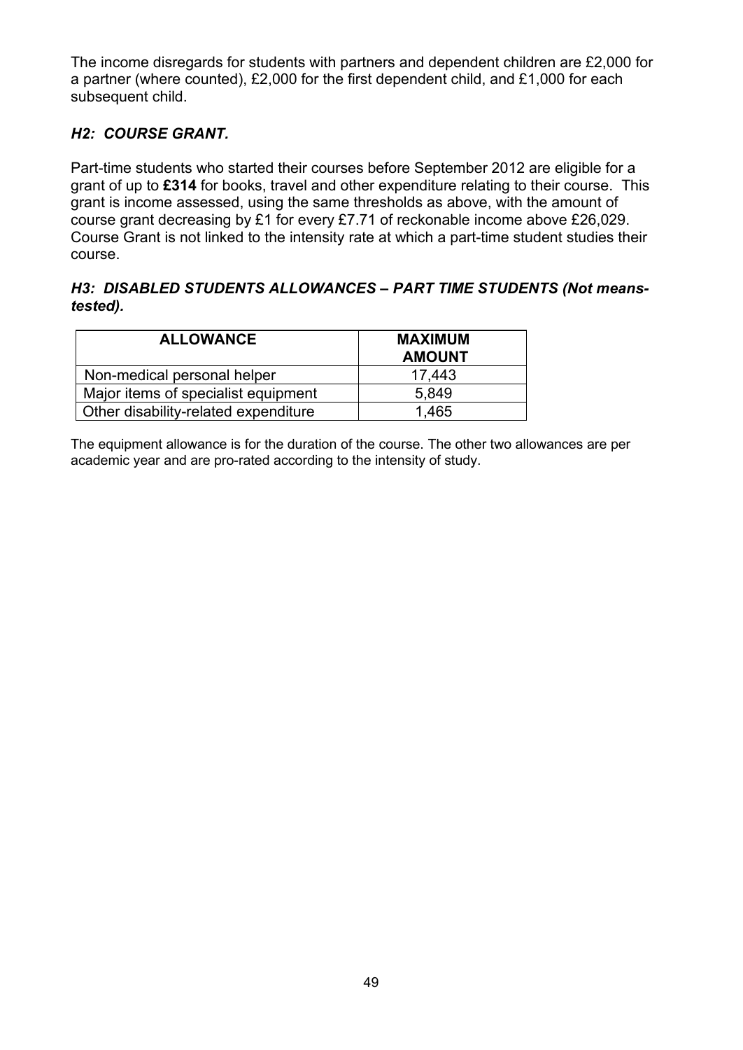The income disregards for students with partners and dependent children are £2,000 for a partner (where counted), £2,000 for the first dependent child, and £1,000 for each subsequent child.

### *H2: COURSE GRANT.*

Part-time students who started their courses before September 2012 are eligible for a grant of up to **£314** for books, travel and other expenditure relating to their course. This grant is income assessed, using the same thresholds as above, with the amount of course grant decreasing by £1 for every £7.71 of reckonable income above £26,029. Course Grant is not linked to the intensity rate at which a part-time student studies their course.

### *H3: DISABLED STUDENTS ALLOWANCES – PART TIME STUDENTS (Not means-tested).*

| ALLOWANCE | MAXIMUM AMOUNT |
|---|---|
| Non-medical personal helper | 17,443 |
| Major items of specialist equipment | 5,849 |
| Other disability-related expenditure | 1,465 |

The equipment allowance is for the duration of the course. The other two allowances are per academic year and are pro-rated according to the intensity of study.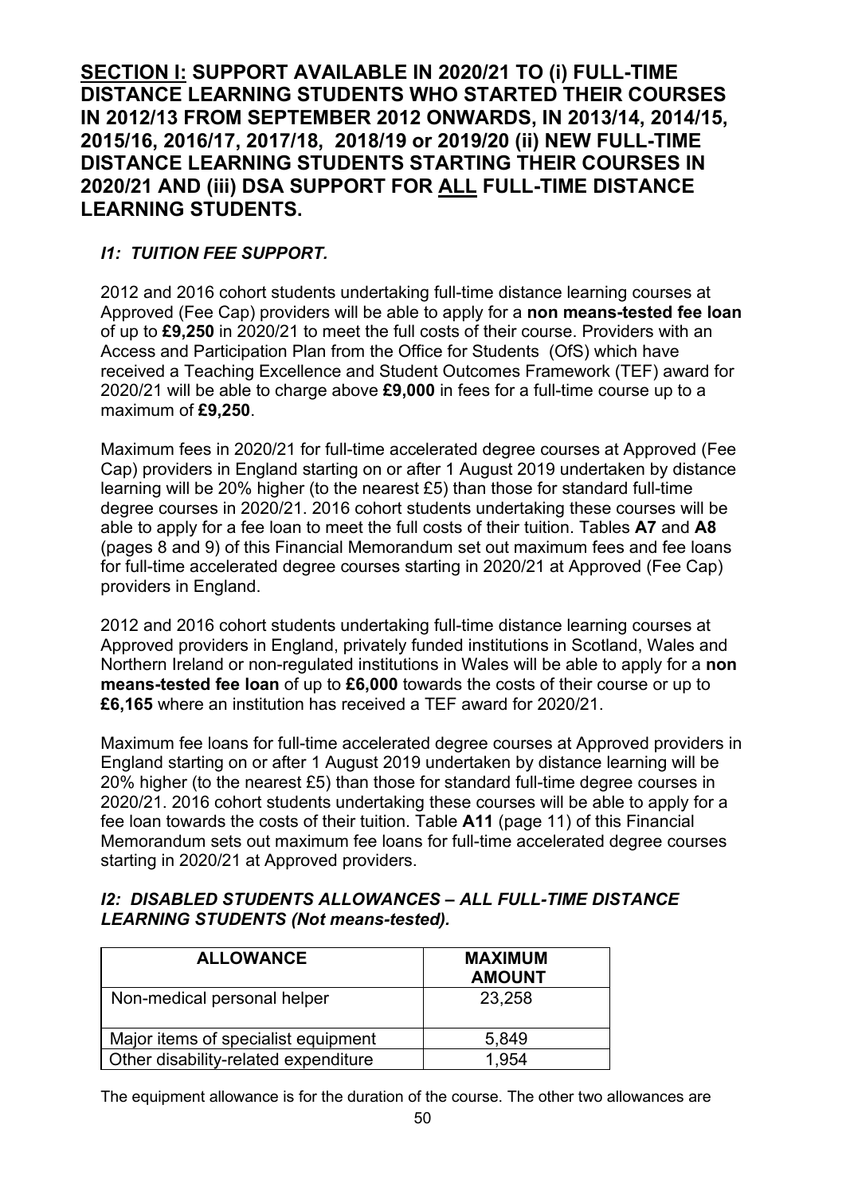## **SECTION I:** SUPPORT AVAILABLE IN 2020/21 TO (i) FULL-TIME DISTANCE LEARNING STUDENTS WHO STARTED THEIR COURSES IN 2012/13 FROM SEPTEMBER 2012 ONWARDS, IN 2013/14, 2014/15, 2015/16, 2016/17, 2017/18, 2018/19 or 2019/20 (ii) NEW FULL-TIME DISTANCE LEARNING STUDENTS STARTING THEIR COURSES IN 2020/21 AND (iii) DSA SUPPORT FOR ALL FULL-TIME DISTANCE LEARNING STUDENTS.

### *I1: TUITION FEE SUPPORT.*

2012 and 2016 cohort students undertaking full-time distance learning courses at Approved (Fee Cap) providers will be able to apply for a **non means-tested fee loan** of up to **£9,250** in 2020/21 to meet the full costs of their course. Providers with an Access and Participation Plan from the Office for Students (OfS) which have received a Teaching Excellence and Student Outcomes Framework (TEF) award for 2020/21 will be able to charge above **£9,000** in fees for a full-time course up to a maximum of **£9,250**.

Maximum fees in 2020/21 for full-time accelerated degree courses at Approved (Fee Cap) providers in England starting on or after 1 August 2019 undertaken by distance learning will be 20% higher (to the nearest £5) than those for standard full-time degree courses in 2020/21. 2016 cohort students undertaking these courses will be able to apply for a fee loan to meet the full costs of their tuition. Tables **A7** and **A8** (pages 8 and 9) of this Financial Memorandum set out maximum fees and fee loans for full-time accelerated degree courses starting in 2020/21 at Approved (Fee Cap) providers in England.

2012 and 2016 cohort students undertaking full-time distance learning courses at Approved providers in England, privately funded institutions in Scotland, Wales and Northern Ireland or non-regulated institutions in Wales will be able to apply for a **non means-tested fee loan** of up to **£6,000** towards the costs of their course or up to **£6,165** where an institution has received a TEF award for 2020/21.

Maximum fee loans for full-time accelerated degree courses at Approved providers in England starting on or after 1 August 2019 undertaken by distance learning will be 20% higher (to the nearest £5) than those for standard full-time degree courses in 2020/21. 2016 cohort students undertaking these courses will be able to apply for a fee loan towards the costs of their tuition. Table **A11** (page 11) of this Financial Memorandum sets out maximum fee loans for full-time accelerated degree courses starting in 2020/21 at Approved providers.

### *I2: DISABLED STUDENTS ALLOWANCES – ALL FULL-TIME DISTANCE LEARNING STUDENTS (Not means-tested).*

| ALLOWANCE | MAXIMUM AMOUNT |
|---|---|
| Non-medical personal helper | 23,258 |
| Major items of specialist equipment | 5,849 |
| Other disability-related expenditure | 1,954 |

The equipment allowance is for the duration of the course. The other two allowances are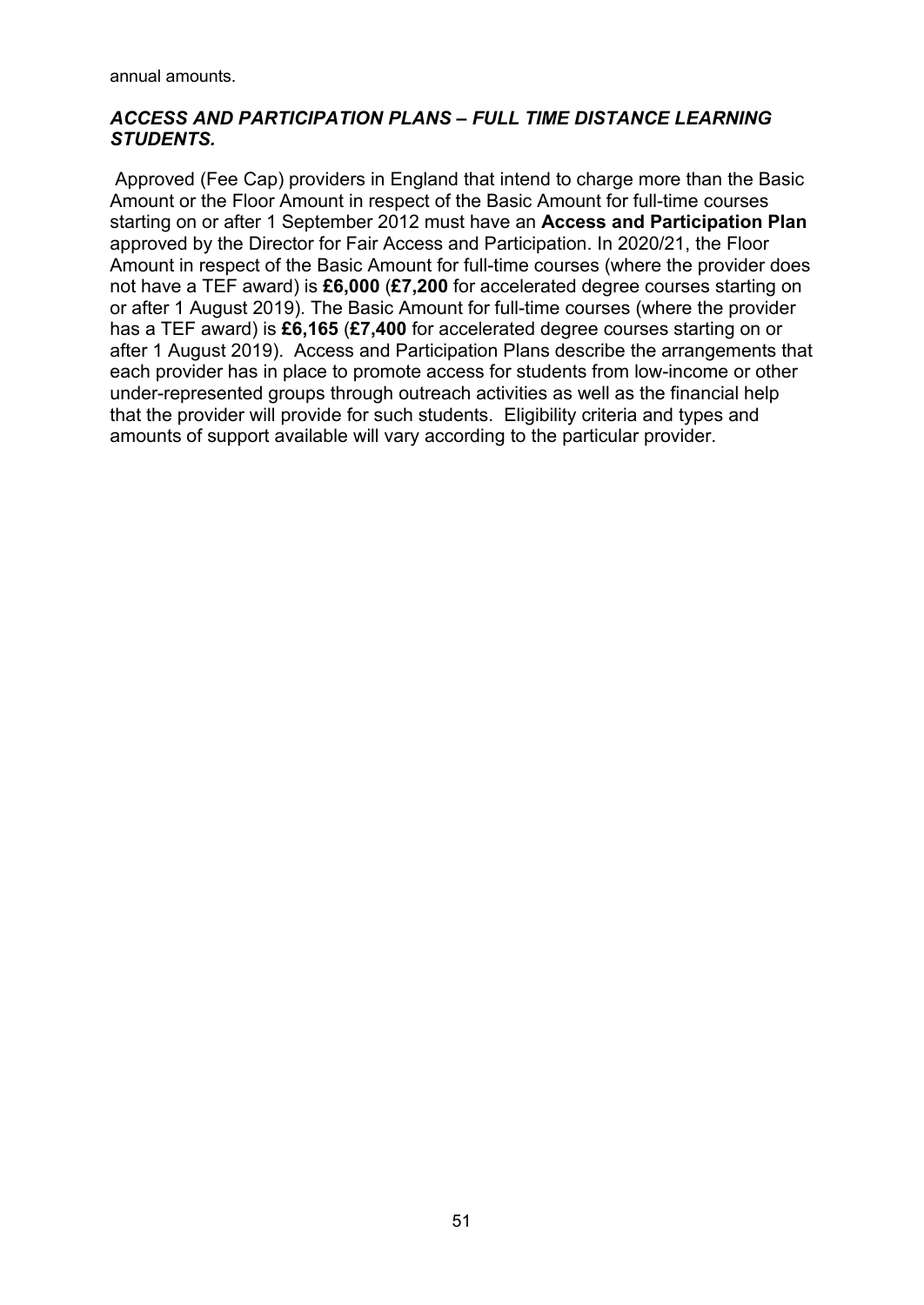annual amounts.

### *ACCESS AND PARTICIPATION PLANS – FULL TIME DISTANCE LEARNING STUDENTS.*

Approved (Fee Cap) providers in England that intend to charge more than the Basic Amount or the Floor Amount in respect of the Basic Amount for full-time courses starting on or after 1 September 2012 must have an **Access and Participation Plan** approved by the Director for Fair Access and Participation. In 2020/21, the Floor Amount in respect of the Basic Amount for full-time courses (where the provider does not have a TEF award) is **£6,000** (**£7,200** for accelerated degree courses starting on or after 1 August 2019). The Basic Amount for full-time courses (where the provider has a TEF award) is **£6,165** (**£7,400** for accelerated degree courses starting on or after 1 August 2019). Access and Participation Plans describe the arrangements that each provider has in place to promote access for students from low-income or other under-represented groups through outreach activities as well as the financial help that the provider will provide for such students. Eligibility criteria and types and amounts of support available will vary according to the particular provider.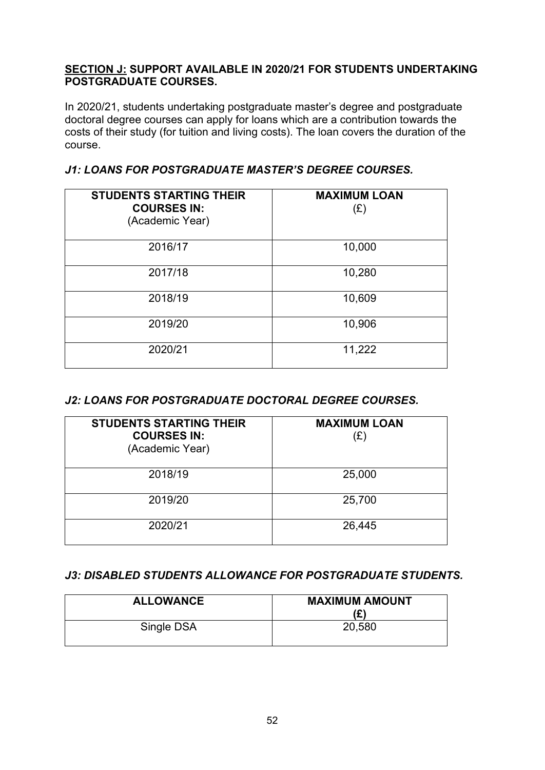**<u>SECTION J:</u> SUPPORT AVAILABLE IN 2020/21 FOR STUDENTS UNDERTAKING POSTGRADUATE COURSES.**

In 2020/21, students undertaking postgraduate master's degree and postgraduate doctoral degree courses can apply for loans which are a contribution towards the costs of their study (for tuition and living costs). The loan covers the duration of the course.

### *J1: LOANS FOR POSTGRADUATE MASTER'S DEGREE COURSES.*

| **STUDENTS STARTING THEIR COURSES IN:** (Academic Year) | **MAXIMUM LOAN** (£) |
|---|---|
| 2016/17 | 10,000 |
| 2017/18 | 10,280 |
| 2018/19 | 10,609 |
| 2019/20 | 10,906 |
| 2020/21 | 11,222 |

### *J2: LOANS FOR POSTGRADUATE DOCTORAL DEGREE COURSES.*

| **STUDENTS STARTING THEIR COURSES IN:** (Academic Year) | **MAXIMUM LOAN** (£) |
|---|---|
| 2018/19 | 25,000 |
| 2019/20 | 25,700 |
| 2020/21 | 26,445 |

### *J3: DISABLED STUDENTS ALLOWANCE FOR POSTGRADUATE STUDENTS.*

| **ALLOWANCE** | **MAXIMUM AMOUNT (£)** |
|---|---|
| Single DSA | 20,580 |